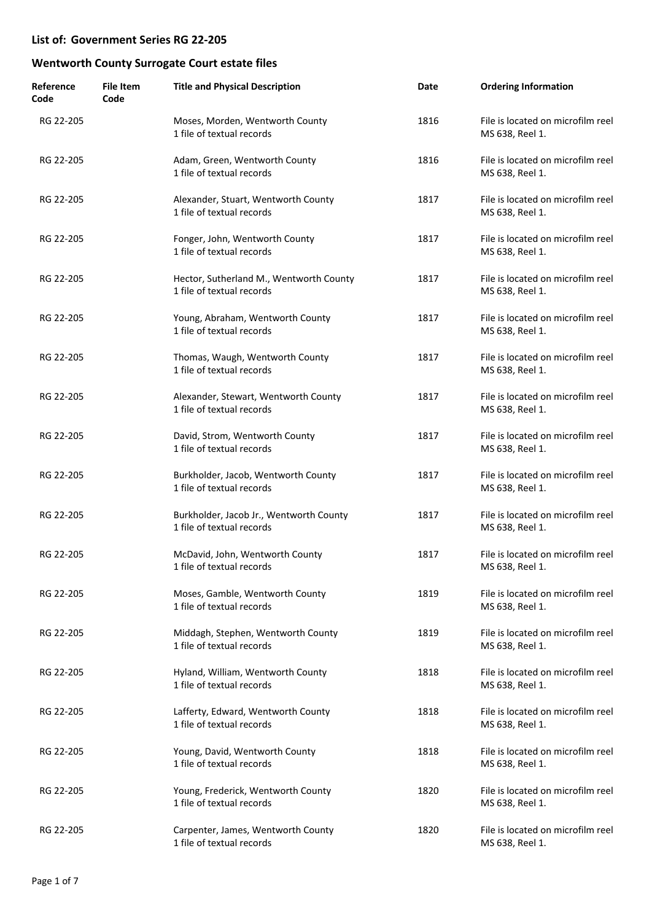## List of: Government Series RG 22-205

## Wentworth County Surrogate Court estate files

| Reference Code | File Item Code | Title and Physical Description | Date | Ordering Information |
|---|---|---|---|---|
| RG 22-205 | | Moses, Morden, Wentworth County<br>1 file of textual records | 1816 | File is located on microfilm reel MS 638, Reel 1. |
| RG 22-205 | | Adam, Green, Wentworth County<br>1 file of textual records | 1816 | File is located on microfilm reel MS 638, Reel 1. |
| RG 22-205 | | Alexander, Stuart, Wentworth County<br>1 file of textual records | 1817 | File is located on microfilm reel MS 638, Reel 1. |
| RG 22-205 | | Fonger, John, Wentworth County<br>1 file of textual records | 1817 | File is located on microfilm reel MS 638, Reel 1. |
| RG 22-205 | | Hector, Sutherland M., Wentworth County<br>1 file of textual records | 1817 | File is located on microfilm reel MS 638, Reel 1. |
| RG 22-205 | | Young, Abraham, Wentworth County<br>1 file of textual records | 1817 | File is located on microfilm reel MS 638, Reel 1. |
| RG 22-205 | | Thomas, Waugh, Wentworth County<br>1 file of textual records | 1817 | File is located on microfilm reel MS 638, Reel 1. |
| RG 22-205 | | Alexander, Stewart, Wentworth County<br>1 file of textual records | 1817 | File is located on microfilm reel MS 638, Reel 1. |
| RG 22-205 | | David, Strom, Wentworth County<br>1 file of textual records | 1817 | File is located on microfilm reel MS 638, Reel 1. |
| RG 22-205 | | Burkholder, Jacob, Wentworth County<br>1 file of textual records | 1817 | File is located on microfilm reel MS 638, Reel 1. |
| RG 22-205 | | Burkholder, Jacob Jr., Wentworth County<br>1 file of textual records | 1817 | File is located on microfilm reel MS 638, Reel 1. |
| RG 22-205 | | McDavid, John, Wentworth County<br>1 file of textual records | 1817 | File is located on microfilm reel MS 638, Reel 1. |
| RG 22-205 | | Moses, Gamble, Wentworth County<br>1 file of textual records | 1819 | File is located on microfilm reel MS 638, Reel 1. |
| RG 22-205 | | Middagh, Stephen, Wentworth County<br>1 file of textual records | 1819 | File is located on microfilm reel MS 638, Reel 1. |
| RG 22-205 | | Hyland, William, Wentworth County<br>1 file of textual records | 1818 | File is located on microfilm reel MS 638, Reel 1. |
| RG 22-205 | | Lafferty, Edward, Wentworth County<br>1 file of textual records | 1818 | File is located on microfilm reel MS 638, Reel 1. |
| RG 22-205 | | Young, David, Wentworth County<br>1 file of textual records | 1818 | File is located on microfilm reel MS 638, Reel 1. |
| RG 22-205 | | Young, Frederick, Wentworth County<br>1 file of textual records | 1820 | File is located on microfilm reel MS 638, Reel 1. |
| RG 22-205 | | Carpenter, James, Wentworth County<br>1 file of textual records | 1820 | File is located on microfilm reel MS 638, Reel 1. |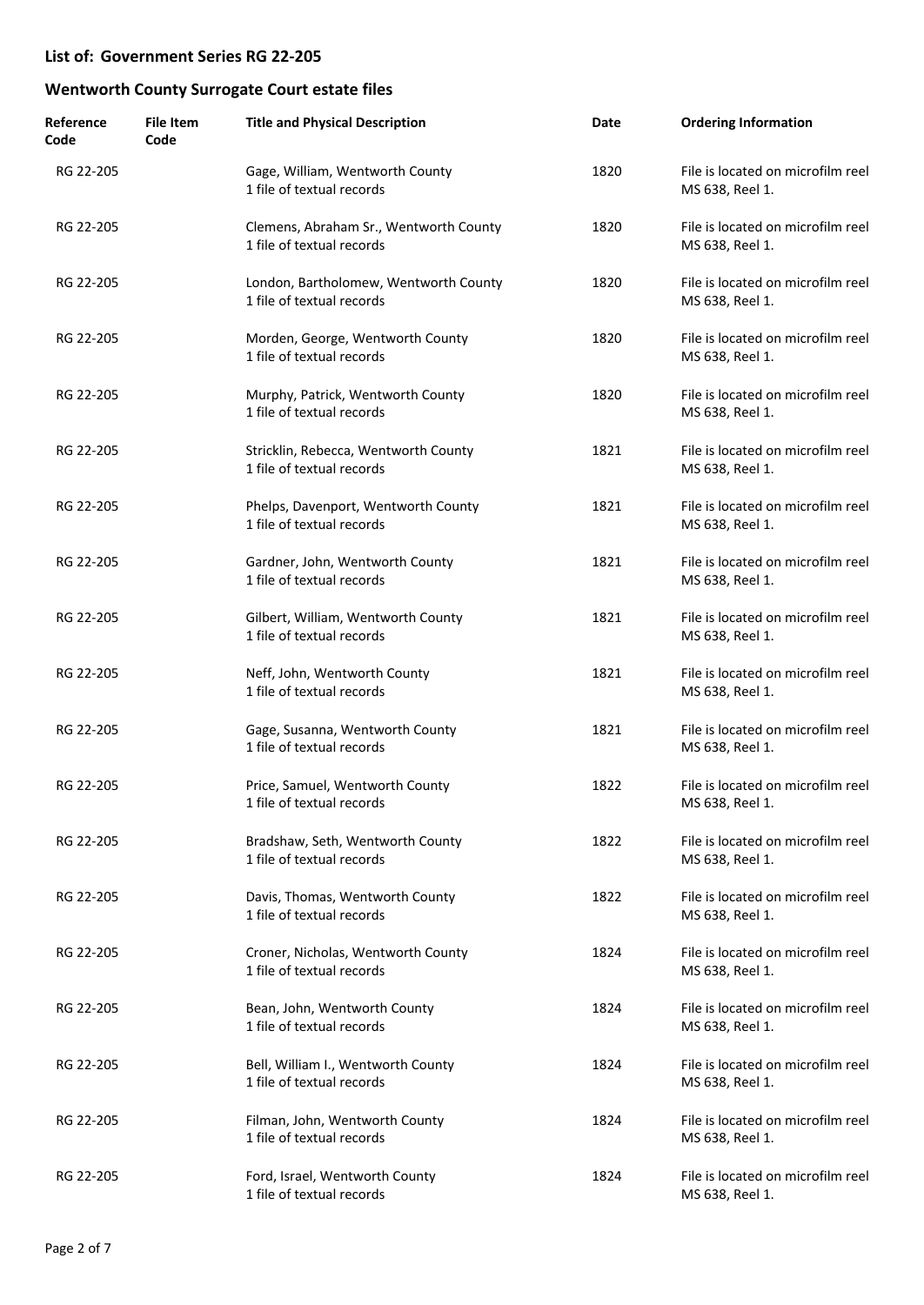## List of: Government Series RG 22-205

## Wentworth County Surrogate Court estate files

| Reference Code | File Item Code | Title and Physical Description | Date | Ordering Information |
|---|---|---|---|---|
| RG 22-205 | | Gage, William, Wentworth County<br>1 file of textual records | 1820 | File is located on microfilm reel MS 638, Reel 1. |
| RG 22-205 | | Clemens, Abraham Sr., Wentworth County<br>1 file of textual records | 1820 | File is located on microfilm reel MS 638, Reel 1. |
| RG 22-205 | | London, Bartholomew, Wentworth County<br>1 file of textual records | 1820 | File is located on microfilm reel MS 638, Reel 1. |
| RG 22-205 | | Morden, George, Wentworth County<br>1 file of textual records | 1820 | File is located on microfilm reel MS 638, Reel 1. |
| RG 22-205 | | Murphy, Patrick, Wentworth County<br>1 file of textual records | 1820 | File is located on microfilm reel MS 638, Reel 1. |
| RG 22-205 | | Stricklin, Rebecca, Wentworth County<br>1 file of textual records | 1821 | File is located on microfilm reel MS 638, Reel 1. |
| RG 22-205 | | Phelps, Davenport, Wentworth County<br>1 file of textual records | 1821 | File is located on microfilm reel MS 638, Reel 1. |
| RG 22-205 | | Gardner, John, Wentworth County<br>1 file of textual records | 1821 | File is located on microfilm reel MS 638, Reel 1. |
| RG 22-205 | | Gilbert, William, Wentworth County<br>1 file of textual records | 1821 | File is located on microfilm reel MS 638, Reel 1. |
| RG 22-205 | | Neff, John, Wentworth County<br>1 file of textual records | 1821 | File is located on microfilm reel MS 638, Reel 1. |
| RG 22-205 | | Gage, Susanna, Wentworth County<br>1 file of textual records | 1821 | File is located on microfilm reel MS 638, Reel 1. |
| RG 22-205 | | Price, Samuel, Wentworth County<br>1 file of textual records | 1822 | File is located on microfilm reel MS 638, Reel 1. |
| RG 22-205 | | Bradshaw, Seth, Wentworth County<br>1 file of textual records | 1822 | File is located on microfilm reel MS 638, Reel 1. |
| RG 22-205 | | Davis, Thomas, Wentworth County<br>1 file of textual records | 1822 | File is located on microfilm reel MS 638, Reel 1. |
| RG 22-205 | | Croner, Nicholas, Wentworth County<br>1 file of textual records | 1824 | File is located on microfilm reel MS 638, Reel 1. |
| RG 22-205 | | Bean, John, Wentworth County<br>1 file of textual records | 1824 | File is located on microfilm reel MS 638, Reel 1. |
| RG 22-205 | | Bell, William I., Wentworth County<br>1 file of textual records | 1824 | File is located on microfilm reel MS 638, Reel 1. |
| RG 22-205 | | Filman, John, Wentworth County<br>1 file of textual records | 1824 | File is located on microfilm reel MS 638, Reel 1. |
| RG 22-205 | | Ford, Israel, Wentworth County<br>1 file of textual records | 1824 | File is located on microfilm reel MS 638, Reel 1. |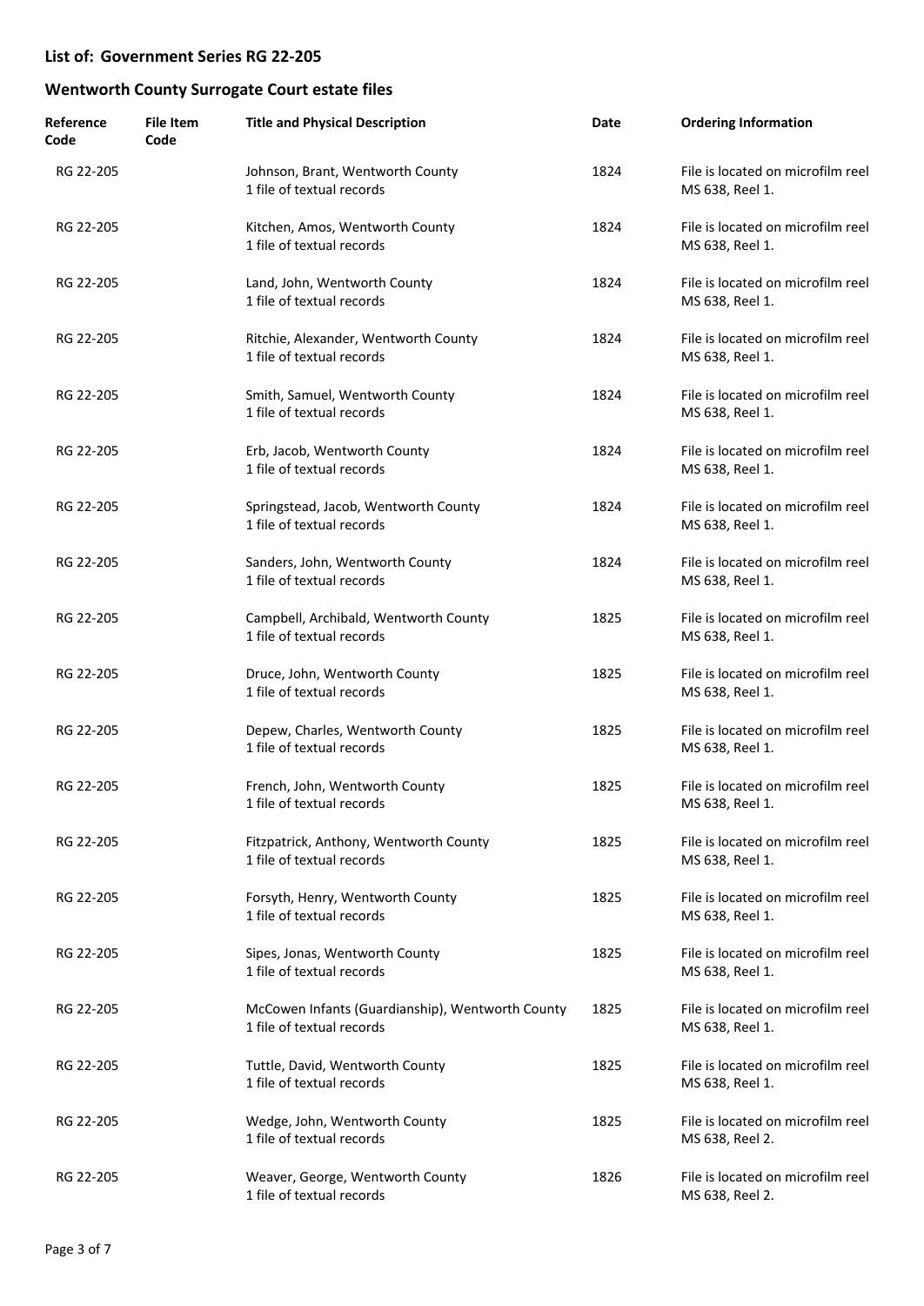## List of: Government Series RG 22-205

## Wentworth County Surrogate Court estate files

| Reference Code | File Item Code | Title and Physical Description | Date | Ordering Information |
|---|---|---|---|---|
| RG 22-205 | | Johnson, Brant, Wentworth County<br>1 file of textual records | 1824 | File is located on microfilm reel MS 638, Reel 1. |
| RG 22-205 | | Kitchen, Amos, Wentworth County<br>1 file of textual records | 1824 | File is located on microfilm reel MS 638, Reel 1. |
| RG 22-205 | | Land, John, Wentworth County<br>1 file of textual records | 1824 | File is located on microfilm reel MS 638, Reel 1. |
| RG 22-205 | | Ritchie, Alexander, Wentworth County<br>1 file of textual records | 1824 | File is located on microfilm reel MS 638, Reel 1. |
| RG 22-205 | | Smith, Samuel, Wentworth County<br>1 file of textual records | 1824 | File is located on microfilm reel MS 638, Reel 1. |
| RG 22-205 | | Erb, Jacob, Wentworth County<br>1 file of textual records | 1824 | File is located on microfilm reel MS 638, Reel 1. |
| RG 22-205 | | Springstead, Jacob, Wentworth County<br>1 file of textual records | 1824 | File is located on microfilm reel MS 638, Reel 1. |
| RG 22-205 | | Sanders, John, Wentworth County<br>1 file of textual records | 1824 | File is located on microfilm reel MS 638, Reel 1. |
| RG 22-205 | | Campbell, Archibald, Wentworth County<br>1 file of textual records | 1825 | File is located on microfilm reel MS 638, Reel 1. |
| RG 22-205 | | Druce, John, Wentworth County<br>1 file of textual records | 1825 | File is located on microfilm reel MS 638, Reel 1. |
| RG 22-205 | | Depew, Charles, Wentworth County<br>1 file of textual records | 1825 | File is located on microfilm reel MS 638, Reel 1. |
| RG 22-205 | | French, John, Wentworth County<br>1 file of textual records | 1825 | File is located on microfilm reel MS 638, Reel 1. |
| RG 22-205 | | Fitzpatrick, Anthony, Wentworth County<br>1 file of textual records | 1825 | File is located on microfilm reel MS 638, Reel 1. |
| RG 22-205 | | Forsyth, Henry, Wentworth County<br>1 file of textual records | 1825 | File is located on microfilm reel MS 638, Reel 1. |
| RG 22-205 | | Sipes, Jonas, Wentworth County<br>1 file of textual records | 1825 | File is located on microfilm reel MS 638, Reel 1. |
| RG 22-205 | | McCowen Infants (Guardianship), Wentworth County<br>1 file of textual records | 1825 | File is located on microfilm reel MS 638, Reel 1. |
| RG 22-205 | | Tuttle, David, Wentworth County<br>1 file of textual records | 1825 | File is located on microfilm reel MS 638, Reel 1. |
| RG 22-205 | | Wedge, John, Wentworth County<br>1 file of textual records | 1825 | File is located on microfilm reel MS 638, Reel 2. |
| RG 22-205 | | Weaver, George, Wentworth County<br>1 file of textual records | 1826 | File is located on microfilm reel MS 638, Reel 2. |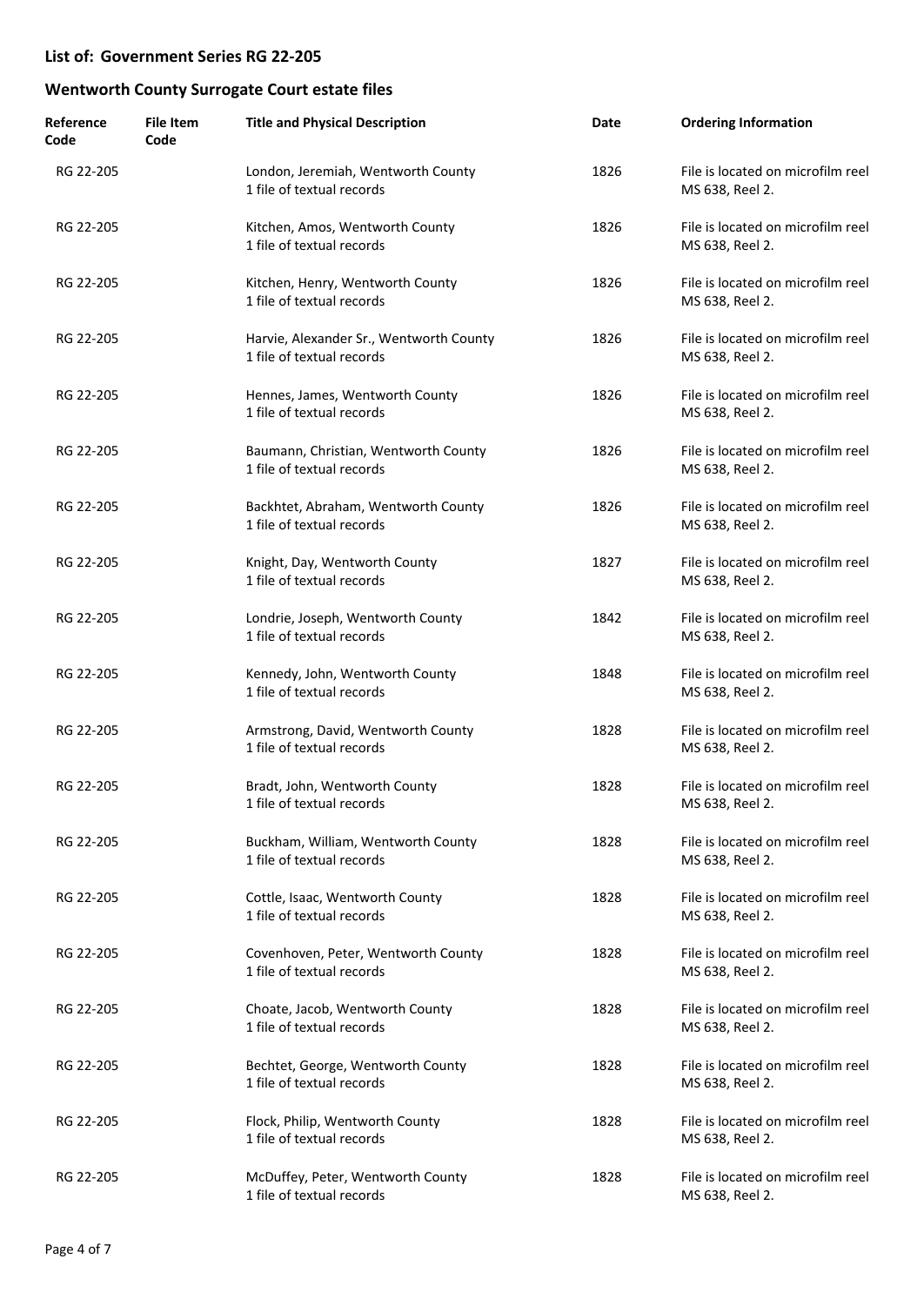## List of: Government Series RG 22-205

## Wentworth County Surrogate Court estate files

| Reference Code | File Item Code | Title and Physical Description | Date | Ordering Information |
|---|---|---|---|---|
| RG 22-205 | | London, Jeremiah, Wentworth County<br>1 file of textual records | 1826 | File is located on microfilm reel MS 638, Reel 2. |
| RG 22-205 | | Kitchen, Amos, Wentworth County<br>1 file of textual records | 1826 | File is located on microfilm reel MS 638, Reel 2. |
| RG 22-205 | | Kitchen, Henry, Wentworth County<br>1 file of textual records | 1826 | File is located on microfilm reel MS 638, Reel 2. |
| RG 22-205 | | Harvie, Alexander Sr., Wentworth County<br>1 file of textual records | 1826 | File is located on microfilm reel MS 638, Reel 2. |
| RG 22-205 | | Hennes, James, Wentworth County<br>1 file of textual records | 1826 | File is located on microfilm reel MS 638, Reel 2. |
| RG 22-205 | | Baumann, Christian, Wentworth County<br>1 file of textual records | 1826 | File is located on microfilm reel MS 638, Reel 2. |
| RG 22-205 | | Backhtet, Abraham, Wentworth County<br>1 file of textual records | 1826 | File is located on microfilm reel MS 638, Reel 2. |
| RG 22-205 | | Knight, Day, Wentworth County<br>1 file of textual records | 1827 | File is located on microfilm reel MS 638, Reel 2. |
| RG 22-205 | | Londrie, Joseph, Wentworth County<br>1 file of textual records | 1842 | File is located on microfilm reel MS 638, Reel 2. |
| RG 22-205 | | Kennedy, John, Wentworth County<br>1 file of textual records | 1848 | File is located on microfilm reel MS 638, Reel 2. |
| RG 22-205 | | Armstrong, David, Wentworth County<br>1 file of textual records | 1828 | File is located on microfilm reel MS 638, Reel 2. |
| RG 22-205 | | Bradt, John, Wentworth County<br>1 file of textual records | 1828 | File is located on microfilm reel MS 638, Reel 2. |
| RG 22-205 | | Buckham, William, Wentworth County<br>1 file of textual records | 1828 | File is located on microfilm reel MS 638, Reel 2. |
| RG 22-205 | | Cottle, Isaac, Wentworth County<br>1 file of textual records | 1828 | File is located on microfilm reel MS 638, Reel 2. |
| RG 22-205 | | Covenhoven, Peter, Wentworth County<br>1 file of textual records | 1828 | File is located on microfilm reel MS 638, Reel 2. |
| RG 22-205 | | Choate, Jacob, Wentworth County<br>1 file of textual records | 1828 | File is located on microfilm reel MS 638, Reel 2. |
| RG 22-205 | | Bechtet, George, Wentworth County<br>1 file of textual records | 1828 | File is located on microfilm reel MS 638, Reel 2. |
| RG 22-205 | | Flock, Philip, Wentworth County<br>1 file of textual records | 1828 | File is located on microfilm reel MS 638, Reel 2. |
| RG 22-205 | | McDuffey, Peter, Wentworth County<br>1 file of textual records | 1828 | File is located on microfilm reel MS 638, Reel 2. |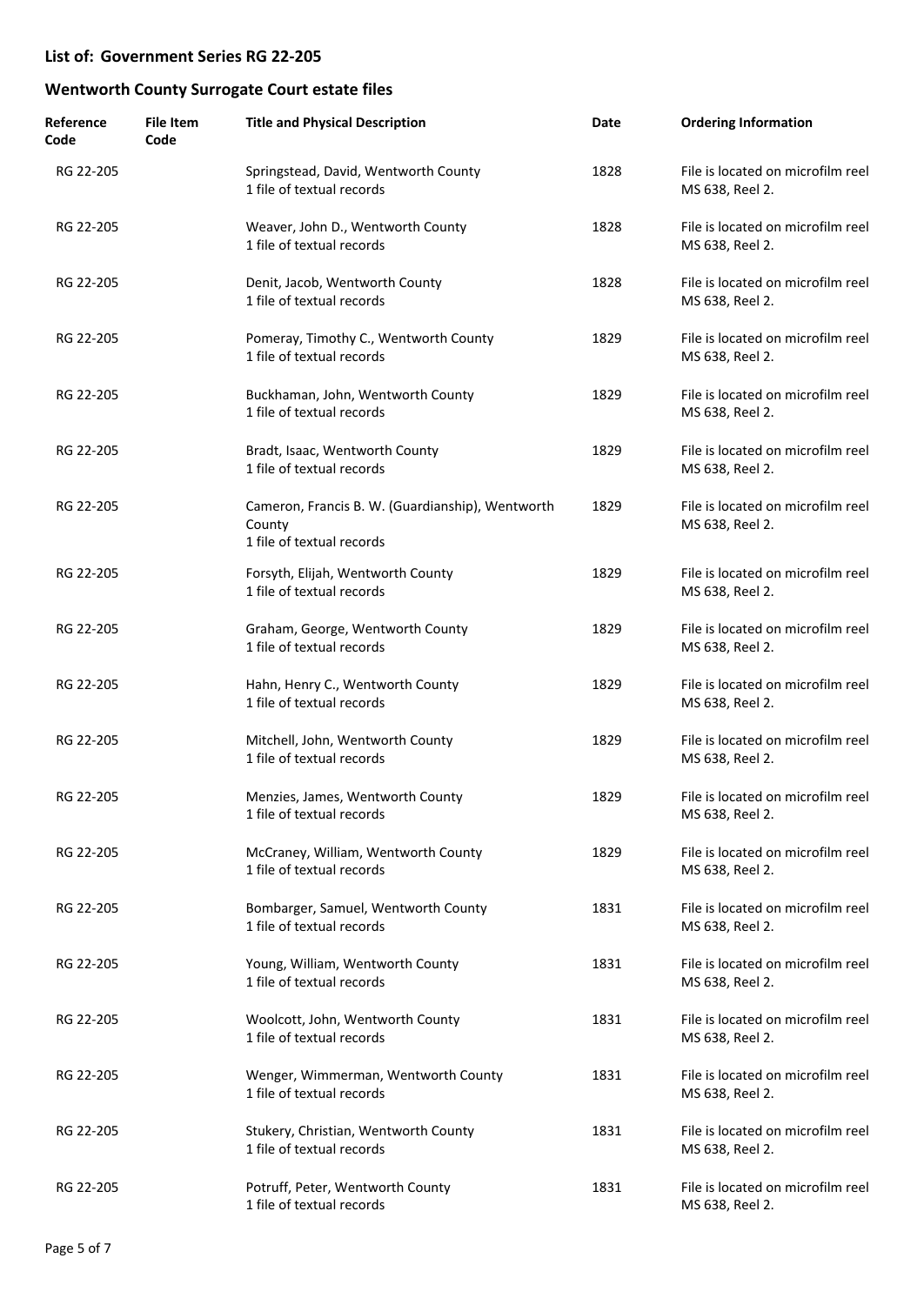## List of: Government Series RG 22-205

## Wentworth County Surrogate Court estate files

| Reference Code | File Item Code | Title and Physical Description | Date | Ordering Information |
|---|---|---|---|---|
| RG 22-205 | | Springstead, David, Wentworth County<br>1 file of textual records | 1828 | File is located on microfilm reel MS 638, Reel 2. |
| RG 22-205 | | Weaver, John D., Wentworth County<br>1 file of textual records | 1828 | File is located on microfilm reel MS 638, Reel 2. |
| RG 22-205 | | Denit, Jacob, Wentworth County<br>1 file of textual records | 1828 | File is located on microfilm reel MS 638, Reel 2. |
| RG 22-205 | | Pomeray, Timothy C., Wentworth County<br>1 file of textual records | 1829 | File is located on microfilm reel MS 638, Reel 2. |
| RG 22-205 | | Buckhaman, John, Wentworth County<br>1 file of textual records | 1829 | File is located on microfilm reel MS 638, Reel 2. |
| RG 22-205 | | Bradt, Isaac, Wentworth County<br>1 file of textual records | 1829 | File is located on microfilm reel MS 638, Reel 2. |
| RG 22-205 | | Cameron, Francis B. W. (Guardianship), Wentworth County<br>1 file of textual records | 1829 | File is located on microfilm reel MS 638, Reel 2. |
| RG 22-205 | | Forsyth, Elijah, Wentworth County<br>1 file of textual records | 1829 | File is located on microfilm reel MS 638, Reel 2. |
| RG 22-205 | | Graham, George, Wentworth County<br>1 file of textual records | 1829 | File is located on microfilm reel MS 638, Reel 2. |
| RG 22-205 | | Hahn, Henry C., Wentworth County<br>1 file of textual records | 1829 | File is located on microfilm reel MS 638, Reel 2. |
| RG 22-205 | | Mitchell, John, Wentworth County<br>1 file of textual records | 1829 | File is located on microfilm reel MS 638, Reel 2. |
| RG 22-205 | | Menzies, James, Wentworth County<br>1 file of textual records | 1829 | File is located on microfilm reel MS 638, Reel 2. |
| RG 22-205 | | McCraney, William, Wentworth County<br>1 file of textual records | 1829 | File is located on microfilm reel MS 638, Reel 2. |
| RG 22-205 | | Bombarger, Samuel, Wentworth County<br>1 file of textual records | 1831 | File is located on microfilm reel MS 638, Reel 2. |
| RG 22-205 | | Young, William, Wentworth County<br>1 file of textual records | 1831 | File is located on microfilm reel MS 638, Reel 2. |
| RG 22-205 | | Woolcott, John, Wentworth County<br>1 file of textual records | 1831 | File is located on microfilm reel MS 638, Reel 2. |
| RG 22-205 | | Wenger, Wimmerman, Wentworth County<br>1 file of textual records | 1831 | File is located on microfilm reel MS 638, Reel 2. |
| RG 22-205 | | Stukery, Christian, Wentworth County<br>1 file of textual records | 1831 | File is located on microfilm reel MS 638, Reel 2. |
| RG 22-205 | | Potruff, Peter, Wentworth County<br>1 file of textual records | 1831 | File is located on microfilm reel MS 638, Reel 2. |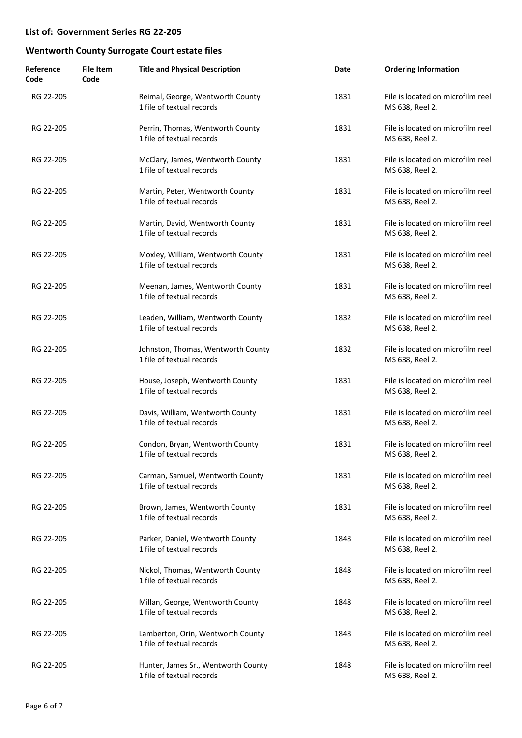**List of: Government Series RG 22-205**

**Wentworth County Surrogate Court estate files**

| Reference Code | File Item Code | Title and Physical Description | Date | Ordering Information |
|---|---|---|---|---|
| RG 22-205 | | Reimal, George, Wentworth County<br>1 file of textual records | 1831 | File is located on microfilm reel MS 638, Reel 2. |
| RG 22-205 | | Perrin, Thomas, Wentworth County<br>1 file of textual records | 1831 | File is located on microfilm reel MS 638, Reel 2. |
| RG 22-205 | | McClary, James, Wentworth County<br>1 file of textual records | 1831 | File is located on microfilm reel MS 638, Reel 2. |
| RG 22-205 | | Martin, Peter, Wentworth County<br>1 file of textual records | 1831 | File is located on microfilm reel MS 638, Reel 2. |
| RG 22-205 | | Martin, David, Wentworth County<br>1 file of textual records | 1831 | File is located on microfilm reel MS 638, Reel 2. |
| RG 22-205 | | Moxley, William, Wentworth County<br>1 file of textual records | 1831 | File is located on microfilm reel MS 638, Reel 2. |
| RG 22-205 | | Meenan, James, Wentworth County<br>1 file of textual records | 1831 | File is located on microfilm reel MS 638, Reel 2. |
| RG 22-205 | | Leaden, William, Wentworth County<br>1 file of textual records | 1832 | File is located on microfilm reel MS 638, Reel 2. |
| RG 22-205 | | Johnston, Thomas, Wentworth County<br>1 file of textual records | 1832 | File is located on microfilm reel MS 638, Reel 2. |
| RG 22-205 | | House, Joseph, Wentworth County<br>1 file of textual records | 1831 | File is located on microfilm reel MS 638, Reel 2. |
| RG 22-205 | | Davis, William, Wentworth County<br>1 file of textual records | 1831 | File is located on microfilm reel MS 638, Reel 2. |
| RG 22-205 | | Condon, Bryan, Wentworth County<br>1 file of textual records | 1831 | File is located on microfilm reel MS 638, Reel 2. |
| RG 22-205 | | Carman, Samuel, Wentworth County<br>1 file of textual records | 1831 | File is located on microfilm reel MS 638, Reel 2. |
| RG 22-205 | | Brown, James, Wentworth County<br>1 file of textual records | 1831 | File is located on microfilm reel MS 638, Reel 2. |
| RG 22-205 | | Parker, Daniel, Wentworth County<br>1 file of textual records | 1848 | File is located on microfilm reel MS 638, Reel 2. |
| RG 22-205 | | Nickol, Thomas, Wentworth County<br>1 file of textual records | 1848 | File is located on microfilm reel MS 638, Reel 2. |
| RG 22-205 | | Millan, George, Wentworth County<br>1 file of textual records | 1848 | File is located on microfilm reel MS 638, Reel 2. |
| RG 22-205 | | Lamberton, Orin, Wentworth County<br>1 file of textual records | 1848 | File is located on microfilm reel MS 638, Reel 2. |
| RG 22-205 | | Hunter, James Sr., Wentworth County<br>1 file of textual records | 1848 | File is located on microfilm reel MS 638, Reel 2. |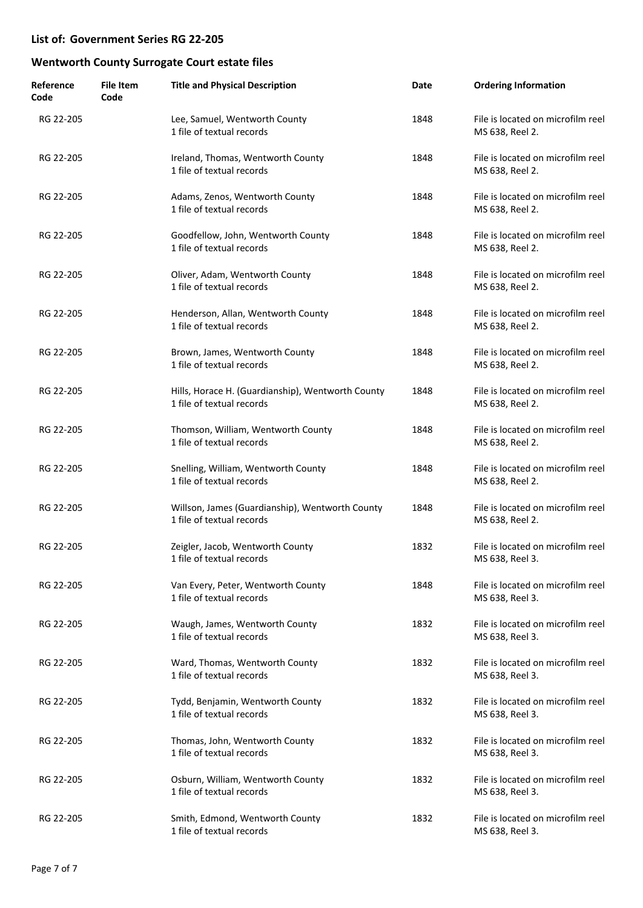**List of: Government Series RG 22-205**

**Wentworth County Surrogate Court estate files**

| Reference Code | File Item Code | Title and Physical Description | Date | Ordering Information |
|---|---|---|---|---|
| RG 22-205 | | Lee, Samuel, Wentworth County<br>1 file of textual records | 1848 | File is located on microfilm reel MS 638, Reel 2. |
| RG 22-205 | | Ireland, Thomas, Wentworth County<br>1 file of textual records | 1848 | File is located on microfilm reel MS 638, Reel 2. |
| RG 22-205 | | Adams, Zenos, Wentworth County<br>1 file of textual records | 1848 | File is located on microfilm reel MS 638, Reel 2. |
| RG 22-205 | | Goodfellow, John, Wentworth County<br>1 file of textual records | 1848 | File is located on microfilm reel MS 638, Reel 2. |
| RG 22-205 | | Oliver, Adam, Wentworth County<br>1 file of textual records | 1848 | File is located on microfilm reel MS 638, Reel 2. |
| RG 22-205 | | Henderson, Allan, Wentworth County<br>1 file of textual records | 1848 | File is located on microfilm reel MS 638, Reel 2. |
| RG 22-205 | | Brown, James, Wentworth County<br>1 file of textual records | 1848 | File is located on microfilm reel MS 638, Reel 2. |
| RG 22-205 | | Hills, Horace H. (Guardianship), Wentworth County<br>1 file of textual records | 1848 | File is located on microfilm reel MS 638, Reel 2. |
| RG 22-205 | | Thomson, William, Wentworth County<br>1 file of textual records | 1848 | File is located on microfilm reel MS 638, Reel 2. |
| RG 22-205 | | Snelling, William, Wentworth County<br>1 file of textual records | 1848 | File is located on microfilm reel MS 638, Reel 2. |
| RG 22-205 | | Willson, James (Guardianship), Wentworth County<br>1 file of textual records | 1848 | File is located on microfilm reel MS 638, Reel 2. |
| RG 22-205 | | Zeigler, Jacob, Wentworth County<br>1 file of textual records | 1832 | File is located on microfilm reel MS 638, Reel 3. |
| RG 22-205 | | Van Every, Peter, Wentworth County<br>1 file of textual records | 1848 | File is located on microfilm reel MS 638, Reel 3. |
| RG 22-205 | | Waugh, James, Wentworth County<br>1 file of textual records | 1832 | File is located on microfilm reel MS 638, Reel 3. |
| RG 22-205 | | Ward, Thomas, Wentworth County<br>1 file of textual records | 1832 | File is located on microfilm reel MS 638, Reel 3. |
| RG 22-205 | | Tydd, Benjamin, Wentworth County<br>1 file of textual records | 1832 | File is located on microfilm reel MS 638, Reel 3. |
| RG 22-205 | | Thomas, John, Wentworth County<br>1 file of textual records | 1832 | File is located on microfilm reel MS 638, Reel 3. |
| RG 22-205 | | Osburn, William, Wentworth County<br>1 file of textual records | 1832 | File is located on microfilm reel MS 638, Reel 3. |
| RG 22-205 | | Smith, Edmond, Wentworth County<br>1 file of textual records | 1832 | File is located on microfilm reel MS 638, Reel 3. |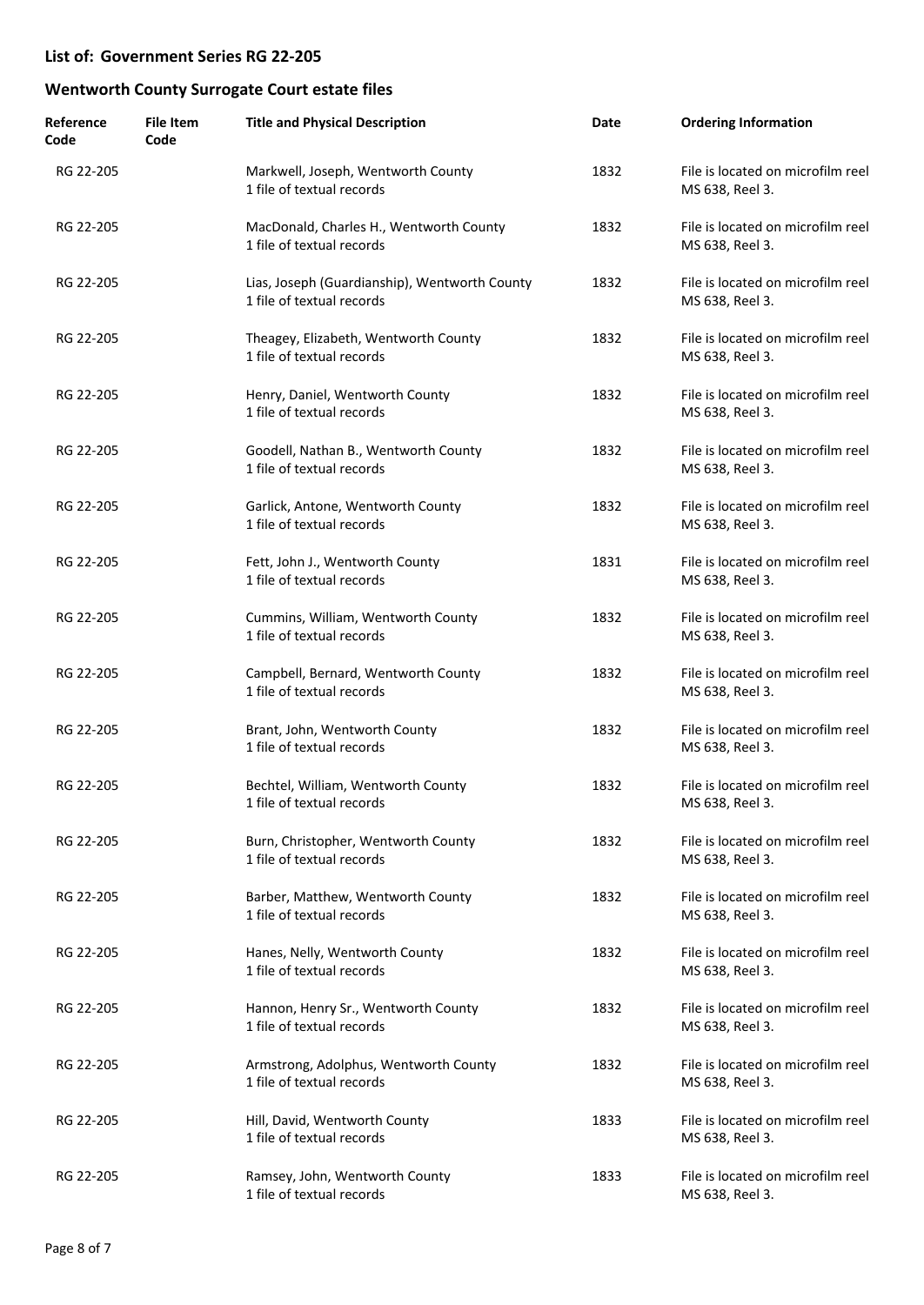**List of: Government Series RG 22-205**

**Wentworth County Surrogate Court estate files**

| Reference Code | File Item Code | Title and Physical Description | Date | Ordering Information |
|---|---|---|---|---|
| RG 22-205 | | Markwell, Joseph, Wentworth County<br>1 file of textual records | 1832 | File is located on microfilm reel MS 638, Reel 3. |
| RG 22-205 | | MacDonald, Charles H., Wentworth County<br>1 file of textual records | 1832 | File is located on microfilm reel MS 638, Reel 3. |
| RG 22-205 | | Lias, Joseph (Guardianship), Wentworth County<br>1 file of textual records | 1832 | File is located on microfilm reel MS 638, Reel 3. |
| RG 22-205 | | Theagey, Elizabeth, Wentworth County<br>1 file of textual records | 1832 | File is located on microfilm reel MS 638, Reel 3. |
| RG 22-205 | | Henry, Daniel, Wentworth County<br>1 file of textual records | 1832 | File is located on microfilm reel MS 638, Reel 3. |
| RG 22-205 | | Goodell, Nathan B., Wentworth County<br>1 file of textual records | 1832 | File is located on microfilm reel MS 638, Reel 3. |
| RG 22-205 | | Garlick, Antone, Wentworth County<br>1 file of textual records | 1832 | File is located on microfilm reel MS 638, Reel 3. |
| RG 22-205 | | Fett, John J., Wentworth County<br>1 file of textual records | 1831 | File is located on microfilm reel MS 638, Reel 3. |
| RG 22-205 | | Cummins, William, Wentworth County<br>1 file of textual records | 1832 | File is located on microfilm reel MS 638, Reel 3. |
| RG 22-205 | | Campbell, Bernard, Wentworth County<br>1 file of textual records | 1832 | File is located on microfilm reel MS 638, Reel 3. |
| RG 22-205 | | Brant, John, Wentworth County<br>1 file of textual records | 1832 | File is located on microfilm reel MS 638, Reel 3. |
| RG 22-205 | | Bechtel, William, Wentworth County<br>1 file of textual records | 1832 | File is located on microfilm reel MS 638, Reel 3. |
| RG 22-205 | | Burn, Christopher, Wentworth County<br>1 file of textual records | 1832 | File is located on microfilm reel MS 638, Reel 3. |
| RG 22-205 | | Barber, Matthew, Wentworth County<br>1 file of textual records | 1832 | File is located on microfilm reel MS 638, Reel 3. |
| RG 22-205 | | Hanes, Nelly, Wentworth County<br>1 file of textual records | 1832 | File is located on microfilm reel MS 638, Reel 3. |
| RG 22-205 | | Hannon, Henry Sr., Wentworth County<br>1 file of textual records | 1832 | File is located on microfilm reel MS 638, Reel 3. |
| RG 22-205 | | Armstrong, Adolphus, Wentworth County<br>1 file of textual records | 1832 | File is located on microfilm reel MS 638, Reel 3. |
| RG 22-205 | | Hill, David, Wentworth County<br>1 file of textual records | 1833 | File is located on microfilm reel MS 638, Reel 3. |
| RG 22-205 | | Ramsey, John, Wentworth County<br>1 file of textual records | 1833 | File is located on microfilm reel MS 638, Reel 3. |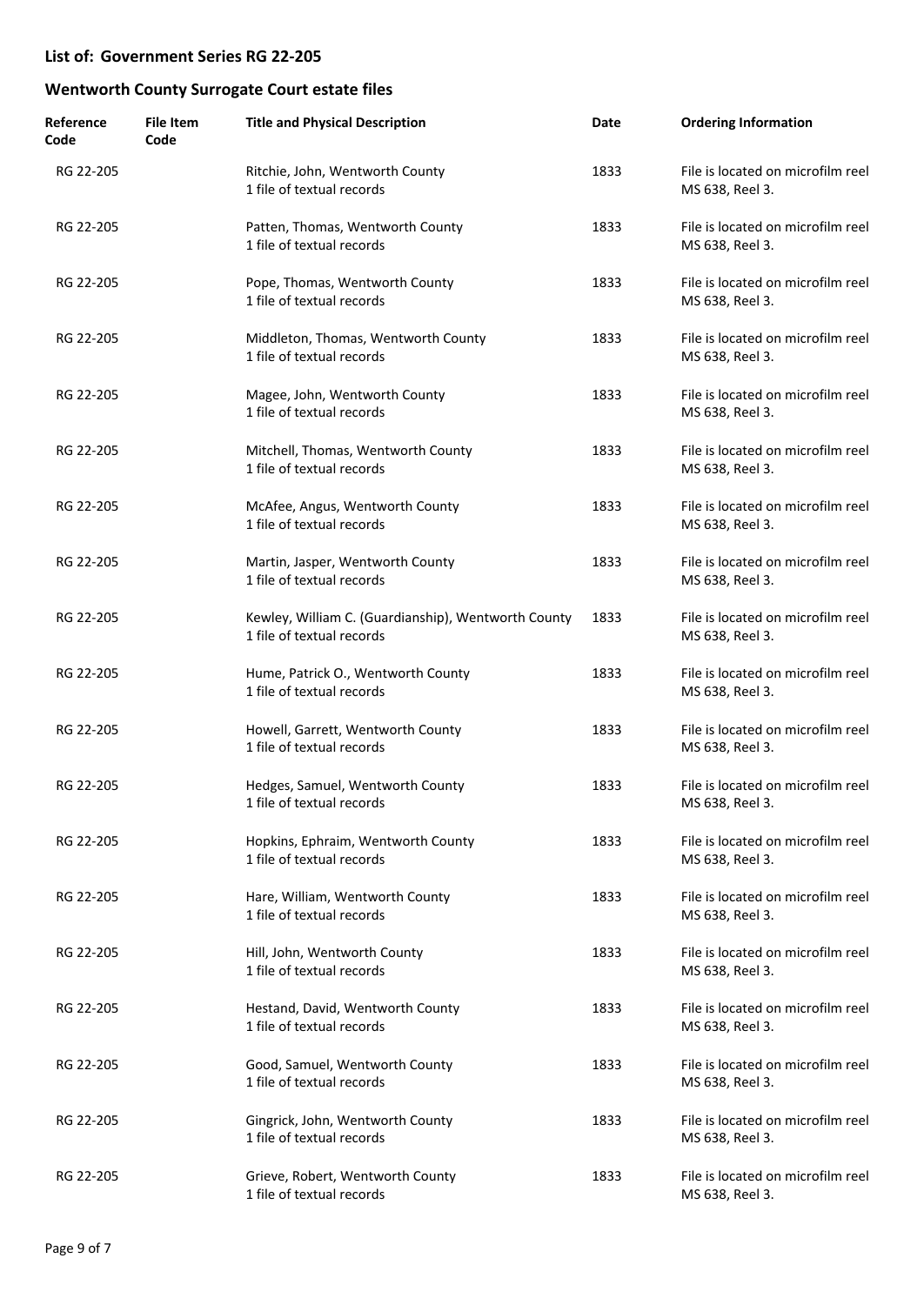## List of: Government Series RG 22-205

## Wentworth County Surrogate Court estate files

| Reference Code | File Item Code | Title and Physical Description | Date | Ordering Information |
|---|---|---|---|---|
| RG 22-205 | | Ritchie, John, Wentworth County<br>1 file of textual records | 1833 | File is located on microfilm reel MS 638, Reel 3. |
| RG 22-205 | | Patten, Thomas, Wentworth County<br>1 file of textual records | 1833 | File is located on microfilm reel MS 638, Reel 3. |
| RG 22-205 | | Pope, Thomas, Wentworth County<br>1 file of textual records | 1833 | File is located on microfilm reel MS 638, Reel 3. |
| RG 22-205 | | Middleton, Thomas, Wentworth County<br>1 file of textual records | 1833 | File is located on microfilm reel MS 638, Reel 3. |
| RG 22-205 | | Magee, John, Wentworth County<br>1 file of textual records | 1833 | File is located on microfilm reel MS 638, Reel 3. |
| RG 22-205 | | Mitchell, Thomas, Wentworth County<br>1 file of textual records | 1833 | File is located on microfilm reel MS 638, Reel 3. |
| RG 22-205 | | McAfee, Angus, Wentworth County<br>1 file of textual records | 1833 | File is located on microfilm reel MS 638, Reel 3. |
| RG 22-205 | | Martin, Jasper, Wentworth County<br>1 file of textual records | 1833 | File is located on microfilm reel MS 638, Reel 3. |
| RG 22-205 | | Kewley, William C. (Guardianship), Wentworth County<br>1 file of textual records | 1833 | File is located on microfilm reel MS 638, Reel 3. |
| RG 22-205 | | Hume, Patrick O., Wentworth County<br>1 file of textual records | 1833 | File is located on microfilm reel MS 638, Reel 3. |
| RG 22-205 | | Howell, Garrett, Wentworth County<br>1 file of textual records | 1833 | File is located on microfilm reel MS 638, Reel 3. |
| RG 22-205 | | Hedges, Samuel, Wentworth County<br>1 file of textual records | 1833 | File is located on microfilm reel MS 638, Reel 3. |
| RG 22-205 | | Hopkins, Ephraim, Wentworth County<br>1 file of textual records | 1833 | File is located on microfilm reel MS 638, Reel 3. |
| RG 22-205 | | Hare, William, Wentworth County<br>1 file of textual records | 1833 | File is located on microfilm reel MS 638, Reel 3. |
| RG 22-205 | | Hill, John, Wentworth County<br>1 file of textual records | 1833 | File is located on microfilm reel MS 638, Reel 3. |
| RG 22-205 | | Hestand, David, Wentworth County<br>1 file of textual records | 1833 | File is located on microfilm reel MS 638, Reel 3. |
| RG 22-205 | | Good, Samuel, Wentworth County<br>1 file of textual records | 1833 | File is located on microfilm reel MS 638, Reel 3. |
| RG 22-205 | | Gingrick, John, Wentworth County<br>1 file of textual records | 1833 | File is located on microfilm reel MS 638, Reel 3. |
| RG 22-205 | | Grieve, Robert, Wentworth County<br>1 file of textual records | 1833 | File is located on microfilm reel MS 638, Reel 3. |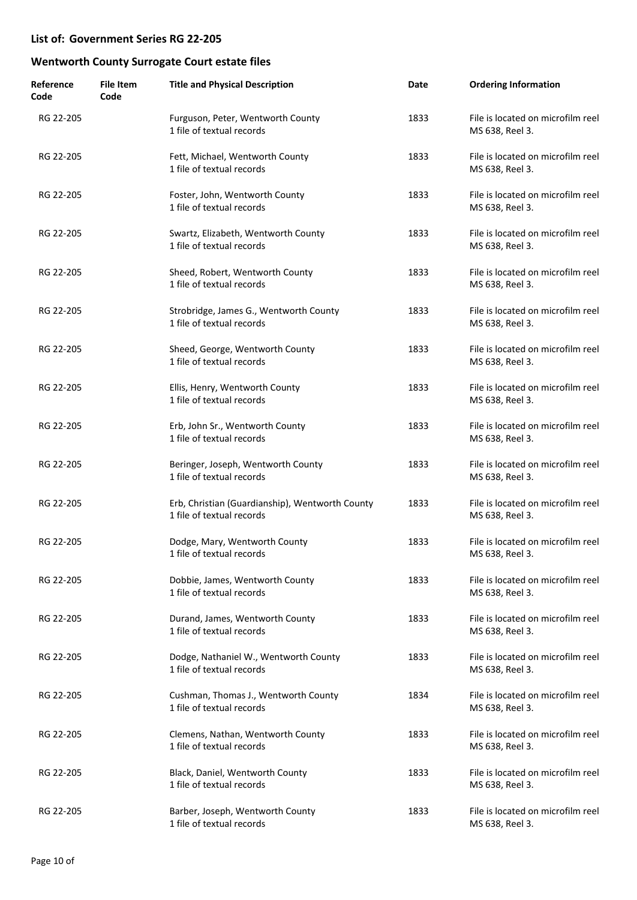## List of: Government Series RG 22-205

## Wentworth County Surrogate Court estate files

| Reference Code | File Item Code | Title and Physical Description | Date | Ordering Information |
|---|---|---|---|---|
| RG 22-205 | | Furguson, Peter, Wentworth County<br>1 file of textual records | 1833 | File is located on microfilm reel MS 638, Reel 3. |
| RG 22-205 | | Fett, Michael, Wentworth County<br>1 file of textual records | 1833 | File is located on microfilm reel MS 638, Reel 3. |
| RG 22-205 | | Foster, John, Wentworth County<br>1 file of textual records | 1833 | File is located on microfilm reel MS 638, Reel 3. |
| RG 22-205 | | Swartz, Elizabeth, Wentworth County<br>1 file of textual records | 1833 | File is located on microfilm reel MS 638, Reel 3. |
| RG 22-205 | | Sheed, Robert, Wentworth County<br>1 file of textual records | 1833 | File is located on microfilm reel MS 638, Reel 3. |
| RG 22-205 | | Strobridge, James G., Wentworth County<br>1 file of textual records | 1833 | File is located on microfilm reel MS 638, Reel 3. |
| RG 22-205 | | Sheed, George, Wentworth County<br>1 file of textual records | 1833 | File is located on microfilm reel MS 638, Reel 3. |
| RG 22-205 | | Ellis, Henry, Wentworth County<br>1 file of textual records | 1833 | File is located on microfilm reel MS 638, Reel 3. |
| RG 22-205 | | Erb, John Sr., Wentworth County<br>1 file of textual records | 1833 | File is located on microfilm reel MS 638, Reel 3. |
| RG 22-205 | | Beringer, Joseph, Wentworth County<br>1 file of textual records | 1833 | File is located on microfilm reel MS 638, Reel 3. |
| RG 22-205 | | Erb, Christian (Guardianship), Wentworth County<br>1 file of textual records | 1833 | File is located on microfilm reel MS 638, Reel 3. |
| RG 22-205 | | Dodge, Mary, Wentworth County<br>1 file of textual records | 1833 | File is located on microfilm reel MS 638, Reel 3. |
| RG 22-205 | | Dobbie, James, Wentworth County<br>1 file of textual records | 1833 | File is located on microfilm reel MS 638, Reel 3. |
| RG 22-205 | | Durand, James, Wentworth County<br>1 file of textual records | 1833 | File is located on microfilm reel MS 638, Reel 3. |
| RG 22-205 | | Dodge, Nathaniel W., Wentworth County<br>1 file of textual records | 1833 | File is located on microfilm reel MS 638, Reel 3. |
| RG 22-205 | | Cushman, Thomas J., Wentworth County<br>1 file of textual records | 1834 | File is located on microfilm reel MS 638, Reel 3. |
| RG 22-205 | | Clemens, Nathan, Wentworth County<br>1 file of textual records | 1833 | File is located on microfilm reel MS 638, Reel 3. |
| RG 22-205 | | Black, Daniel, Wentworth County<br>1 file of textual records | 1833 | File is located on microfilm reel MS 638, Reel 3. |
| RG 22-205 | | Barber, Joseph, Wentworth County<br>1 file of textual records | 1833 | File is located on microfilm reel MS 638, Reel 3. |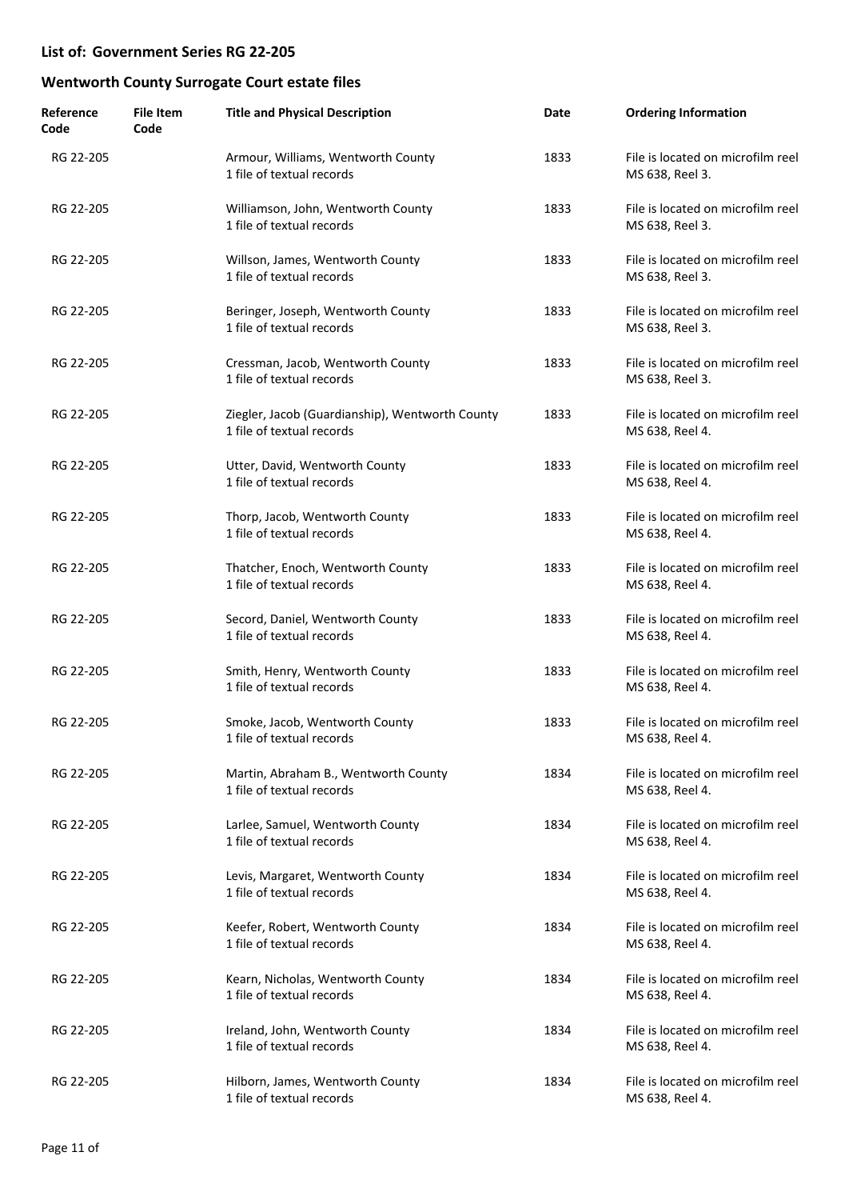## List of: Government Series RG 22-205

## Wentworth County Surrogate Court estate files

| Reference Code | File Item Code | Title and Physical Description | Date | Ordering Information |
|---|---|---|---|---|
| RG 22-205 | | Armour, Williams, Wentworth County<br>1 file of textual records | 1833 | File is located on microfilm reel MS 638, Reel 3. |
| RG 22-205 | | Williamson, John, Wentworth County<br>1 file of textual records | 1833 | File is located on microfilm reel MS 638, Reel 3. |
| RG 22-205 | | Willson, James, Wentworth County<br>1 file of textual records | 1833 | File is located on microfilm reel MS 638, Reel 3. |
| RG 22-205 | | Beringer, Joseph, Wentworth County<br>1 file of textual records | 1833 | File is located on microfilm reel MS 638, Reel 3. |
| RG 22-205 | | Cressman, Jacob, Wentworth County<br>1 file of textual records | 1833 | File is located on microfilm reel MS 638, Reel 3. |
| RG 22-205 | | Ziegler, Jacob (Guardianship), Wentworth County<br>1 file of textual records | 1833 | File is located on microfilm reel MS 638, Reel 4. |
| RG 22-205 | | Utter, David, Wentworth County<br>1 file of textual records | 1833 | File is located on microfilm reel MS 638, Reel 4. |
| RG 22-205 | | Thorp, Jacob, Wentworth County<br>1 file of textual records | 1833 | File is located on microfilm reel MS 638, Reel 4. |
| RG 22-205 | | Thatcher, Enoch, Wentworth County<br>1 file of textual records | 1833 | File is located on microfilm reel MS 638, Reel 4. |
| RG 22-205 | | Secord, Daniel, Wentworth County<br>1 file of textual records | 1833 | File is located on microfilm reel MS 638, Reel 4. |
| RG 22-205 | | Smith, Henry, Wentworth County<br>1 file of textual records | 1833 | File is located on microfilm reel MS 638, Reel 4. |
| RG 22-205 | | Smoke, Jacob, Wentworth County<br>1 file of textual records | 1833 | File is located on microfilm reel MS 638, Reel 4. |
| RG 22-205 | | Martin, Abraham B., Wentworth County<br>1 file of textual records | 1834 | File is located on microfilm reel MS 638, Reel 4. |
| RG 22-205 | | Larlee, Samuel, Wentworth County<br>1 file of textual records | 1834 | File is located on microfilm reel MS 638, Reel 4. |
| RG 22-205 | | Levis, Margaret, Wentworth County<br>1 file of textual records | 1834 | File is located on microfilm reel MS 638, Reel 4. |
| RG 22-205 | | Keefer, Robert, Wentworth County<br>1 file of textual records | 1834 | File is located on microfilm reel MS 638, Reel 4. |
| RG 22-205 | | Kearn, Nicholas, Wentworth County<br>1 file of textual records | 1834 | File is located on microfilm reel MS 638, Reel 4. |
| RG 22-205 | | Ireland, John, Wentworth County<br>1 file of textual records | 1834 | File is located on microfilm reel MS 638, Reel 4. |
| RG 22-205 | | Hilborn, James, Wentworth County<br>1 file of textual records | 1834 | File is located on microfilm reel MS 638, Reel 4. |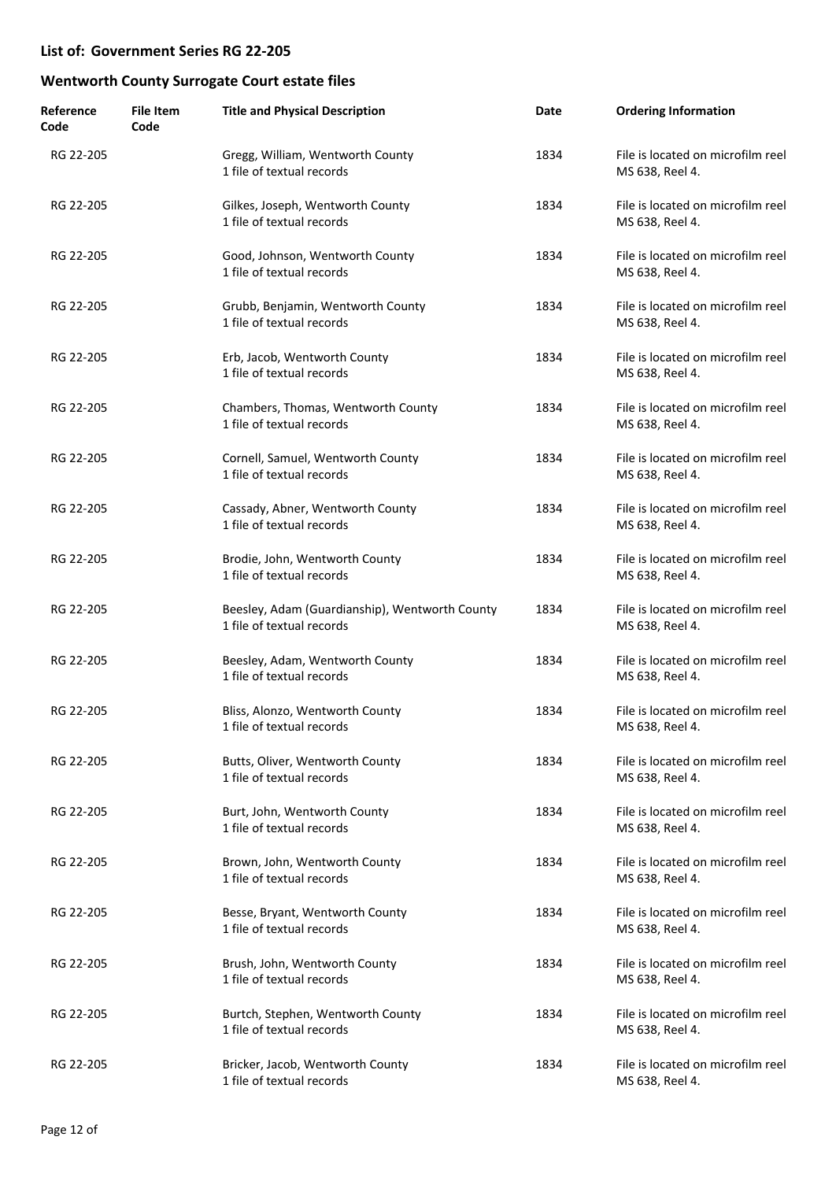## List of: Government Series RG 22-205

## Wentworth County Surrogate Court estate files

| Reference Code | File Item Code | Title and Physical Description | Date | Ordering Information |
|---|---|---|---|---|
| RG 22-205 | | Gregg, William, Wentworth County<br>1 file of textual records | 1834 | File is located on microfilm reel MS 638, Reel 4. |
| RG 22-205 | | Gilkes, Joseph, Wentworth County<br>1 file of textual records | 1834 | File is located on microfilm reel MS 638, Reel 4. |
| RG 22-205 | | Good, Johnson, Wentworth County<br>1 file of textual records | 1834 | File is located on microfilm reel MS 638, Reel 4. |
| RG 22-205 | | Grubb, Benjamin, Wentworth County<br>1 file of textual records | 1834 | File is located on microfilm reel MS 638, Reel 4. |
| RG 22-205 | | Erb, Jacob, Wentworth County<br>1 file of textual records | 1834 | File is located on microfilm reel MS 638, Reel 4. |
| RG 22-205 | | Chambers, Thomas, Wentworth County<br>1 file of textual records | 1834 | File is located on microfilm reel MS 638, Reel 4. |
| RG 22-205 | | Cornell, Samuel, Wentworth County<br>1 file of textual records | 1834 | File is located on microfilm reel MS 638, Reel 4. |
| RG 22-205 | | Cassady, Abner, Wentworth County<br>1 file of textual records | 1834 | File is located on microfilm reel MS 638, Reel 4. |
| RG 22-205 | | Brodie, John, Wentworth County<br>1 file of textual records | 1834 | File is located on microfilm reel MS 638, Reel 4. |
| RG 22-205 | | Beesley, Adam (Guardianship), Wentworth County<br>1 file of textual records | 1834 | File is located on microfilm reel MS 638, Reel 4. |
| RG 22-205 | | Beesley, Adam, Wentworth County<br>1 file of textual records | 1834 | File is located on microfilm reel MS 638, Reel 4. |
| RG 22-205 | | Bliss, Alonzo, Wentworth County<br>1 file of textual records | 1834 | File is located on microfilm reel MS 638, Reel 4. |
| RG 22-205 | | Butts, Oliver, Wentworth County<br>1 file of textual records | 1834 | File is located on microfilm reel MS 638, Reel 4. |
| RG 22-205 | | Burt, John, Wentworth County<br>1 file of textual records | 1834 | File is located on microfilm reel MS 638, Reel 4. |
| RG 22-205 | | Brown, John, Wentworth County<br>1 file of textual records | 1834 | File is located on microfilm reel MS 638, Reel 4. |
| RG 22-205 | | Besse, Bryant, Wentworth County<br>1 file of textual records | 1834 | File is located on microfilm reel MS 638, Reel 4. |
| RG 22-205 | | Brush, John, Wentworth County<br>1 file of textual records | 1834 | File is located on microfilm reel MS 638, Reel 4. |
| RG 22-205 | | Burtch, Stephen, Wentworth County<br>1 file of textual records | 1834 | File is located on microfilm reel MS 638, Reel 4. |
| RG 22-205 | | Bricker, Jacob, Wentworth County<br>1 file of textual records | 1834 | File is located on microfilm reel MS 638, Reel 4. |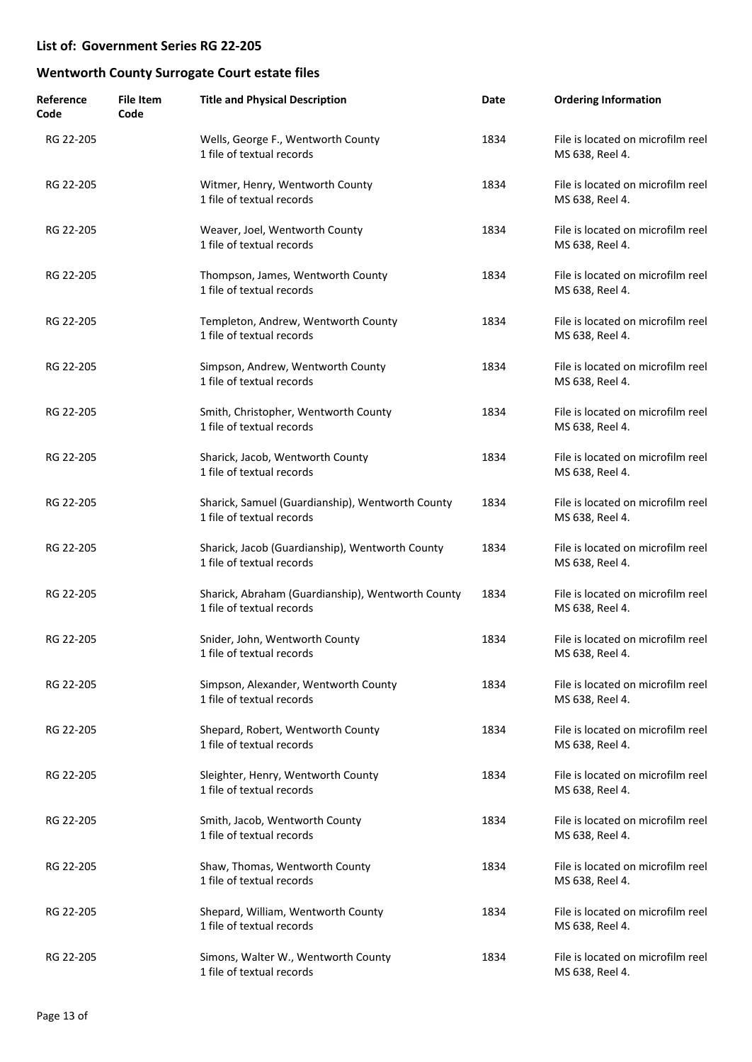## List of: Government Series RG 22-205

## Wentworth County Surrogate Court estate files

| Reference Code | File Item Code | Title and Physical Description | Date | Ordering Information |
|---|---|---|---|---|
| RG 22-205 | | Wells, George F., Wentworth County<br>1 file of textual records | 1834 | File is located on microfilm reel MS 638, Reel 4. |
| RG 22-205 | | Witmer, Henry, Wentworth County<br>1 file of textual records | 1834 | File is located on microfilm reel MS 638, Reel 4. |
| RG 22-205 | | Weaver, Joel, Wentworth County<br>1 file of textual records | 1834 | File is located on microfilm reel MS 638, Reel 4. |
| RG 22-205 | | Thompson, James, Wentworth County<br>1 file of textual records | 1834 | File is located on microfilm reel MS 638, Reel 4. |
| RG 22-205 | | Templeton, Andrew, Wentworth County<br>1 file of textual records | 1834 | File is located on microfilm reel MS 638, Reel 4. |
| RG 22-205 | | Simpson, Andrew, Wentworth County<br>1 file of textual records | 1834 | File is located on microfilm reel MS 638, Reel 4. |
| RG 22-205 | | Smith, Christopher, Wentworth County<br>1 file of textual records | 1834 | File is located on microfilm reel MS 638, Reel 4. |
| RG 22-205 | | Sharick, Jacob, Wentworth County<br>1 file of textual records | 1834 | File is located on microfilm reel MS 638, Reel 4. |
| RG 22-205 | | Sharick, Samuel (Guardianship), Wentworth County<br>1 file of textual records | 1834 | File is located on microfilm reel MS 638, Reel 4. |
| RG 22-205 | | Sharick, Jacob (Guardianship), Wentworth County<br>1 file of textual records | 1834 | File is located on microfilm reel MS 638, Reel 4. |
| RG 22-205 | | Sharick, Abraham (Guardianship), Wentworth County<br>1 file of textual records | 1834 | File is located on microfilm reel MS 638, Reel 4. |
| RG 22-205 | | Snider, John, Wentworth County<br>1 file of textual records | 1834 | File is located on microfilm reel MS 638, Reel 4. |
| RG 22-205 | | Simpson, Alexander, Wentworth County<br>1 file of textual records | 1834 | File is located on microfilm reel MS 638, Reel 4. |
| RG 22-205 | | Shepard, Robert, Wentworth County<br>1 file of textual records | 1834 | File is located on microfilm reel MS 638, Reel 4. |
| RG 22-205 | | Sleighter, Henry, Wentworth County<br>1 file of textual records | 1834 | File is located on microfilm reel MS 638, Reel 4. |
| RG 22-205 | | Smith, Jacob, Wentworth County<br>1 file of textual records | 1834 | File is located on microfilm reel MS 638, Reel 4. |
| RG 22-205 | | Shaw, Thomas, Wentworth County<br>1 file of textual records | 1834 | File is located on microfilm reel MS 638, Reel 4. |
| RG 22-205 | | Shepard, William, Wentworth County<br>1 file of textual records | 1834 | File is located on microfilm reel MS 638, Reel 4. |
| RG 22-205 | | Simons, Walter W., Wentworth County<br>1 file of textual records | 1834 | File is located on microfilm reel MS 638, Reel 4. |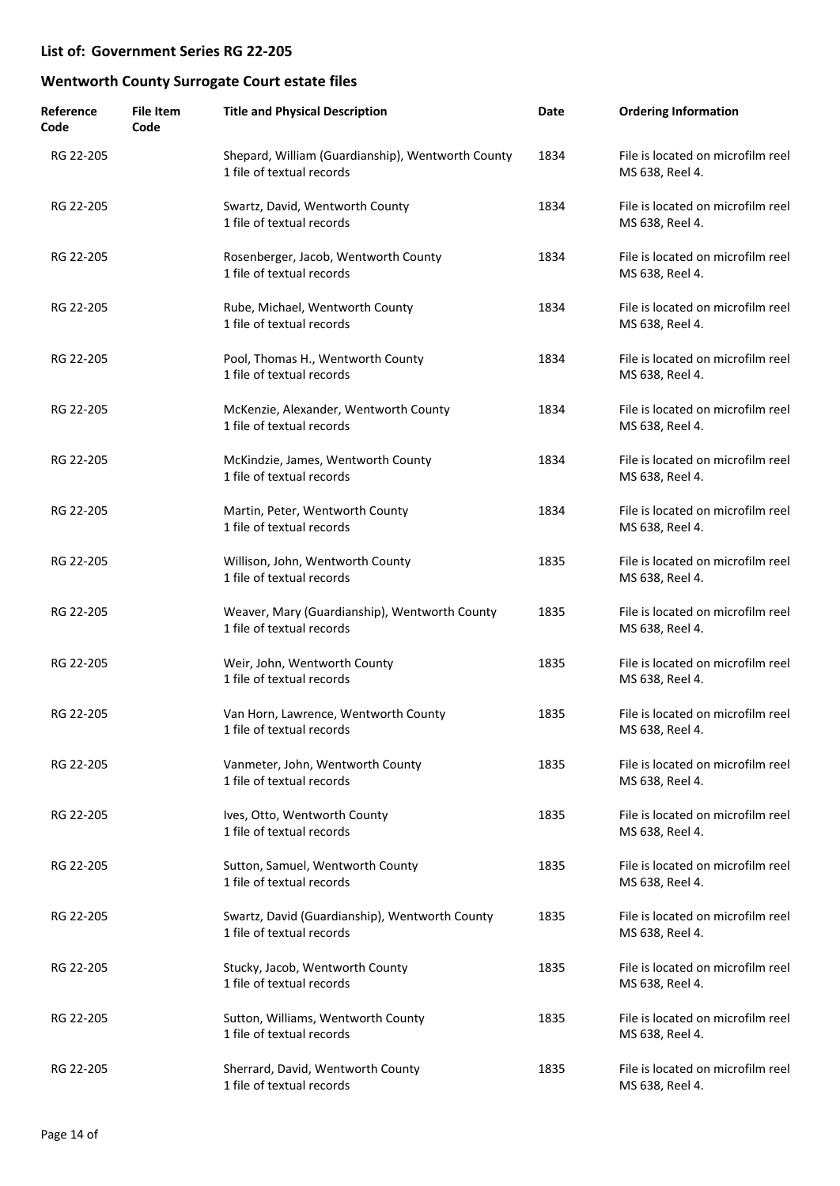## List of: Government Series RG 22-205

## Wentworth County Surrogate Court estate files

| Reference Code | File Item Code | Title and Physical Description | Date | Ordering Information |
|---|---|---|---|---|
| RG 22-205 | | Shepard, William (Guardianship), Wentworth County<br>1 file of textual records | 1834 | File is located on microfilm reel MS 638, Reel 4. |
| RG 22-205 | | Swartz, David, Wentworth County<br>1 file of textual records | 1834 | File is located on microfilm reel MS 638, Reel 4. |
| RG 22-205 | | Rosenberger, Jacob, Wentworth County<br>1 file of textual records | 1834 | File is located on microfilm reel MS 638, Reel 4. |
| RG 22-205 | | Rube, Michael, Wentworth County<br>1 file of textual records | 1834 | File is located on microfilm reel MS 638, Reel 4. |
| RG 22-205 | | Pool, Thomas H., Wentworth County<br>1 file of textual records | 1834 | File is located on microfilm reel MS 638, Reel 4. |
| RG 22-205 | | McKenzie, Alexander, Wentworth County<br>1 file of textual records | 1834 | File is located on microfilm reel MS 638, Reel 4. |
| RG 22-205 | | McKindzie, James, Wentworth County<br>1 file of textual records | 1834 | File is located on microfilm reel MS 638, Reel 4. |
| RG 22-205 | | Martin, Peter, Wentworth County<br>1 file of textual records | 1834 | File is located on microfilm reel MS 638, Reel 4. |
| RG 22-205 | | Willison, John, Wentworth County<br>1 file of textual records | 1835 | File is located on microfilm reel MS 638, Reel 4. |
| RG 22-205 | | Weaver, Mary (Guardianship), Wentworth County<br>1 file of textual records | 1835 | File is located on microfilm reel MS 638, Reel 4. |
| RG 22-205 | | Weir, John, Wentworth County<br>1 file of textual records | 1835 | File is located on microfilm reel MS 638, Reel 4. |
| RG 22-205 | | Van Horn, Lawrence, Wentworth County<br>1 file of textual records | 1835 | File is located on microfilm reel MS 638, Reel 4. |
| RG 22-205 | | Vanmeter, John, Wentworth County<br>1 file of textual records | 1835 | File is located on microfilm reel MS 638, Reel 4. |
| RG 22-205 | | Ives, Otto, Wentworth County<br>1 file of textual records | 1835 | File is located on microfilm reel MS 638, Reel 4. |
| RG 22-205 | | Sutton, Samuel, Wentworth County<br>1 file of textual records | 1835 | File is located on microfilm reel MS 638, Reel 4. |
| RG 22-205 | | Swartz, David (Guardianship), Wentworth County<br>1 file of textual records | 1835 | File is located on microfilm reel MS 638, Reel 4. |
| RG 22-205 | | Stucky, Jacob, Wentworth County<br>1 file of textual records | 1835 | File is located on microfilm reel MS 638, Reel 4. |
| RG 22-205 | | Sutton, Williams, Wentworth County<br>1 file of textual records | 1835 | File is located on microfilm reel MS 638, Reel 4. |
| RG 22-205 | | Sherrard, David, Wentworth County<br>1 file of textual records | 1835 | File is located on microfilm reel MS 638, Reel 4. |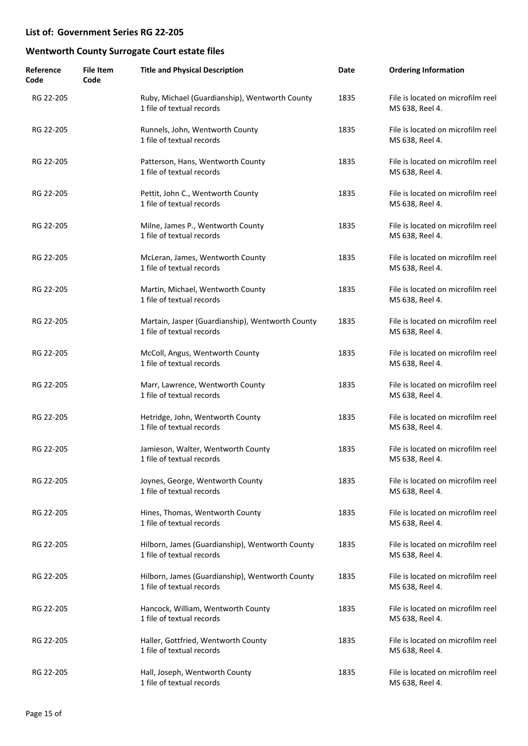## List of: Government Series RG 22-205

## Wentworth County Surrogate Court estate files

| Reference Code | File Item Code | Title and Physical Description | Date | Ordering Information |
|---|---|---|---|---|
| RG 22-205 | | Ruby, Michael (Guardianship), Wentworth County<br>1 file of textual records | 1835 | File is located on microfilm reel MS 638, Reel 4. |
| RG 22-205 | | Runnels, John, Wentworth County<br>1 file of textual records | 1835 | File is located on microfilm reel MS 638, Reel 4. |
| RG 22-205 | | Patterson, Hans, Wentworth County<br>1 file of textual records | 1835 | File is located on microfilm reel MS 638, Reel 4. |
| RG 22-205 | | Pettit, John C., Wentworth County<br>1 file of textual records | 1835 | File is located on microfilm reel MS 638, Reel 4. |
| RG 22-205 | | Milne, James P., Wentworth County<br>1 file of textual records | 1835 | File is located on microfilm reel MS 638, Reel 4. |
| RG 22-205 | | McLeran, James, Wentworth County<br>1 file of textual records | 1835 | File is located on microfilm reel MS 638, Reel 4. |
| RG 22-205 | | Martin, Michael, Wentworth County<br>1 file of textual records | 1835 | File is located on microfilm reel MS 638, Reel 4. |
| RG 22-205 | | Martain, Jasper (Guardianship), Wentworth County<br>1 file of textual records | 1835 | File is located on microfilm reel MS 638, Reel 4. |
| RG 22-205 | | McColl, Angus, Wentworth County<br>1 file of textual records | 1835 | File is located on microfilm reel MS 638, Reel 4. |
| RG 22-205 | | Marr, Lawrence, Wentworth County<br>1 file of textual records | 1835 | File is located on microfilm reel MS 638, Reel 4. |
| RG 22-205 | | Hetridge, John, Wentworth County<br>1 file of textual records | 1835 | File is located on microfilm reel MS 638, Reel 4. |
| RG 22-205 | | Jamieson, Walter, Wentworth County<br>1 file of textual records | 1835 | File is located on microfilm reel MS 638, Reel 4. |
| RG 22-205 | | Joynes, George, Wentworth County<br>1 file of textual records | 1835 | File is located on microfilm reel MS 638, Reel 4. |
| RG 22-205 | | Hines, Thomas, Wentworth County<br>1 file of textual records | 1835 | File is located on microfilm reel MS 638, Reel 4. |
| RG 22-205 | | Hilborn, James (Guardianship), Wentworth County<br>1 file of textual records | 1835 | File is located on microfilm reel MS 638, Reel 4. |
| RG 22-205 | | Hilborn, James (Guardianship), Wentworth County<br>1 file of textual records | 1835 | File is located on microfilm reel MS 638, Reel 4. |
| RG 22-205 | | Hancock, William, Wentworth County<br>1 file of textual records | 1835 | File is located on microfilm reel MS 638, Reel 4. |
| RG 22-205 | | Haller, Gottfried, Wentworth County<br>1 file of textual records | 1835 | File is located on microfilm reel MS 638, Reel 4. |
| RG 22-205 | | Hall, Joseph, Wentworth County<br>1 file of textual records | 1835 | File is located on microfilm reel MS 638, Reel 4. |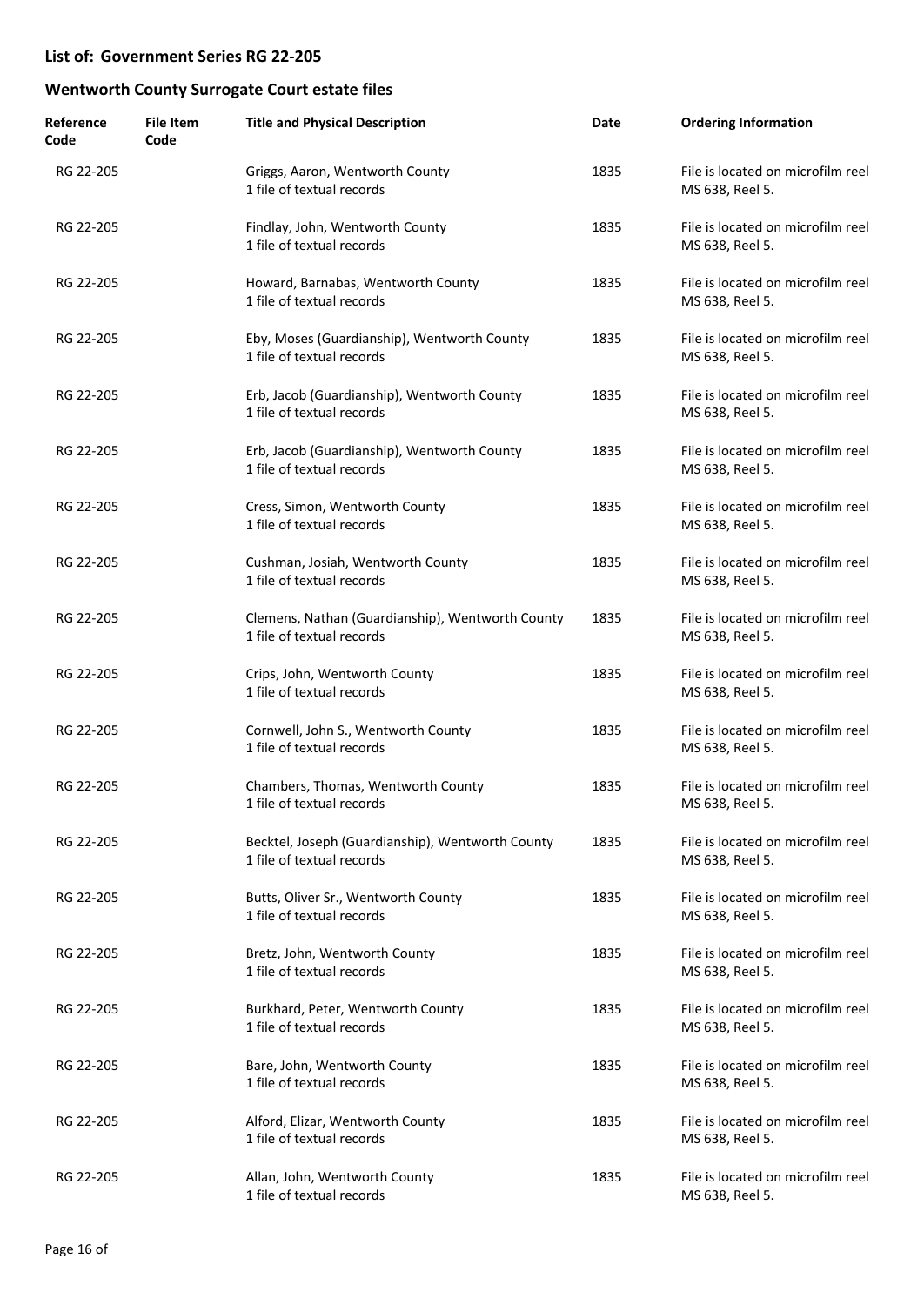## List of: Government Series RG 22-205

## Wentworth County Surrogate Court estate files

| Reference Code | File Item Code | Title and Physical Description | Date | Ordering Information |
|---|---|---|---|---|
| RG 22-205 | | Griggs, Aaron, Wentworth County<br>1 file of textual records | 1835 | File is located on microfilm reel MS 638, Reel 5. |
| RG 22-205 | | Findlay, John, Wentworth County<br>1 file of textual records | 1835 | File is located on microfilm reel MS 638, Reel 5. |
| RG 22-205 | | Howard, Barnabas, Wentworth County<br>1 file of textual records | 1835 | File is located on microfilm reel MS 638, Reel 5. |
| RG 22-205 | | Eby, Moses (Guardianship), Wentworth County<br>1 file of textual records | 1835 | File is located on microfilm reel MS 638, Reel 5. |
| RG 22-205 | | Erb, Jacob (Guardianship), Wentworth County<br>1 file of textual records | 1835 | File is located on microfilm reel MS 638, Reel 5. |
| RG 22-205 | | Erb, Jacob (Guardianship), Wentworth County<br>1 file of textual records | 1835 | File is located on microfilm reel MS 638, Reel 5. |
| RG 22-205 | | Cress, Simon, Wentworth County<br>1 file of textual records | 1835 | File is located on microfilm reel MS 638, Reel 5. |
| RG 22-205 | | Cushman, Josiah, Wentworth County<br>1 file of textual records | 1835 | File is located on microfilm reel MS 638, Reel 5. |
| RG 22-205 | | Clemens, Nathan (Guardianship), Wentworth County<br>1 file of textual records | 1835 | File is located on microfilm reel MS 638, Reel 5. |
| RG 22-205 | | Crips, John, Wentworth County<br>1 file of textual records | 1835 | File is located on microfilm reel MS 638, Reel 5. |
| RG 22-205 | | Cornwell, John S., Wentworth County<br>1 file of textual records | 1835 | File is located on microfilm reel MS 638, Reel 5. |
| RG 22-205 | | Chambers, Thomas, Wentworth County<br>1 file of textual records | 1835 | File is located on microfilm reel MS 638, Reel 5. |
| RG 22-205 | | Becktel, Joseph (Guardianship), Wentworth County<br>1 file of textual records | 1835 | File is located on microfilm reel MS 638, Reel 5. |
| RG 22-205 | | Butts, Oliver Sr., Wentworth County<br>1 file of textual records | 1835 | File is located on microfilm reel MS 638, Reel 5. |
| RG 22-205 | | Bretz, John, Wentworth County<br>1 file of textual records | 1835 | File is located on microfilm reel MS 638, Reel 5. |
| RG 22-205 | | Burkhard, Peter, Wentworth County<br>1 file of textual records | 1835 | File is located on microfilm reel MS 638, Reel 5. |
| RG 22-205 | | Bare, John, Wentworth County<br>1 file of textual records | 1835 | File is located on microfilm reel MS 638, Reel 5. |
| RG 22-205 | | Alford, Elizar, Wentworth County<br>1 file of textual records | 1835 | File is located on microfilm reel MS 638, Reel 5. |
| RG 22-205 | | Allan, John, Wentworth County<br>1 file of textual records | 1835 | File is located on microfilm reel MS 638, Reel 5. |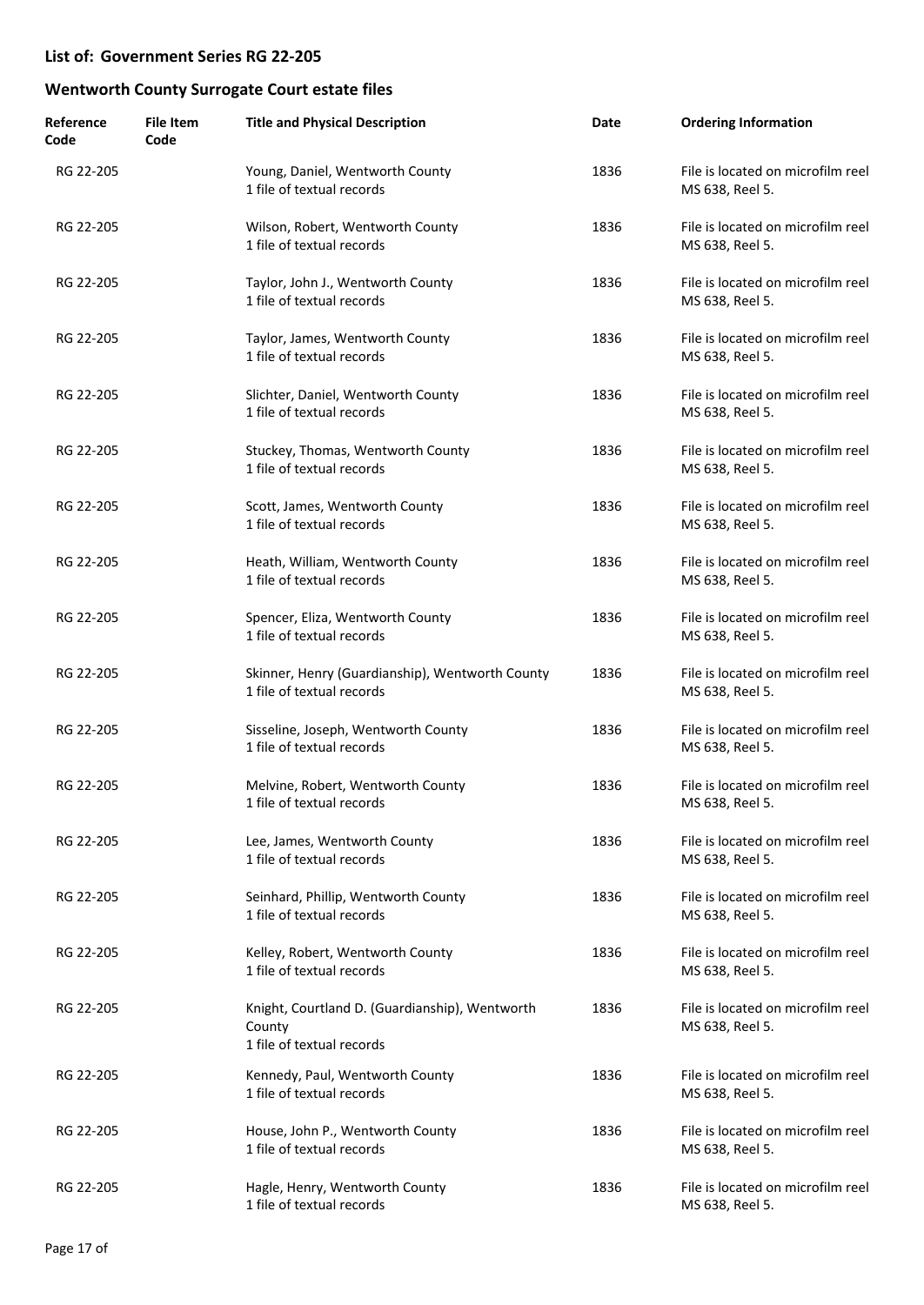## List of: Government Series RG 22-205

## Wentworth County Surrogate Court estate files

| Reference Code | File Item Code | Title and Physical Description | Date | Ordering Information |
|---|---|---|---|---|
| RG 22-205 | | Young, Daniel, Wentworth County<br>1 file of textual records | 1836 | File is located on microfilm reel MS 638, Reel 5. |
| RG 22-205 | | Wilson, Robert, Wentworth County<br>1 file of textual records | 1836 | File is located on microfilm reel MS 638, Reel 5. |
| RG 22-205 | | Taylor, John J., Wentworth County<br>1 file of textual records | 1836 | File is located on microfilm reel MS 638, Reel 5. |
| RG 22-205 | | Taylor, James, Wentworth County<br>1 file of textual records | 1836 | File is located on microfilm reel MS 638, Reel 5. |
| RG 22-205 | | Slichter, Daniel, Wentworth County<br>1 file of textual records | 1836 | File is located on microfilm reel MS 638, Reel 5. |
| RG 22-205 | | Stuckey, Thomas, Wentworth County<br>1 file of textual records | 1836 | File is located on microfilm reel MS 638, Reel 5. |
| RG 22-205 | | Scott, James, Wentworth County<br>1 file of textual records | 1836 | File is located on microfilm reel MS 638, Reel 5. |
| RG 22-205 | | Heath, William, Wentworth County<br>1 file of textual records | 1836 | File is located on microfilm reel MS 638, Reel 5. |
| RG 22-205 | | Spencer, Eliza, Wentworth County<br>1 file of textual records | 1836 | File is located on microfilm reel MS 638, Reel 5. |
| RG 22-205 | | Skinner, Henry (Guardianship), Wentworth County<br>1 file of textual records | 1836 | File is located on microfilm reel MS 638, Reel 5. |
| RG 22-205 | | Sisseline, Joseph, Wentworth County<br>1 file of textual records | 1836 | File is located on microfilm reel MS 638, Reel 5. |
| RG 22-205 | | Melvine, Robert, Wentworth County<br>1 file of textual records | 1836 | File is located on microfilm reel MS 638, Reel 5. |
| RG 22-205 | | Lee, James, Wentworth County<br>1 file of textual records | 1836 | File is located on microfilm reel MS 638, Reel 5. |
| RG 22-205 | | Seinhard, Phillip, Wentworth County<br>1 file of textual records | 1836 | File is located on microfilm reel MS 638, Reel 5. |
| RG 22-205 | | Kelley, Robert, Wentworth County<br>1 file of textual records | 1836 | File is located on microfilm reel MS 638, Reel 5. |
| RG 22-205 | | Knight, Courtland D. (Guardianship), Wentworth County<br>1 file of textual records | 1836 | File is located on microfilm reel MS 638, Reel 5. |
| RG 22-205 | | Kennedy, Paul, Wentworth County<br>1 file of textual records | 1836 | File is located on microfilm reel MS 638, Reel 5. |
| RG 22-205 | | House, John P., Wentworth County<br>1 file of textual records | 1836 | File is located on microfilm reel MS 638, Reel 5. |
| RG 22-205 | | Hagle, Henry, Wentworth County<br>1 file of textual records | 1836 | File is located on microfilm reel MS 638, Reel 5. |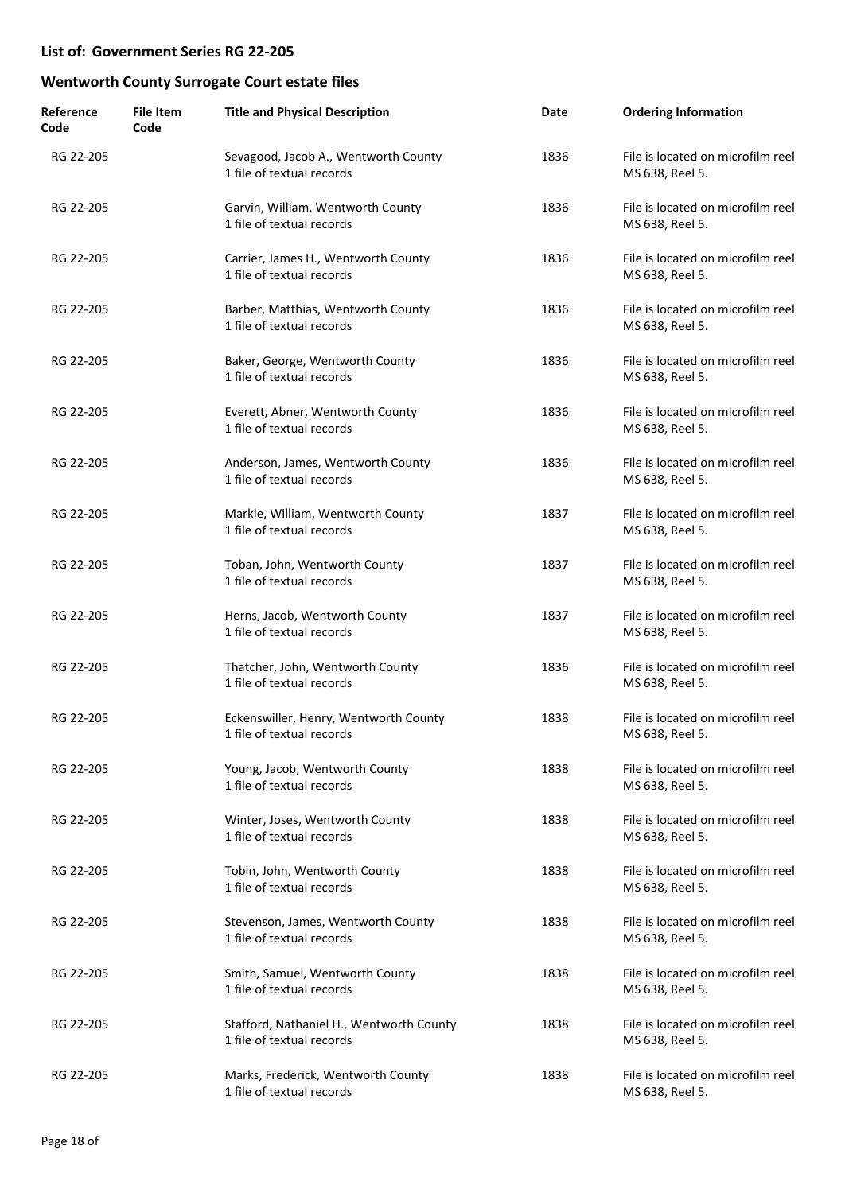## List of: Government Series RG 22-205

## Wentworth County Surrogate Court estate files

| Reference Code | File Item Code | Title and Physical Description | Date | Ordering Information |
|---|---|---|---|---|
| RG 22-205 | | Sevagood, Jacob A., Wentworth County<br>1 file of textual records | 1836 | File is located on microfilm reel MS 638, Reel 5. |
| RG 22-205 | | Garvin, William, Wentworth County<br>1 file of textual records | 1836 | File is located on microfilm reel MS 638, Reel 5. |
| RG 22-205 | | Carrier, James H., Wentworth County<br>1 file of textual records | 1836 | File is located on microfilm reel MS 638, Reel 5. |
| RG 22-205 | | Barber, Matthias, Wentworth County<br>1 file of textual records | 1836 | File is located on microfilm reel MS 638, Reel 5. |
| RG 22-205 | | Baker, George, Wentworth County<br>1 file of textual records | 1836 | File is located on microfilm reel MS 638, Reel 5. |
| RG 22-205 | | Everett, Abner, Wentworth County<br>1 file of textual records | 1836 | File is located on microfilm reel MS 638, Reel 5. |
| RG 22-205 | | Anderson, James, Wentworth County<br>1 file of textual records | 1836 | File is located on microfilm reel MS 638, Reel 5. |
| RG 22-205 | | Markle, William, Wentworth County<br>1 file of textual records | 1837 | File is located on microfilm reel MS 638, Reel 5. |
| RG 22-205 | | Toban, John, Wentworth County<br>1 file of textual records | 1837 | File is located on microfilm reel MS 638, Reel 5. |
| RG 22-205 | | Herns, Jacob, Wentworth County<br>1 file of textual records | 1837 | File is located on microfilm reel MS 638, Reel 5. |
| RG 22-205 | | Thatcher, John, Wentworth County<br>1 file of textual records | 1836 | File is located on microfilm reel MS 638, Reel 5. |
| RG 22-205 | | Eckenswiller, Henry, Wentworth County<br>1 file of textual records | 1838 | File is located on microfilm reel MS 638, Reel 5. |
| RG 22-205 | | Young, Jacob, Wentworth County<br>1 file of textual records | 1838 | File is located on microfilm reel MS 638, Reel 5. |
| RG 22-205 | | Winter, Joses, Wentworth County<br>1 file of textual records | 1838 | File is located on microfilm reel MS 638, Reel 5. |
| RG 22-205 | | Tobin, John, Wentworth County<br>1 file of textual records | 1838 | File is located on microfilm reel MS 638, Reel 5. |
| RG 22-205 | | Stevenson, James, Wentworth County<br>1 file of textual records | 1838 | File is located on microfilm reel MS 638, Reel 5. |
| RG 22-205 | | Smith, Samuel, Wentworth County<br>1 file of textual records | 1838 | File is located on microfilm reel MS 638, Reel 5. |
| RG 22-205 | | Stafford, Nathaniel H., Wentworth County<br>1 file of textual records | 1838 | File is located on microfilm reel MS 638, Reel 5. |
| RG 22-205 | | Marks, Frederick, Wentworth County<br>1 file of textual records | 1838 | File is located on microfilm reel MS 638, Reel 5. |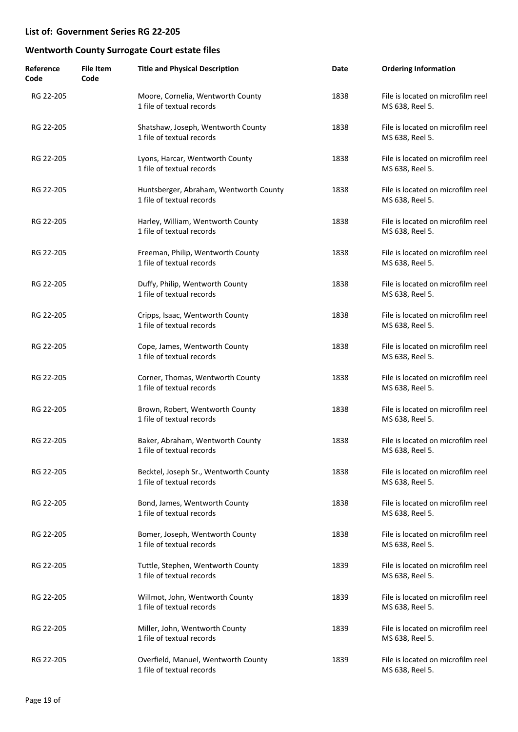## List of: Government Series RG 22-205

## Wentworth County Surrogate Court estate files

| Reference Code | File Item Code | Title and Physical Description | Date | Ordering Information |
|---|---|---|---|---|
| RG 22-205 | | Moore, Cornelia, Wentworth County<br>1 file of textual records | 1838 | File is located on microfilm reel MS 638, Reel 5. |
| RG 22-205 | | Shatshaw, Joseph, Wentworth County<br>1 file of textual records | 1838 | File is located on microfilm reel MS 638, Reel 5. |
| RG 22-205 | | Lyons, Harcar, Wentworth County<br>1 file of textual records | 1838 | File is located on microfilm reel MS 638, Reel 5. |
| RG 22-205 | | Huntsberger, Abraham, Wentworth County<br>1 file of textual records | 1838 | File is located on microfilm reel MS 638, Reel 5. |
| RG 22-205 | | Harley, William, Wentworth County<br>1 file of textual records | 1838 | File is located on microfilm reel MS 638, Reel 5. |
| RG 22-205 | | Freeman, Philip, Wentworth County<br>1 file of textual records | 1838 | File is located on microfilm reel MS 638, Reel 5. |
| RG 22-205 | | Duffy, Philip, Wentworth County<br>1 file of textual records | 1838 | File is located on microfilm reel MS 638, Reel 5. |
| RG 22-205 | | Cripps, Isaac, Wentworth County<br>1 file of textual records | 1838 | File is located on microfilm reel MS 638, Reel 5. |
| RG 22-205 | | Cope, James, Wentworth County<br>1 file of textual records | 1838 | File is located on microfilm reel MS 638, Reel 5. |
| RG 22-205 | | Corner, Thomas, Wentworth County<br>1 file of textual records | 1838 | File is located on microfilm reel MS 638, Reel 5. |
| RG 22-205 | | Brown, Robert, Wentworth County<br>1 file of textual records | 1838 | File is located on microfilm reel MS 638, Reel 5. |
| RG 22-205 | | Baker, Abraham, Wentworth County<br>1 file of textual records | 1838 | File is located on microfilm reel MS 638, Reel 5. |
| RG 22-205 | | Becktel, Joseph Sr., Wentworth County<br>1 file of textual records | 1838 | File is located on microfilm reel MS 638, Reel 5. |
| RG 22-205 | | Bond, James, Wentworth County<br>1 file of textual records | 1838 | File is located on microfilm reel MS 638, Reel 5. |
| RG 22-205 | | Bomer, Joseph, Wentworth County<br>1 file of textual records | 1838 | File is located on microfilm reel MS 638, Reel 5. |
| RG 22-205 | | Tuttle, Stephen, Wentworth County<br>1 file of textual records | 1839 | File is located on microfilm reel MS 638, Reel 5. |
| RG 22-205 | | Willmot, John, Wentworth County<br>1 file of textual records | 1839 | File is located on microfilm reel MS 638, Reel 5. |
| RG 22-205 | | Miller, John, Wentworth County<br>1 file of textual records | 1839 | File is located on microfilm reel MS 638, Reel 5. |
| RG 22-205 | | Overfield, Manuel, Wentworth County<br>1 file of textual records | 1839 | File is located on microfilm reel MS 638, Reel 5. |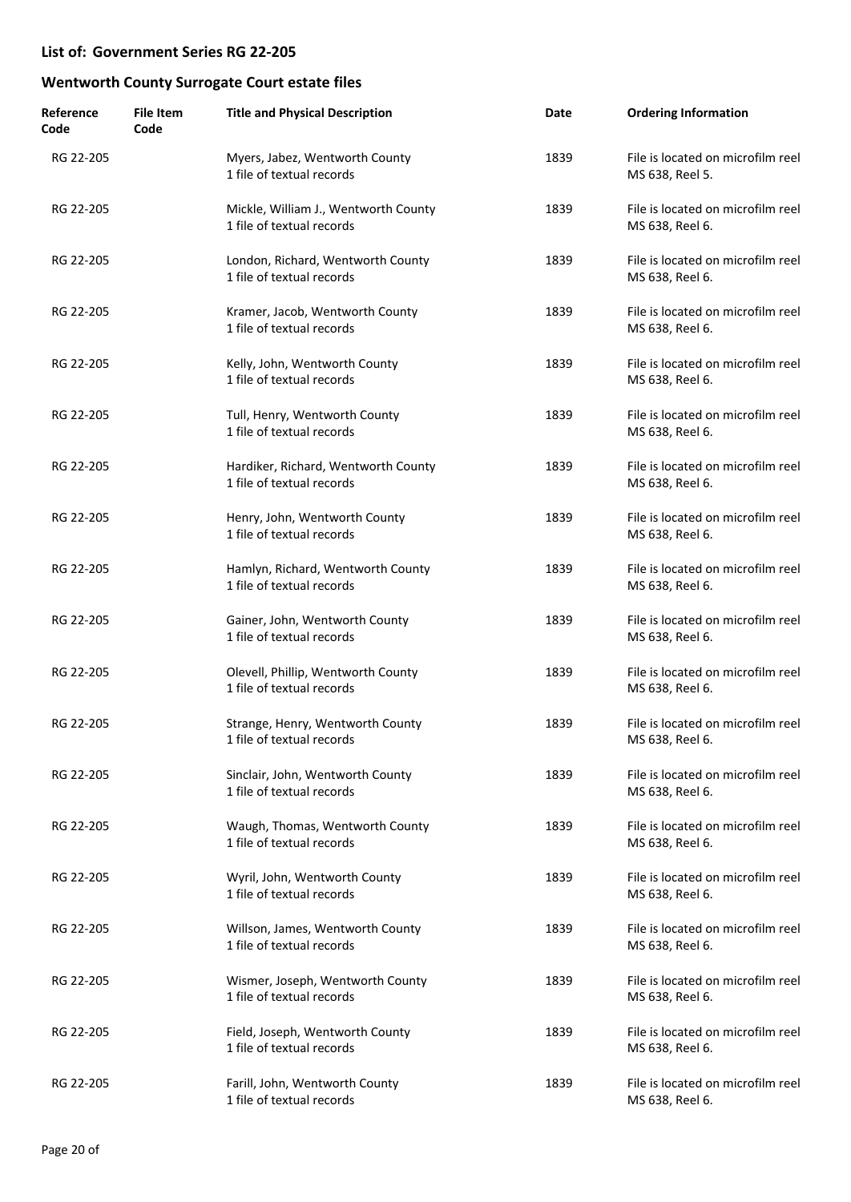**List of: Government Series RG 22-205**

**Wentworth County Surrogate Court estate files**

| Reference Code | File Item Code | Title and Physical Description | Date | Ordering Information |
|---|---|---|---|---|
| RG 22-205 | | Myers, Jabez, Wentworth County<br>1 file of textual records | 1839 | File is located on microfilm reel MS 638, Reel 5. |
| RG 22-205 | | Mickle, William J., Wentworth County<br>1 file of textual records | 1839 | File is located on microfilm reel MS 638, Reel 6. |
| RG 22-205 | | London, Richard, Wentworth County<br>1 file of textual records | 1839 | File is located on microfilm reel MS 638, Reel 6. |
| RG 22-205 | | Kramer, Jacob, Wentworth County<br>1 file of textual records | 1839 | File is located on microfilm reel MS 638, Reel 6. |
| RG 22-205 | | Kelly, John, Wentworth County<br>1 file of textual records | 1839 | File is located on microfilm reel MS 638, Reel 6. |
| RG 22-205 | | Tull, Henry, Wentworth County<br>1 file of textual records | 1839 | File is located on microfilm reel MS 638, Reel 6. |
| RG 22-205 | | Hardiker, Richard, Wentworth County<br>1 file of textual records | 1839 | File is located on microfilm reel MS 638, Reel 6. |
| RG 22-205 | | Henry, John, Wentworth County<br>1 file of textual records | 1839 | File is located on microfilm reel MS 638, Reel 6. |
| RG 22-205 | | Hamlyn, Richard, Wentworth County<br>1 file of textual records | 1839 | File is located on microfilm reel MS 638, Reel 6. |
| RG 22-205 | | Gainer, John, Wentworth County<br>1 file of textual records | 1839 | File is located on microfilm reel MS 638, Reel 6. |
| RG 22-205 | | Olevell, Phillip, Wentworth County<br>1 file of textual records | 1839 | File is located on microfilm reel MS 638, Reel 6. |
| RG 22-205 | | Strange, Henry, Wentworth County<br>1 file of textual records | 1839 | File is located on microfilm reel MS 638, Reel 6. |
| RG 22-205 | | Sinclair, John, Wentworth County<br>1 file of textual records | 1839 | File is located on microfilm reel MS 638, Reel 6. |
| RG 22-205 | | Waugh, Thomas, Wentworth County<br>1 file of textual records | 1839 | File is located on microfilm reel MS 638, Reel 6. |
| RG 22-205 | | Wyril, John, Wentworth County<br>1 file of textual records | 1839 | File is located on microfilm reel MS 638, Reel 6. |
| RG 22-205 | | Willson, James, Wentworth County<br>1 file of textual records | 1839 | File is located on microfilm reel MS 638, Reel 6. |
| RG 22-205 | | Wismer, Joseph, Wentworth County<br>1 file of textual records | 1839 | File is located on microfilm reel MS 638, Reel 6. |
| RG 22-205 | | Field, Joseph, Wentworth County<br>1 file of textual records | 1839 | File is located on microfilm reel MS 638, Reel 6. |
| RG 22-205 | | Farill, John, Wentworth County<br>1 file of textual records | 1839 | File is located on microfilm reel MS 638, Reel 6. |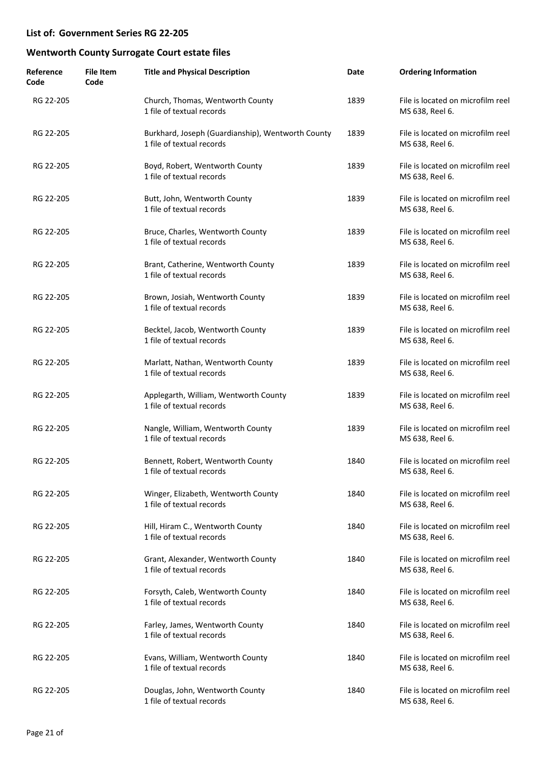## List of: Government Series RG 22-205

## Wentworth County Surrogate Court estate files

| Reference Code | File Item Code | Title and Physical Description | Date | Ordering Information |
|---|---|---|---|---|
| RG 22-205 | | Church, Thomas, Wentworth County<br>1 file of textual records | 1839 | File is located on microfilm reel MS 638, Reel 6. |
| RG 22-205 | | Burkhard, Joseph (Guardianship), Wentworth County<br>1 file of textual records | 1839 | File is located on microfilm reel MS 638, Reel 6. |
| RG 22-205 | | Boyd, Robert, Wentworth County<br>1 file of textual records | 1839 | File is located on microfilm reel MS 638, Reel 6. |
| RG 22-205 | | Butt, John, Wentworth County<br>1 file of textual records | 1839 | File is located on microfilm reel MS 638, Reel 6. |
| RG 22-205 | | Bruce, Charles, Wentworth County<br>1 file of textual records | 1839 | File is located on microfilm reel MS 638, Reel 6. |
| RG 22-205 | | Brant, Catherine, Wentworth County<br>1 file of textual records | 1839 | File is located on microfilm reel MS 638, Reel 6. |
| RG 22-205 | | Brown, Josiah, Wentworth County<br>1 file of textual records | 1839 | File is located on microfilm reel MS 638, Reel 6. |
| RG 22-205 | | Becktel, Jacob, Wentworth County<br>1 file of textual records | 1839 | File is located on microfilm reel MS 638, Reel 6. |
| RG 22-205 | | Marlatt, Nathan, Wentworth County<br>1 file of textual records | 1839 | File is located on microfilm reel MS 638, Reel 6. |
| RG 22-205 | | Applegarth, William, Wentworth County<br>1 file of textual records | 1839 | File is located on microfilm reel MS 638, Reel 6. |
| RG 22-205 | | Nangle, William, Wentworth County<br>1 file of textual records | 1839 | File is located on microfilm reel MS 638, Reel 6. |
| RG 22-205 | | Bennett, Robert, Wentworth County<br>1 file of textual records | 1840 | File is located on microfilm reel MS 638, Reel 6. |
| RG 22-205 | | Winger, Elizabeth, Wentworth County<br>1 file of textual records | 1840 | File is located on microfilm reel MS 638, Reel 6. |
| RG 22-205 | | Hill, Hiram C., Wentworth County<br>1 file of textual records | 1840 | File is located on microfilm reel MS 638, Reel 6. |
| RG 22-205 | | Grant, Alexander, Wentworth County<br>1 file of textual records | 1840 | File is located on microfilm reel MS 638, Reel 6. |
| RG 22-205 | | Forsyth, Caleb, Wentworth County<br>1 file of textual records | 1840 | File is located on microfilm reel MS 638, Reel 6. |
| RG 22-205 | | Farley, James, Wentworth County<br>1 file of textual records | 1840 | File is located on microfilm reel MS 638, Reel 6. |
| RG 22-205 | | Evans, William, Wentworth County<br>1 file of textual records | 1840 | File is located on microfilm reel MS 638, Reel 6. |
| RG 22-205 | | Douglas, John, Wentworth County<br>1 file of textual records | 1840 | File is located on microfilm reel MS 638, Reel 6. |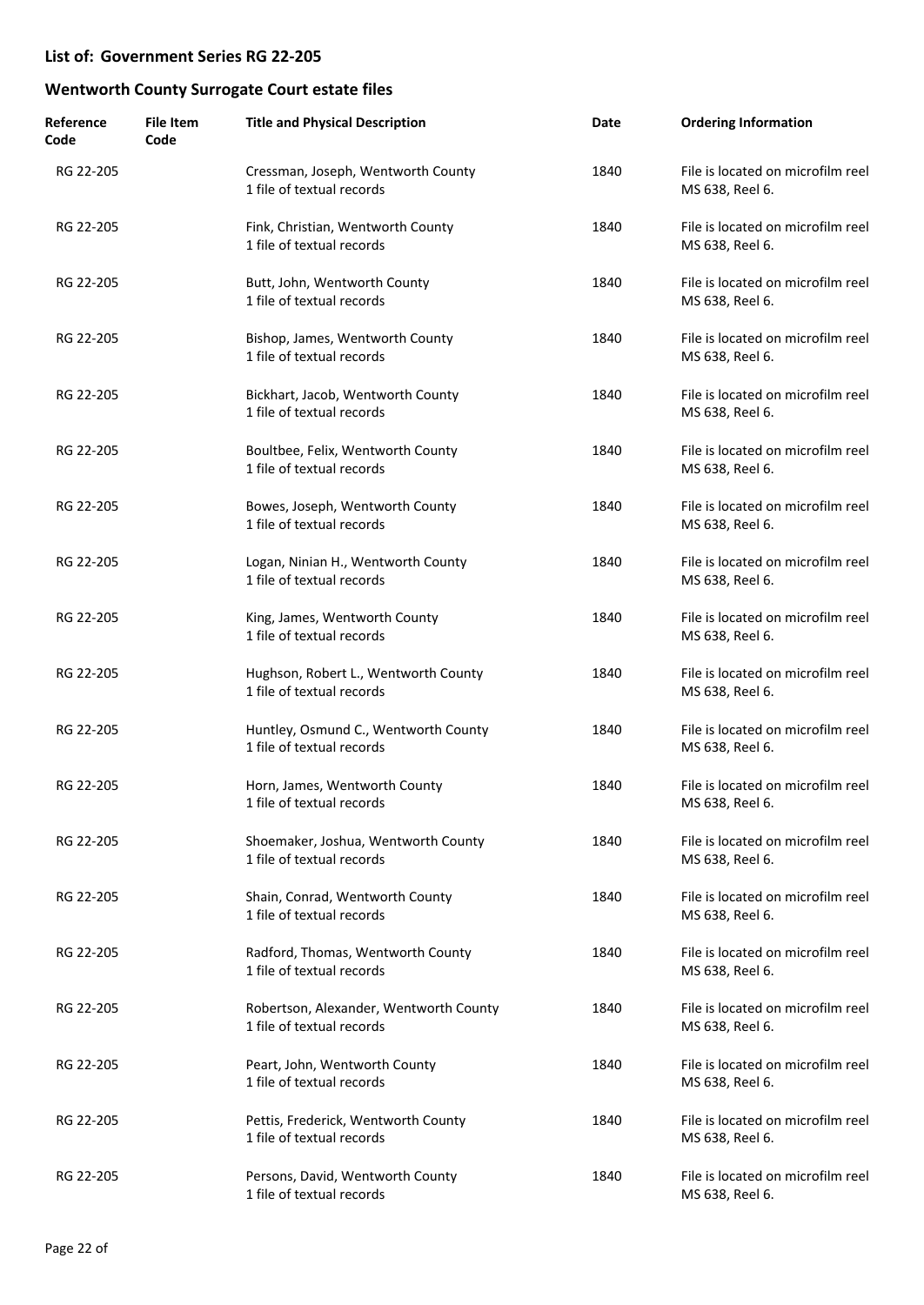## List of: Government Series RG 22-205

## Wentworth County Surrogate Court estate files

| Reference Code | File Item Code | Title and Physical Description | Date | Ordering Information |
|---|---|---|---|---|
| RG 22-205 | | Cressman, Joseph, Wentworth County<br>1 file of textual records | 1840 | File is located on microfilm reel MS 638, Reel 6. |
| RG 22-205 | | Fink, Christian, Wentworth County<br>1 file of textual records | 1840 | File is located on microfilm reel MS 638, Reel 6. |
| RG 22-205 | | Butt, John, Wentworth County<br>1 file of textual records | 1840 | File is located on microfilm reel MS 638, Reel 6. |
| RG 22-205 | | Bishop, James, Wentworth County<br>1 file of textual records | 1840 | File is located on microfilm reel MS 638, Reel 6. |
| RG 22-205 | | Bickhart, Jacob, Wentworth County<br>1 file of textual records | 1840 | File is located on microfilm reel MS 638, Reel 6. |
| RG 22-205 | | Boultbee, Felix, Wentworth County<br>1 file of textual records | 1840 | File is located on microfilm reel MS 638, Reel 6. |
| RG 22-205 | | Bowes, Joseph, Wentworth County<br>1 file of textual records | 1840 | File is located on microfilm reel MS 638, Reel 6. |
| RG 22-205 | | Logan, Ninian H., Wentworth County<br>1 file of textual records | 1840 | File is located on microfilm reel MS 638, Reel 6. |
| RG 22-205 | | King, James, Wentworth County<br>1 file of textual records | 1840 | File is located on microfilm reel MS 638, Reel 6. |
| RG 22-205 | | Hughson, Robert L., Wentworth County<br>1 file of textual records | 1840 | File is located on microfilm reel MS 638, Reel 6. |
| RG 22-205 | | Huntley, Osmund C., Wentworth County<br>1 file of textual records | 1840 | File is located on microfilm reel MS 638, Reel 6. |
| RG 22-205 | | Horn, James, Wentworth County<br>1 file of textual records | 1840 | File is located on microfilm reel MS 638, Reel 6. |
| RG 22-205 | | Shoemaker, Joshua, Wentworth County<br>1 file of textual records | 1840 | File is located on microfilm reel MS 638, Reel 6. |
| RG 22-205 | | Shain, Conrad, Wentworth County<br>1 file of textual records | 1840 | File is located on microfilm reel MS 638, Reel 6. |
| RG 22-205 | | Radford, Thomas, Wentworth County<br>1 file of textual records | 1840 | File is located on microfilm reel MS 638, Reel 6. |
| RG 22-205 | | Robertson, Alexander, Wentworth County<br>1 file of textual records | 1840 | File is located on microfilm reel MS 638, Reel 6. |
| RG 22-205 | | Peart, John, Wentworth County<br>1 file of textual records | 1840 | File is located on microfilm reel MS 638, Reel 6. |
| RG 22-205 | | Pettis, Frederick, Wentworth County<br>1 file of textual records | 1840 | File is located on microfilm reel MS 638, Reel 6. |
| RG 22-205 | | Persons, David, Wentworth County<br>1 file of textual records | 1840 | File is located on microfilm reel MS 638, Reel 6. |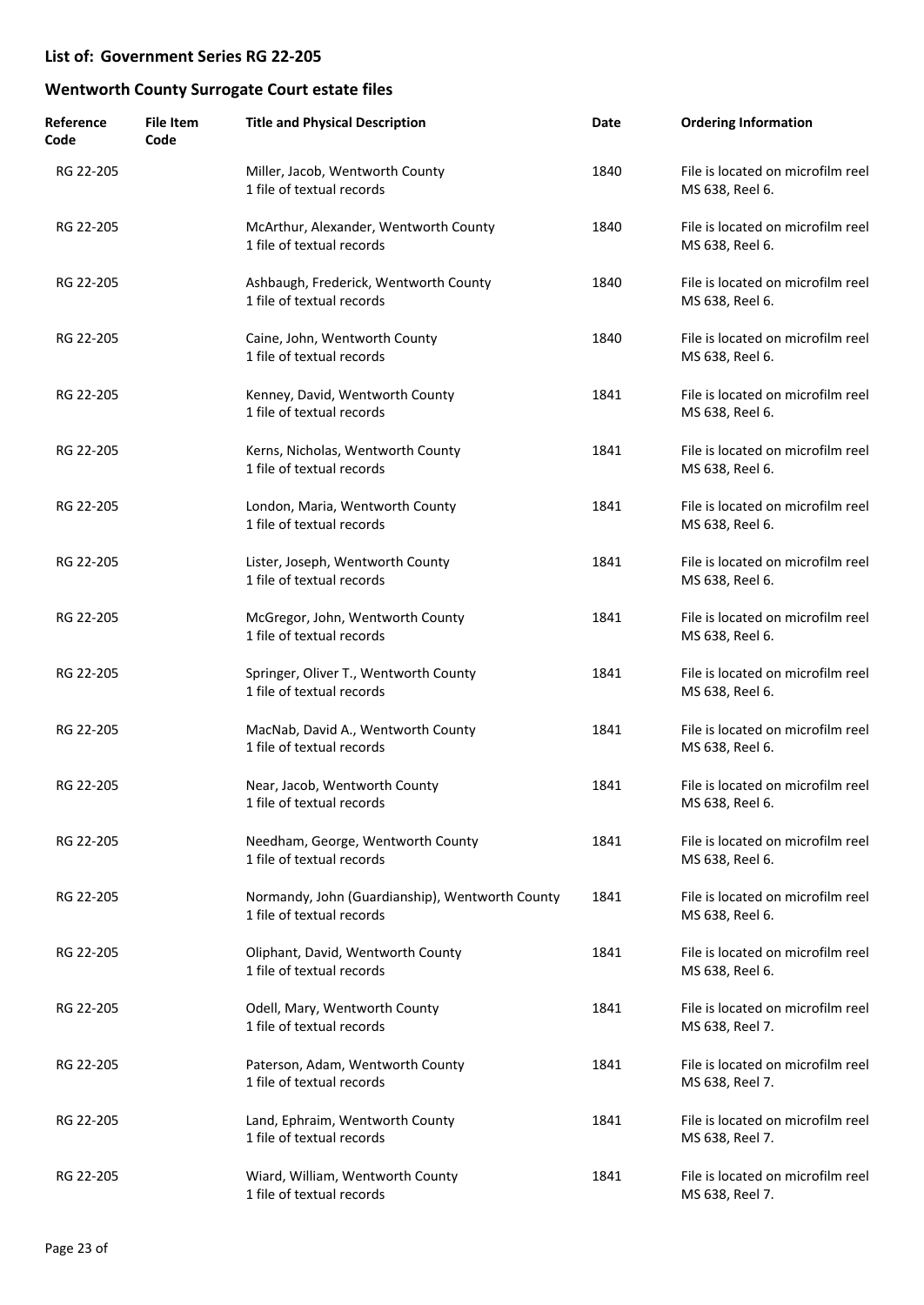## List of: Government Series RG 22-205

## Wentworth County Surrogate Court estate files

| Reference Code | File Item Code | Title and Physical Description | Date | Ordering Information |
| --- | --- | --- | --- | --- |
| RG 22-205 | | Miller, Jacob, Wentworth County<br>1 file of textual records | 1840 | File is located on microfilm reel MS 638, Reel 6. |
| RG 22-205 | | McArthur, Alexander, Wentworth County<br>1 file of textual records | 1840 | File is located on microfilm reel MS 638, Reel 6. |
| RG 22-205 | | Ashbaugh, Frederick, Wentworth County<br>1 file of textual records | 1840 | File is located on microfilm reel MS 638, Reel 6. |
| RG 22-205 | | Caine, John, Wentworth County<br>1 file of textual records | 1840 | File is located on microfilm reel MS 638, Reel 6. |
| RG 22-205 | | Kenney, David, Wentworth County<br>1 file of textual records | 1841 | File is located on microfilm reel MS 638, Reel 6. |
| RG 22-205 | | Kerns, Nicholas, Wentworth County<br>1 file of textual records | 1841 | File is located on microfilm reel MS 638, Reel 6. |
| RG 22-205 | | London, Maria, Wentworth County<br>1 file of textual records | 1841 | File is located on microfilm reel MS 638, Reel 6. |
| RG 22-205 | | Lister, Joseph, Wentworth County<br>1 file of textual records | 1841 | File is located on microfilm reel MS 638, Reel 6. |
| RG 22-205 | | McGregor, John, Wentworth County<br>1 file of textual records | 1841 | File is located on microfilm reel MS 638, Reel 6. |
| RG 22-205 | | Springer, Oliver T., Wentworth County<br>1 file of textual records | 1841 | File is located on microfilm reel MS 638, Reel 6. |
| RG 22-205 | | MacNab, David A., Wentworth County<br>1 file of textual records | 1841 | File is located on microfilm reel MS 638, Reel 6. |
| RG 22-205 | | Near, Jacob, Wentworth County<br>1 file of textual records | 1841 | File is located on microfilm reel MS 638, Reel 6. |
| RG 22-205 | | Needham, George, Wentworth County<br>1 file of textual records | 1841 | File is located on microfilm reel MS 638, Reel 6. |
| RG 22-205 | | Normandy, John (Guardianship), Wentworth County<br>1 file of textual records | 1841 | File is located on microfilm reel MS 638, Reel 6. |
| RG 22-205 | | Oliphant, David, Wentworth County<br>1 file of textual records | 1841 | File is located on microfilm reel MS 638, Reel 6. |
| RG 22-205 | | Odell, Mary, Wentworth County<br>1 file of textual records | 1841 | File is located on microfilm reel MS 638, Reel 7. |
| RG 22-205 | | Paterson, Adam, Wentworth County<br>1 file of textual records | 1841 | File is located on microfilm reel MS 638, Reel 7. |
| RG 22-205 | | Land, Ephraim, Wentworth County<br>1 file of textual records | 1841 | File is located on microfilm reel MS 638, Reel 7. |
| RG 22-205 | | Wiard, William, Wentworth County<br>1 file of textual records | 1841 | File is located on microfilm reel MS 638, Reel 7. |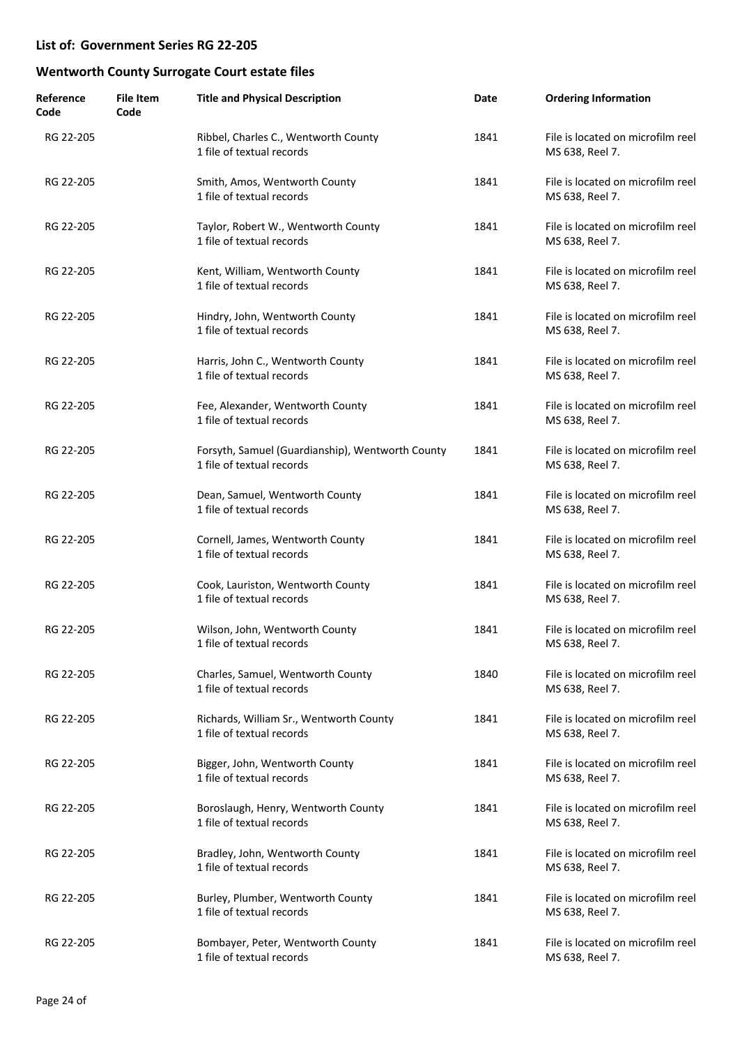## List of: Government Series RG 22-205

## Wentworth County Surrogate Court estate files

| Reference Code | File Item Code | Title and Physical Description | Date | Ordering Information |
|---|---|---|---|---|
| RG 22-205 | | Ribbel, Charles C., Wentworth County<br>1 file of textual records | 1841 | File is located on microfilm reel MS 638, Reel 7. |
| RG 22-205 | | Smith, Amos, Wentworth County<br>1 file of textual records | 1841 | File is located on microfilm reel MS 638, Reel 7. |
| RG 22-205 | | Taylor, Robert W., Wentworth County<br>1 file of textual records | 1841 | File is located on microfilm reel MS 638, Reel 7. |
| RG 22-205 | | Kent, William, Wentworth County<br>1 file of textual records | 1841 | File is located on microfilm reel MS 638, Reel 7. |
| RG 22-205 | | Hindry, John, Wentworth County<br>1 file of textual records | 1841 | File is located on microfilm reel MS 638, Reel 7. |
| RG 22-205 | | Harris, John C., Wentworth County<br>1 file of textual records | 1841 | File is located on microfilm reel MS 638, Reel 7. |
| RG 22-205 | | Fee, Alexander, Wentworth County<br>1 file of textual records | 1841 | File is located on microfilm reel MS 638, Reel 7. |
| RG 22-205 | | Forsyth, Samuel (Guardianship), Wentworth County<br>1 file of textual records | 1841 | File is located on microfilm reel MS 638, Reel 7. |
| RG 22-205 | | Dean, Samuel, Wentworth County<br>1 file of textual records | 1841 | File is located on microfilm reel MS 638, Reel 7. |
| RG 22-205 | | Cornell, James, Wentworth County<br>1 file of textual records | 1841 | File is located on microfilm reel MS 638, Reel 7. |
| RG 22-205 | | Cook, Lauriston, Wentworth County<br>1 file of textual records | 1841 | File is located on microfilm reel MS 638, Reel 7. |
| RG 22-205 | | Wilson, John, Wentworth County<br>1 file of textual records | 1841 | File is located on microfilm reel MS 638, Reel 7. |
| RG 22-205 | | Charles, Samuel, Wentworth County<br>1 file of textual records | 1840 | File is located on microfilm reel MS 638, Reel 7. |
| RG 22-205 | | Richards, William Sr., Wentworth County<br>1 file of textual records | 1841 | File is located on microfilm reel MS 638, Reel 7. |
| RG 22-205 | | Bigger, John, Wentworth County<br>1 file of textual records | 1841 | File is located on microfilm reel MS 638, Reel 7. |
| RG 22-205 | | Boroslaugh, Henry, Wentworth County<br>1 file of textual records | 1841 | File is located on microfilm reel MS 638, Reel 7. |
| RG 22-205 | | Bradley, John, Wentworth County<br>1 file of textual records | 1841 | File is located on microfilm reel MS 638, Reel 7. |
| RG 22-205 | | Burley, Plumber, Wentworth County<br>1 file of textual records | 1841 | File is located on microfilm reel MS 638, Reel 7. |
| RG 22-205 | | Bombayer, Peter, Wentworth County<br>1 file of textual records | 1841 | File is located on microfilm reel MS 638, Reel 7. |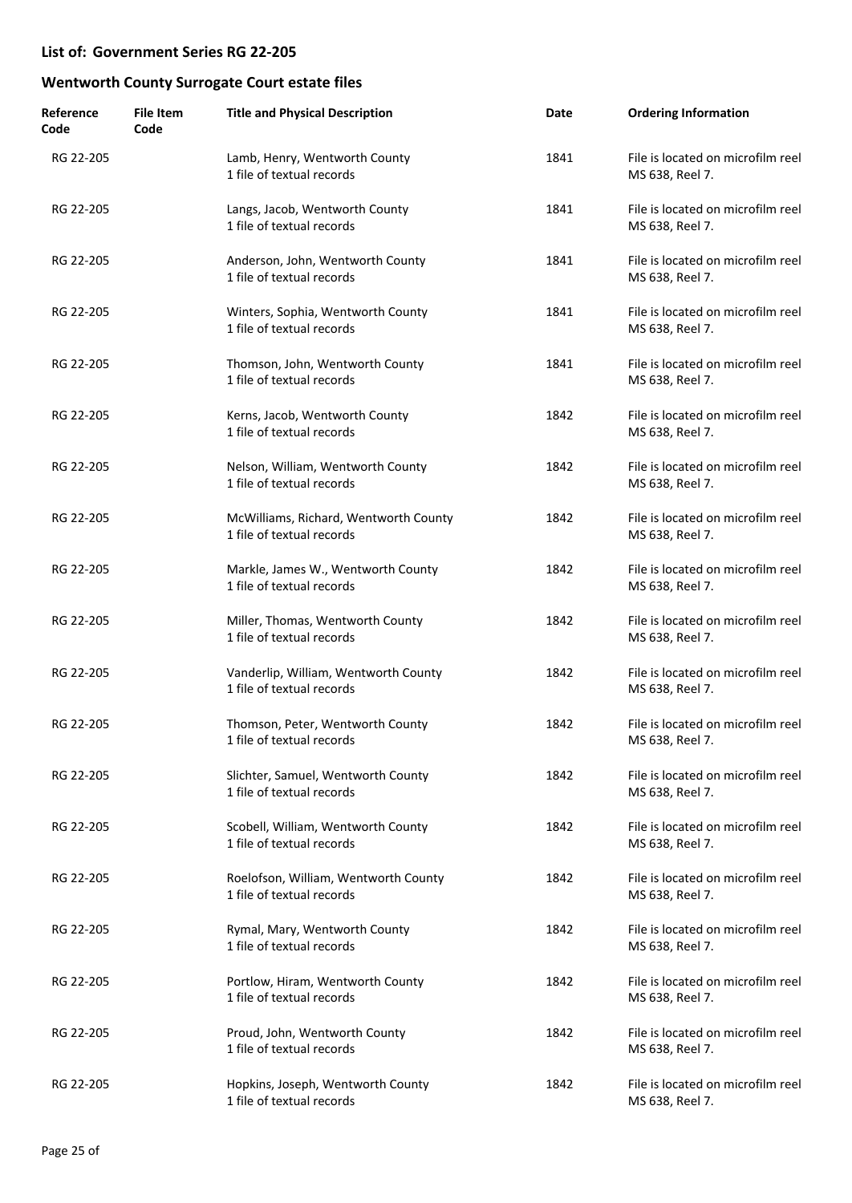## List of: Government Series RG 22-205

## Wentworth County Surrogate Court estate files

| Reference Code | File Item Code | Title and Physical Description | Date | Ordering Information |
|---|---|---|---|---|
| RG 22-205 | | Lamb, Henry, Wentworth County<br>1 file of textual records | 1841 | File is located on microfilm reel MS 638, Reel 7. |
| RG 22-205 | | Langs, Jacob, Wentworth County<br>1 file of textual records | 1841 | File is located on microfilm reel MS 638, Reel 7. |
| RG 22-205 | | Anderson, John, Wentworth County<br>1 file of textual records | 1841 | File is located on microfilm reel MS 638, Reel 7. |
| RG 22-205 | | Winters, Sophia, Wentworth County<br>1 file of textual records | 1841 | File is located on microfilm reel MS 638, Reel 7. |
| RG 22-205 | | Thomson, John, Wentworth County<br>1 file of textual records | 1841 | File is located on microfilm reel MS 638, Reel 7. |
| RG 22-205 | | Kerns, Jacob, Wentworth County<br>1 file of textual records | 1842 | File is located on microfilm reel MS 638, Reel 7. |
| RG 22-205 | | Nelson, William, Wentworth County<br>1 file of textual records | 1842 | File is located on microfilm reel MS 638, Reel 7. |
| RG 22-205 | | McWilliams, Richard, Wentworth County<br>1 file of textual records | 1842 | File is located on microfilm reel MS 638, Reel 7. |
| RG 22-205 | | Markle, James W., Wentworth County<br>1 file of textual records | 1842 | File is located on microfilm reel MS 638, Reel 7. |
| RG 22-205 | | Miller, Thomas, Wentworth County<br>1 file of textual records | 1842 | File is located on microfilm reel MS 638, Reel 7. |
| RG 22-205 | | Vanderlip, William, Wentworth County<br>1 file of textual records | 1842 | File is located on microfilm reel MS 638, Reel 7. |
| RG 22-205 | | Thomson, Peter, Wentworth County<br>1 file of textual records | 1842 | File is located on microfilm reel MS 638, Reel 7. |
| RG 22-205 | | Slichter, Samuel, Wentworth County<br>1 file of textual records | 1842 | File is located on microfilm reel MS 638, Reel 7. |
| RG 22-205 | | Scobell, William, Wentworth County<br>1 file of textual records | 1842 | File is located on microfilm reel MS 638, Reel 7. |
| RG 22-205 | | Roelofson, William, Wentworth County<br>1 file of textual records | 1842 | File is located on microfilm reel MS 638, Reel 7. |
| RG 22-205 | | Rymal, Mary, Wentworth County<br>1 file of textual records | 1842 | File is located on microfilm reel MS 638, Reel 7. |
| RG 22-205 | | Portlow, Hiram, Wentworth County<br>1 file of textual records | 1842 | File is located on microfilm reel MS 638, Reel 7. |
| RG 22-205 | | Proud, John, Wentworth County<br>1 file of textual records | 1842 | File is located on microfilm reel MS 638, Reel 7. |
| RG 22-205 | | Hopkins, Joseph, Wentworth County<br>1 file of textual records | 1842 | File is located on microfilm reel MS 638, Reel 7. |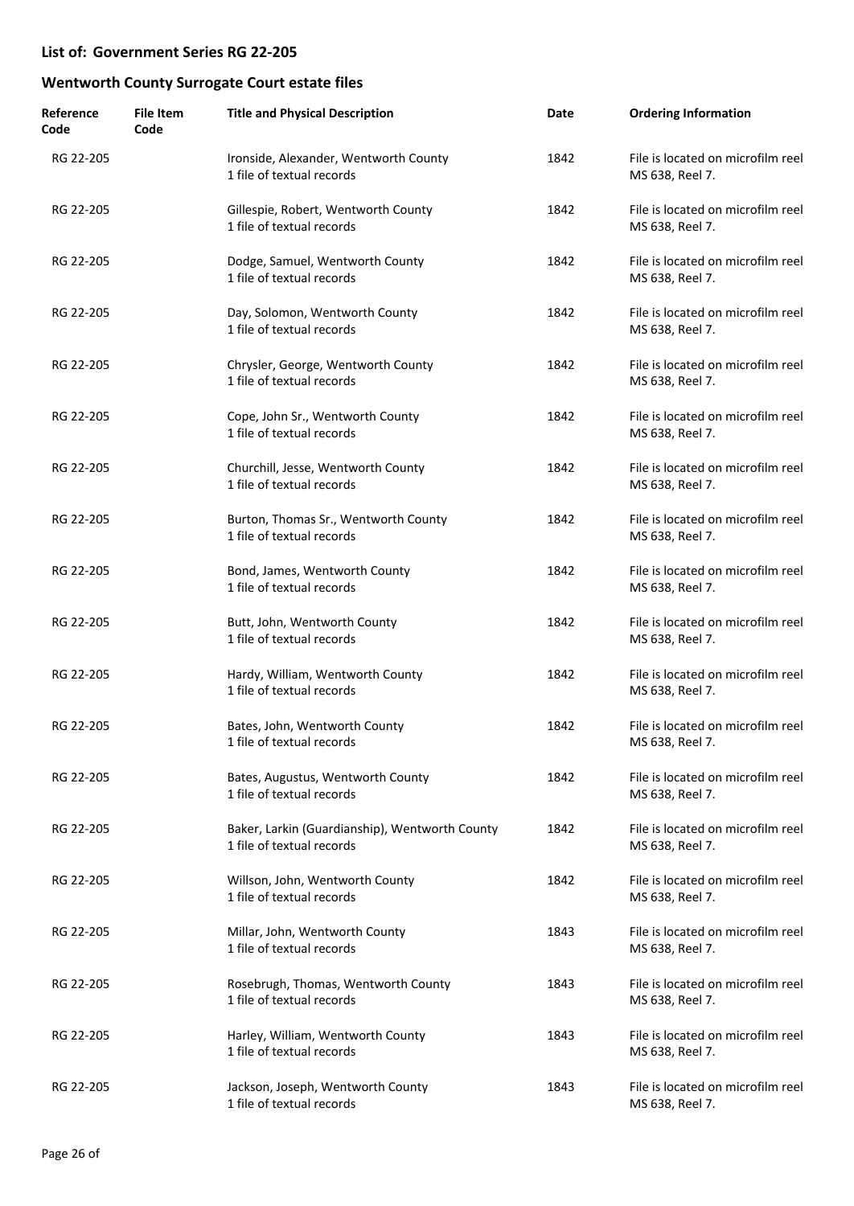## List of: Government Series RG 22-205

## Wentworth County Surrogate Court estate files

| Reference Code | File Item Code | Title and Physical Description | Date | Ordering Information |
|---|---|---|---|---|
| RG 22-205 | | Ironside, Alexander, Wentworth County<br>1 file of textual records | 1842 | File is located on microfilm reel MS 638, Reel 7. |
| RG 22-205 | | Gillespie, Robert, Wentworth County<br>1 file of textual records | 1842 | File is located on microfilm reel MS 638, Reel 7. |
| RG 22-205 | | Dodge, Samuel, Wentworth County<br>1 file of textual records | 1842 | File is located on microfilm reel MS 638, Reel 7. |
| RG 22-205 | | Day, Solomon, Wentworth County<br>1 file of textual records | 1842 | File is located on microfilm reel MS 638, Reel 7. |
| RG 22-205 | | Chrysler, George, Wentworth County<br>1 file of textual records | 1842 | File is located on microfilm reel MS 638, Reel 7. |
| RG 22-205 | | Cope, John Sr., Wentworth County<br>1 file of textual records | 1842 | File is located on microfilm reel MS 638, Reel 7. |
| RG 22-205 | | Churchill, Jesse, Wentworth County<br>1 file of textual records | 1842 | File is located on microfilm reel MS 638, Reel 7. |
| RG 22-205 | | Burton, Thomas Sr., Wentworth County<br>1 file of textual records | 1842 | File is located on microfilm reel MS 638, Reel 7. |
| RG 22-205 | | Bond, James, Wentworth County<br>1 file of textual records | 1842 | File is located on microfilm reel MS 638, Reel 7. |
| RG 22-205 | | Butt, John, Wentworth County<br>1 file of textual records | 1842 | File is located on microfilm reel MS 638, Reel 7. |
| RG 22-205 | | Hardy, William, Wentworth County<br>1 file of textual records | 1842 | File is located on microfilm reel MS 638, Reel 7. |
| RG 22-205 | | Bates, John, Wentworth County<br>1 file of textual records | 1842 | File is located on microfilm reel MS 638, Reel 7. |
| RG 22-205 | | Bates, Augustus, Wentworth County<br>1 file of textual records | 1842 | File is located on microfilm reel MS 638, Reel 7. |
| RG 22-205 | | Baker, Larkin (Guardianship), Wentworth County<br>1 file of textual records | 1842 | File is located on microfilm reel MS 638, Reel 7. |
| RG 22-205 | | Willson, John, Wentworth County<br>1 file of textual records | 1842 | File is located on microfilm reel MS 638, Reel 7. |
| RG 22-205 | | Millar, John, Wentworth County<br>1 file of textual records | 1843 | File is located on microfilm reel MS 638, Reel 7. |
| RG 22-205 | | Rosebrugh, Thomas, Wentworth County<br>1 file of textual records | 1843 | File is located on microfilm reel MS 638, Reel 7. |
| RG 22-205 | | Harley, William, Wentworth County<br>1 file of textual records | 1843 | File is located on microfilm reel MS 638, Reel 7. |
| RG 22-205 | | Jackson, Joseph, Wentworth County<br>1 file of textual records | 1843 | File is located on microfilm reel MS 638, Reel 7. |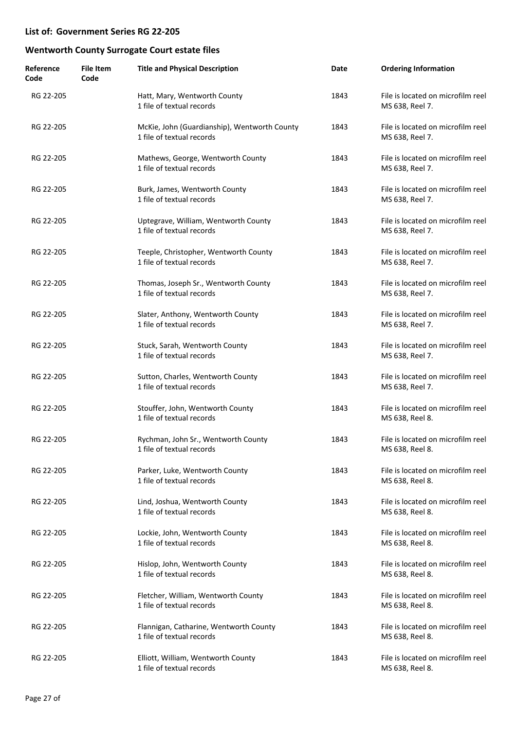**List of: Government Series RG 22-205**

**Wentworth County Surrogate Court estate files**

| Reference Code | File Item Code | Title and Physical Description | Date | Ordering Information |
|---|---|---|---|---|
| RG 22-205 | | Hatt, Mary, Wentworth County<br>1 file of textual records | 1843 | File is located on microfilm reel MS 638, Reel 7. |
| RG 22-205 | | McKie, John (Guardianship), Wentworth County<br>1 file of textual records | 1843 | File is located on microfilm reel MS 638, Reel 7. |
| RG 22-205 | | Mathews, George, Wentworth County<br>1 file of textual records | 1843 | File is located on microfilm reel MS 638, Reel 7. |
| RG 22-205 | | Burk, James, Wentworth County<br>1 file of textual records | 1843 | File is located on microfilm reel MS 638, Reel 7. |
| RG 22-205 | | Uptegrave, William, Wentworth County<br>1 file of textual records | 1843 | File is located on microfilm reel MS 638, Reel 7. |
| RG 22-205 | | Teeple, Christopher, Wentworth County<br>1 file of textual records | 1843 | File is located on microfilm reel MS 638, Reel 7. |
| RG 22-205 | | Thomas, Joseph Sr., Wentworth County<br>1 file of textual records | 1843 | File is located on microfilm reel MS 638, Reel 7. |
| RG 22-205 | | Slater, Anthony, Wentworth County<br>1 file of textual records | 1843 | File is located on microfilm reel MS 638, Reel 7. |
| RG 22-205 | | Stuck, Sarah, Wentworth County<br>1 file of textual records | 1843 | File is located on microfilm reel MS 638, Reel 7. |
| RG 22-205 | | Sutton, Charles, Wentworth County<br>1 file of textual records | 1843 | File is located on microfilm reel MS 638, Reel 7. |
| RG 22-205 | | Stouffer, John, Wentworth County<br>1 file of textual records | 1843 | File is located on microfilm reel MS 638, Reel 8. |
| RG 22-205 | | Rychman, John Sr., Wentworth County<br>1 file of textual records | 1843 | File is located on microfilm reel MS 638, Reel 8. |
| RG 22-205 | | Parker, Luke, Wentworth County<br>1 file of textual records | 1843 | File is located on microfilm reel MS 638, Reel 8. |
| RG 22-205 | | Lind, Joshua, Wentworth County<br>1 file of textual records | 1843 | File is located on microfilm reel MS 638, Reel 8. |
| RG 22-205 | | Lockie, John, Wentworth County<br>1 file of textual records | 1843 | File is located on microfilm reel MS 638, Reel 8. |
| RG 22-205 | | Hislop, John, Wentworth County<br>1 file of textual records | 1843 | File is located on microfilm reel MS 638, Reel 8. |
| RG 22-205 | | Fletcher, William, Wentworth County<br>1 file of textual records | 1843 | File is located on microfilm reel MS 638, Reel 8. |
| RG 22-205 | | Flannigan, Catharine, Wentworth County<br>1 file of textual records | 1843 | File is located on microfilm reel MS 638, Reel 8. |
| RG 22-205 | | Elliott, William, Wentworth County<br>1 file of textual records | 1843 | File is located on microfilm reel MS 638, Reel 8. |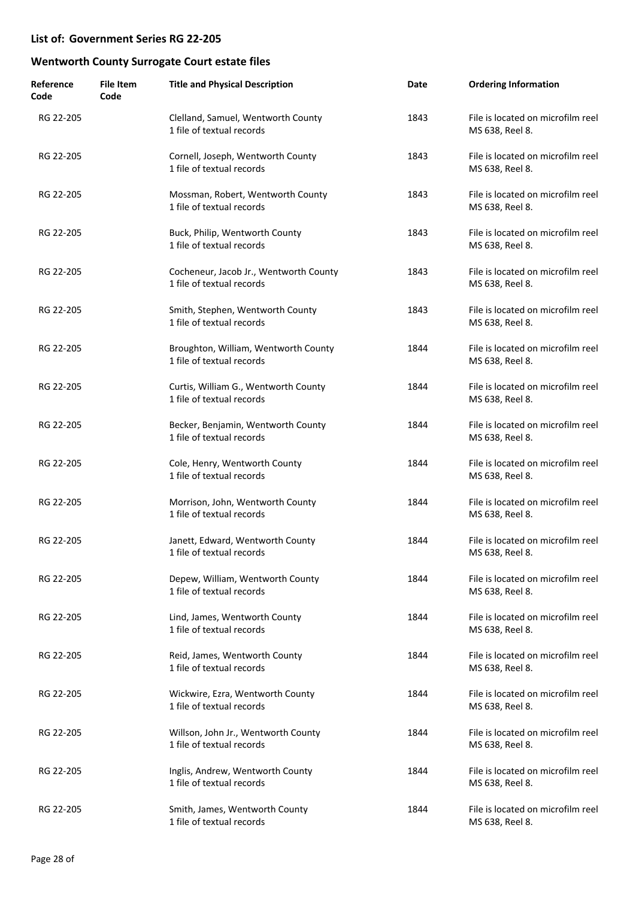## List of: Government Series RG 22-205

## Wentworth County Surrogate Court estate files

| Reference Code | File Item Code | Title and Physical Description | Date | Ordering Information |
|---|---|---|---|---|
| RG 22-205 | | Clelland, Samuel, Wentworth County<br>1 file of textual records | 1843 | File is located on microfilm reel MS 638, Reel 8. |
| RG 22-205 | | Cornell, Joseph, Wentworth County<br>1 file of textual records | 1843 | File is located on microfilm reel MS 638, Reel 8. |
| RG 22-205 | | Mossman, Robert, Wentworth County<br>1 file of textual records | 1843 | File is located on microfilm reel MS 638, Reel 8. |
| RG 22-205 | | Buck, Philip, Wentworth County<br>1 file of textual records | 1843 | File is located on microfilm reel MS 638, Reel 8. |
| RG 22-205 | | Cocheneur, Jacob Jr., Wentworth County<br>1 file of textual records | 1843 | File is located on microfilm reel MS 638, Reel 8. |
| RG 22-205 | | Smith, Stephen, Wentworth County<br>1 file of textual records | 1843 | File is located on microfilm reel MS 638, Reel 8. |
| RG 22-205 | | Broughton, William, Wentworth County<br>1 file of textual records | 1844 | File is located on microfilm reel MS 638, Reel 8. |
| RG 22-205 | | Curtis, William G., Wentworth County<br>1 file of textual records | 1844 | File is located on microfilm reel MS 638, Reel 8. |
| RG 22-205 | | Becker, Benjamin, Wentworth County<br>1 file of textual records | 1844 | File is located on microfilm reel MS 638, Reel 8. |
| RG 22-205 | | Cole, Henry, Wentworth County<br>1 file of textual records | 1844 | File is located on microfilm reel MS 638, Reel 8. |
| RG 22-205 | | Morrison, John, Wentworth County<br>1 file of textual records | 1844 | File is located on microfilm reel MS 638, Reel 8. |
| RG 22-205 | | Janett, Edward, Wentworth County<br>1 file of textual records | 1844 | File is located on microfilm reel MS 638, Reel 8. |
| RG 22-205 | | Depew, William, Wentworth County<br>1 file of textual records | 1844 | File is located on microfilm reel MS 638, Reel 8. |
| RG 22-205 | | Lind, James, Wentworth County<br>1 file of textual records | 1844 | File is located on microfilm reel MS 638, Reel 8. |
| RG 22-205 | | Reid, James, Wentworth County<br>1 file of textual records | 1844 | File is located on microfilm reel MS 638, Reel 8. |
| RG 22-205 | | Wickwire, Ezra, Wentworth County<br>1 file of textual records | 1844 | File is located on microfilm reel MS 638, Reel 8. |
| RG 22-205 | | Willson, John Jr., Wentworth County<br>1 file of textual records | 1844 | File is located on microfilm reel MS 638, Reel 8. |
| RG 22-205 | | Inglis, Andrew, Wentworth County<br>1 file of textual records | 1844 | File is located on microfilm reel MS 638, Reel 8. |
| RG 22-205 | | Smith, James, Wentworth County<br>1 file of textual records | 1844 | File is located on microfilm reel MS 638, Reel 8. |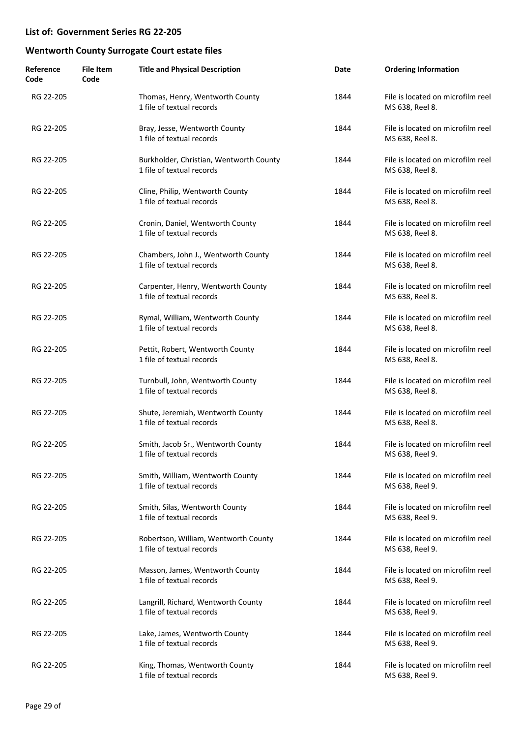## List of: Government Series RG 22-205

## Wentworth County Surrogate Court estate files

| Reference Code | File Item Code | Title and Physical Description | Date | Ordering Information |
|---|---|---|---|---|
| RG 22-205 | | Thomas, Henry, Wentworth County<br>1 file of textual records | 1844 | File is located on microfilm reel MS 638, Reel 8. |
| RG 22-205 | | Bray, Jesse, Wentworth County<br>1 file of textual records | 1844 | File is located on microfilm reel MS 638, Reel 8. |
| RG 22-205 | | Burkholder, Christian, Wentworth County<br>1 file of textual records | 1844 | File is located on microfilm reel MS 638, Reel 8. |
| RG 22-205 | | Cline, Philip, Wentworth County<br>1 file of textual records | 1844 | File is located on microfilm reel MS 638, Reel 8. |
| RG 22-205 | | Cronin, Daniel, Wentworth County<br>1 file of textual records | 1844 | File is located on microfilm reel MS 638, Reel 8. |
| RG 22-205 | | Chambers, John J., Wentworth County<br>1 file of textual records | 1844 | File is located on microfilm reel MS 638, Reel 8. |
| RG 22-205 | | Carpenter, Henry, Wentworth County<br>1 file of textual records | 1844 | File is located on microfilm reel MS 638, Reel 8. |
| RG 22-205 | | Rymal, William, Wentworth County<br>1 file of textual records | 1844 | File is located on microfilm reel MS 638, Reel 8. |
| RG 22-205 | | Pettit, Robert, Wentworth County<br>1 file of textual records | 1844 | File is located on microfilm reel MS 638, Reel 8. |
| RG 22-205 | | Turnbull, John, Wentworth County<br>1 file of textual records | 1844 | File is located on microfilm reel MS 638, Reel 8. |
| RG 22-205 | | Shute, Jeremiah, Wentworth County<br>1 file of textual records | 1844 | File is located on microfilm reel MS 638, Reel 8. |
| RG 22-205 | | Smith, Jacob Sr., Wentworth County<br>1 file of textual records | 1844 | File is located on microfilm reel MS 638, Reel 9. |
| RG 22-205 | | Smith, William, Wentworth County<br>1 file of textual records | 1844 | File is located on microfilm reel MS 638, Reel 9. |
| RG 22-205 | | Smith, Silas, Wentworth County<br>1 file of textual records | 1844 | File is located on microfilm reel MS 638, Reel 9. |
| RG 22-205 | | Robertson, William, Wentworth County<br>1 file of textual records | 1844 | File is located on microfilm reel MS 638, Reel 9. |
| RG 22-205 | | Masson, James, Wentworth County<br>1 file of textual records | 1844 | File is located on microfilm reel MS 638, Reel 9. |
| RG 22-205 | | Langrill, Richard, Wentworth County<br>1 file of textual records | 1844 | File is located on microfilm reel MS 638, Reel 9. |
| RG 22-205 | | Lake, James, Wentworth County<br>1 file of textual records | 1844 | File is located on microfilm reel MS 638, Reel 9. |
| RG 22-205 | | King, Thomas, Wentworth County<br>1 file of textual records | 1844 | File is located on microfilm reel MS 638, Reel 9. |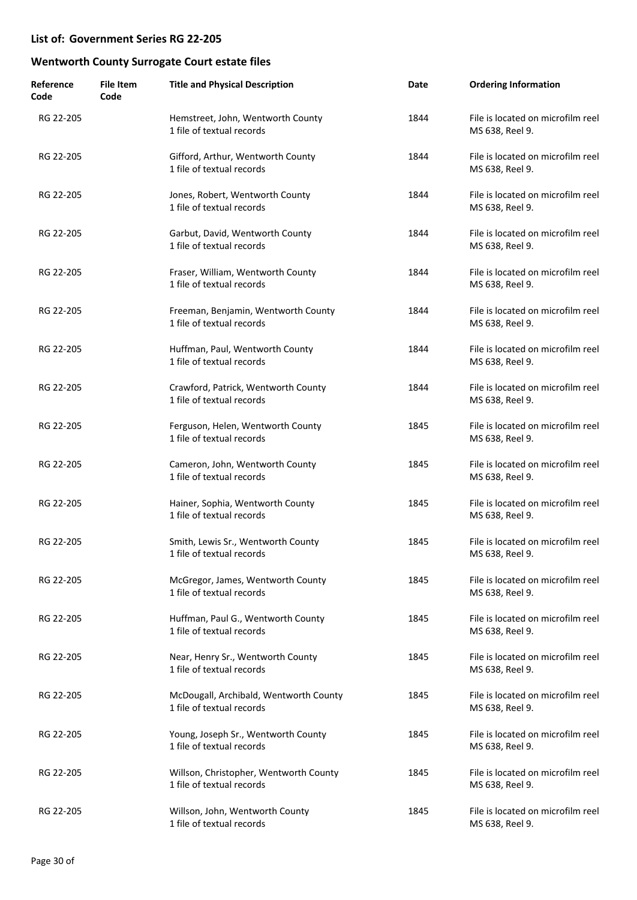## List of: Government Series RG 22-205

## Wentworth County Surrogate Court estate files

| Reference Code | File Item Code | Title and Physical Description | Date | Ordering Information |
|---|---|---|---|---|
| RG 22-205 | | Hemstreet, John, Wentworth County<br>1 file of textual records | 1844 | File is located on microfilm reel MS 638, Reel 9. |
| RG 22-205 | | Gifford, Arthur, Wentworth County<br>1 file of textual records | 1844 | File is located on microfilm reel MS 638, Reel 9. |
| RG 22-205 | | Jones, Robert, Wentworth County<br>1 file of textual records | 1844 | File is located on microfilm reel MS 638, Reel 9. |
| RG 22-205 | | Garbut, David, Wentworth County<br>1 file of textual records | 1844 | File is located on microfilm reel MS 638, Reel 9. |
| RG 22-205 | | Fraser, William, Wentworth County<br>1 file of textual records | 1844 | File is located on microfilm reel MS 638, Reel 9. |
| RG 22-205 | | Freeman, Benjamin, Wentworth County<br>1 file of textual records | 1844 | File is located on microfilm reel MS 638, Reel 9. |
| RG 22-205 | | Huffman, Paul, Wentworth County<br>1 file of textual records | 1844 | File is located on microfilm reel MS 638, Reel 9. |
| RG 22-205 | | Crawford, Patrick, Wentworth County<br>1 file of textual records | 1844 | File is located on microfilm reel MS 638, Reel 9. |
| RG 22-205 | | Ferguson, Helen, Wentworth County<br>1 file of textual records | 1845 | File is located on microfilm reel MS 638, Reel 9. |
| RG 22-205 | | Cameron, John, Wentworth County<br>1 file of textual records | 1845 | File is located on microfilm reel MS 638, Reel 9. |
| RG 22-205 | | Hainer, Sophia, Wentworth County<br>1 file of textual records | 1845 | File is located on microfilm reel MS 638, Reel 9. |
| RG 22-205 | | Smith, Lewis Sr., Wentworth County<br>1 file of textual records | 1845 | File is located on microfilm reel MS 638, Reel 9. |
| RG 22-205 | | McGregor, James, Wentworth County<br>1 file of textual records | 1845 | File is located on microfilm reel MS 638, Reel 9. |
| RG 22-205 | | Huffman, Paul G., Wentworth County<br>1 file of textual records | 1845 | File is located on microfilm reel MS 638, Reel 9. |
| RG 22-205 | | Near, Henry Sr., Wentworth County<br>1 file of textual records | 1845 | File is located on microfilm reel MS 638, Reel 9. |
| RG 22-205 | | McDougall, Archibald, Wentworth County<br>1 file of textual records | 1845 | File is located on microfilm reel MS 638, Reel 9. |
| RG 22-205 | | Young, Joseph Sr., Wentworth County<br>1 file of textual records | 1845 | File is located on microfilm reel MS 638, Reel 9. |
| RG 22-205 | | Willson, Christopher, Wentworth County<br>1 file of textual records | 1845 | File is located on microfilm reel MS 638, Reel 9. |
| RG 22-205 | | Willson, John, Wentworth County<br>1 file of textual records | 1845 | File is located on microfilm reel MS 638, Reel 9. |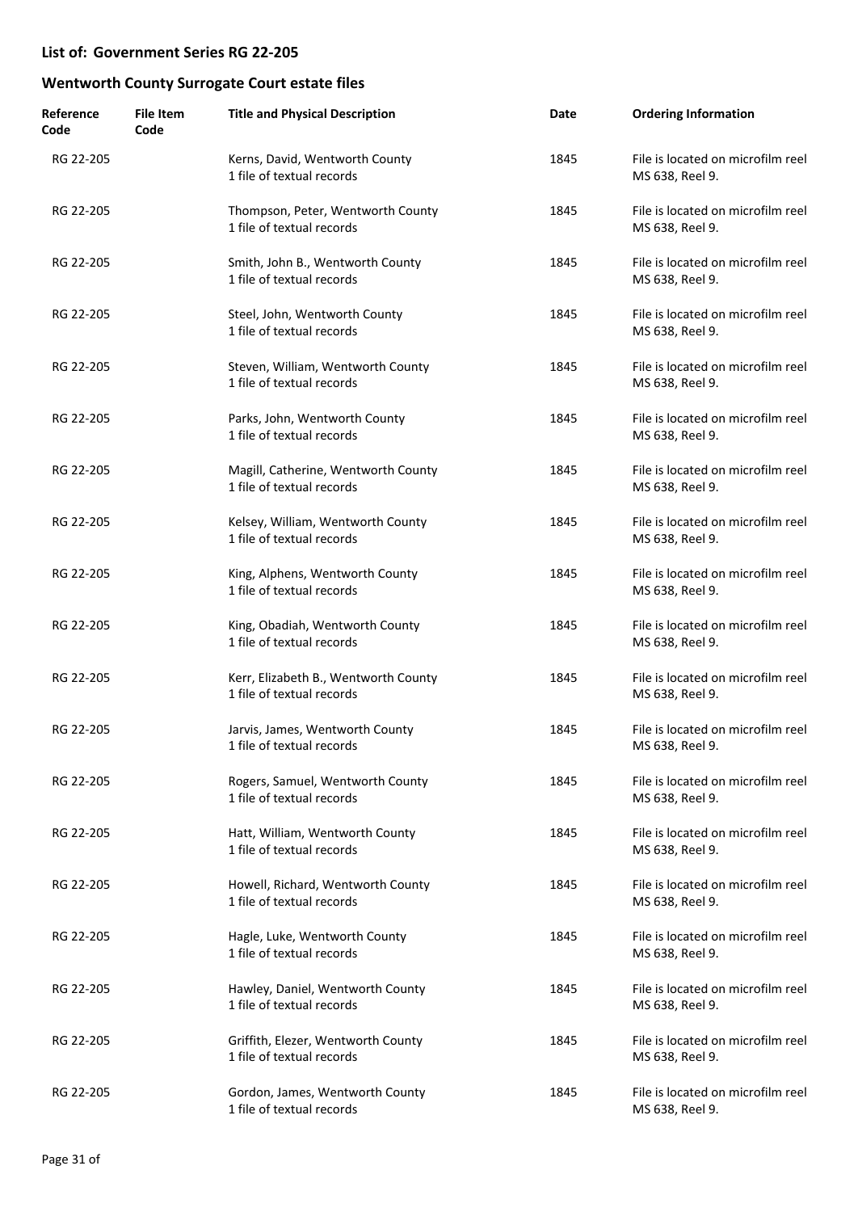## List of: Government Series RG 22-205

## Wentworth County Surrogate Court estate files

| Reference Code | File Item Code | Title and Physical Description | Date | Ordering Information |
|---|---|---|---|---|
| RG 22-205 | | Kerns, David, Wentworth County<br>1 file of textual records | 1845 | File is located on microfilm reel MS 638, Reel 9. |
| RG 22-205 | | Thompson, Peter, Wentworth County<br>1 file of textual records | 1845 | File is located on microfilm reel MS 638, Reel 9. |
| RG 22-205 | | Smith, John B., Wentworth County<br>1 file of textual records | 1845 | File is located on microfilm reel MS 638, Reel 9. |
| RG 22-205 | | Steel, John, Wentworth County<br>1 file of textual records | 1845 | File is located on microfilm reel MS 638, Reel 9. |
| RG 22-205 | | Steven, William, Wentworth County<br>1 file of textual records | 1845 | File is located on microfilm reel MS 638, Reel 9. |
| RG 22-205 | | Parks, John, Wentworth County<br>1 file of textual records | 1845 | File is located on microfilm reel MS 638, Reel 9. |
| RG 22-205 | | Magill, Catherine, Wentworth County<br>1 file of textual records | 1845 | File is located on microfilm reel MS 638, Reel 9. |
| RG 22-205 | | Kelsey, William, Wentworth County<br>1 file of textual records | 1845 | File is located on microfilm reel MS 638, Reel 9. |
| RG 22-205 | | King, Alphens, Wentworth County<br>1 file of textual records | 1845 | File is located on microfilm reel MS 638, Reel 9. |
| RG 22-205 | | King, Obadiah, Wentworth County<br>1 file of textual records | 1845 | File is located on microfilm reel MS 638, Reel 9. |
| RG 22-205 | | Kerr, Elizabeth B., Wentworth County<br>1 file of textual records | 1845 | File is located on microfilm reel MS 638, Reel 9. |
| RG 22-205 | | Jarvis, James, Wentworth County<br>1 file of textual records | 1845 | File is located on microfilm reel MS 638, Reel 9. |
| RG 22-205 | | Rogers, Samuel, Wentworth County<br>1 file of textual records | 1845 | File is located on microfilm reel MS 638, Reel 9. |
| RG 22-205 | | Hatt, William, Wentworth County<br>1 file of textual records | 1845 | File is located on microfilm reel MS 638, Reel 9. |
| RG 22-205 | | Howell, Richard, Wentworth County<br>1 file of textual records | 1845 | File is located on microfilm reel MS 638, Reel 9. |
| RG 22-205 | | Hagle, Luke, Wentworth County<br>1 file of textual records | 1845 | File is located on microfilm reel MS 638, Reel 9. |
| RG 22-205 | | Hawley, Daniel, Wentworth County<br>1 file of textual records | 1845 | File is located on microfilm reel MS 638, Reel 9. |
| RG 22-205 | | Griffith, Elezer, Wentworth County<br>1 file of textual records | 1845 | File is located on microfilm reel MS 638, Reel 9. |
| RG 22-205 | | Gordon, James, Wentworth County<br>1 file of textual records | 1845 | File is located on microfilm reel MS 638, Reel 9. |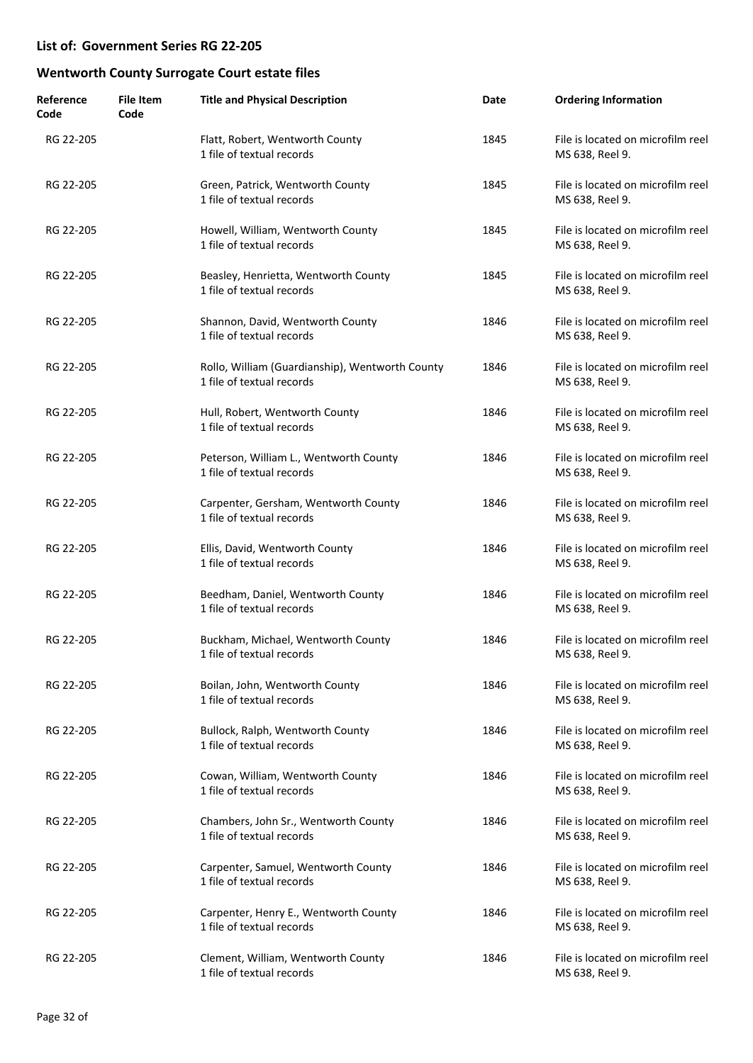## List of: Government Series RG 22-205

## Wentworth County Surrogate Court estate files

| Reference Code | File Item Code | Title and Physical Description | Date | Ordering Information |
|---|---|---|---|---|
| RG 22-205 | | Flatt, Robert, Wentworth County<br>1 file of textual records | 1845 | File is located on microfilm reel MS 638, Reel 9. |
| RG 22-205 | | Green, Patrick, Wentworth County<br>1 file of textual records | 1845 | File is located on microfilm reel MS 638, Reel 9. |
| RG 22-205 | | Howell, William, Wentworth County<br>1 file of textual records | 1845 | File is located on microfilm reel MS 638, Reel 9. |
| RG 22-205 | | Beasley, Henrietta, Wentworth County<br>1 file of textual records | 1845 | File is located on microfilm reel MS 638, Reel 9. |
| RG 22-205 | | Shannon, David, Wentworth County<br>1 file of textual records | 1846 | File is located on microfilm reel MS 638, Reel 9. |
| RG 22-205 | | Rollo, William (Guardianship), Wentworth County<br>1 file of textual records | 1846 | File is located on microfilm reel MS 638, Reel 9. |
| RG 22-205 | | Hull, Robert, Wentworth County<br>1 file of textual records | 1846 | File is located on microfilm reel MS 638, Reel 9. |
| RG 22-205 | | Peterson, William L., Wentworth County<br>1 file of textual records | 1846 | File is located on microfilm reel MS 638, Reel 9. |
| RG 22-205 | | Carpenter, Gersham, Wentworth County<br>1 file of textual records | 1846 | File is located on microfilm reel MS 638, Reel 9. |
| RG 22-205 | | Ellis, David, Wentworth County<br>1 file of textual records | 1846 | File is located on microfilm reel MS 638, Reel 9. |
| RG 22-205 | | Beedham, Daniel, Wentworth County<br>1 file of textual records | 1846 | File is located on microfilm reel MS 638, Reel 9. |
| RG 22-205 | | Buckham, Michael, Wentworth County<br>1 file of textual records | 1846 | File is located on microfilm reel MS 638, Reel 9. |
| RG 22-205 | | Boilan, John, Wentworth County<br>1 file of textual records | 1846 | File is located on microfilm reel MS 638, Reel 9. |
| RG 22-205 | | Bullock, Ralph, Wentworth County<br>1 file of textual records | 1846 | File is located on microfilm reel MS 638, Reel 9. |
| RG 22-205 | | Cowan, William, Wentworth County<br>1 file of textual records | 1846 | File is located on microfilm reel MS 638, Reel 9. |
| RG 22-205 | | Chambers, John Sr., Wentworth County<br>1 file of textual records | 1846 | File is located on microfilm reel MS 638, Reel 9. |
| RG 22-205 | | Carpenter, Samuel, Wentworth County<br>1 file of textual records | 1846 | File is located on microfilm reel MS 638, Reel 9. |
| RG 22-205 | | Carpenter, Henry E., Wentworth County<br>1 file of textual records | 1846 | File is located on microfilm reel MS 638, Reel 9. |
| RG 22-205 | | Clement, William, Wentworth County<br>1 file of textual records | 1846 | File is located on microfilm reel MS 638, Reel 9. |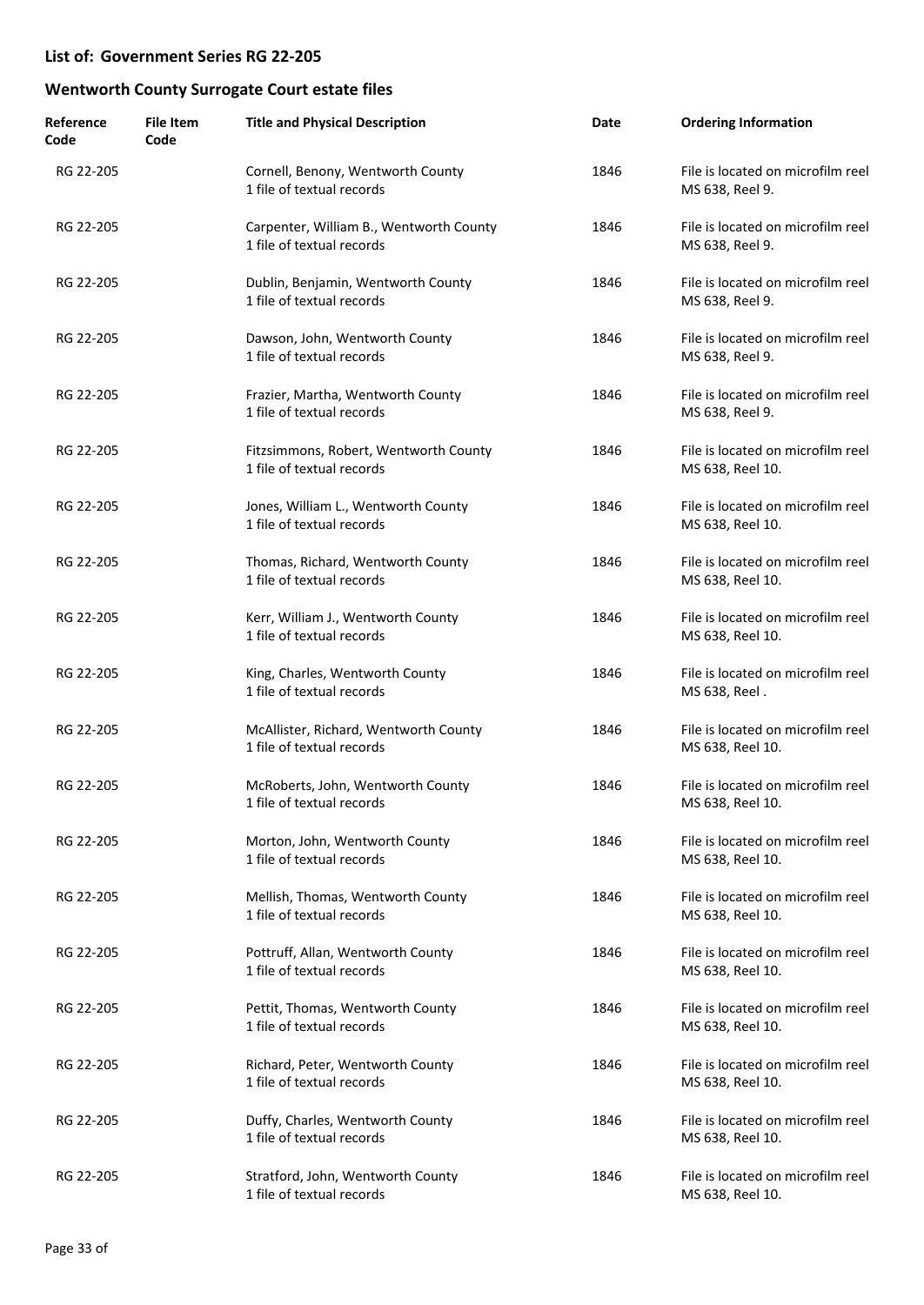## List of: Government Series RG 22-205

## Wentworth County Surrogate Court estate files

| Reference Code | File Item Code | Title and Physical Description | Date | Ordering Information |
|---|---|---|---|---|
| RG 22-205 | | Cornell, Benony, Wentworth County<br>1 file of textual records | 1846 | File is located on microfilm reel MS 638, Reel 9. |
| RG 22-205 | | Carpenter, William B., Wentworth County<br>1 file of textual records | 1846 | File is located on microfilm reel MS 638, Reel 9. |
| RG 22-205 | | Dublin, Benjamin, Wentworth County<br>1 file of textual records | 1846 | File is located on microfilm reel MS 638, Reel 9. |
| RG 22-205 | | Dawson, John, Wentworth County<br>1 file of textual records | 1846 | File is located on microfilm reel MS 638, Reel 9. |
| RG 22-205 | | Frazier, Martha, Wentworth County<br>1 file of textual records | 1846 | File is located on microfilm reel MS 638, Reel 9. |
| RG 22-205 | | Fitzsimmons, Robert, Wentworth County<br>1 file of textual records | 1846 | File is located on microfilm reel MS 638, Reel 10. |
| RG 22-205 | | Jones, William L., Wentworth County<br>1 file of textual records | 1846 | File is located on microfilm reel MS 638, Reel 10. |
| RG 22-205 | | Thomas, Richard, Wentworth County<br>1 file of textual records | 1846 | File is located on microfilm reel MS 638, Reel 10. |
| RG 22-205 | | Kerr, William J., Wentworth County<br>1 file of textual records | 1846 | File is located on microfilm reel MS 638, Reel 10. |
| RG 22-205 | | King, Charles, Wentworth County<br>1 file of textual records | 1846 | File is located on microfilm reel MS 638, Reel . |
| RG 22-205 | | McAllister, Richard, Wentworth County<br>1 file of textual records | 1846 | File is located on microfilm reel MS 638, Reel 10. |
| RG 22-205 | | McRoberts, John, Wentworth County<br>1 file of textual records | 1846 | File is located on microfilm reel MS 638, Reel 10. |
| RG 22-205 | | Morton, John, Wentworth County<br>1 file of textual records | 1846 | File is located on microfilm reel MS 638, Reel 10. |
| RG 22-205 | | Mellish, Thomas, Wentworth County<br>1 file of textual records | 1846 | File is located on microfilm reel MS 638, Reel 10. |
| RG 22-205 | | Pottruff, Allan, Wentworth County<br>1 file of textual records | 1846 | File is located on microfilm reel MS 638, Reel 10. |
| RG 22-205 | | Pettit, Thomas, Wentworth County<br>1 file of textual records | 1846 | File is located on microfilm reel MS 638, Reel 10. |
| RG 22-205 | | Richard, Peter, Wentworth County<br>1 file of textual records | 1846 | File is located on microfilm reel MS 638, Reel 10. |
| RG 22-205 | | Duffy, Charles, Wentworth County<br>1 file of textual records | 1846 | File is located on microfilm reel MS 638, Reel 10. |
| RG 22-205 | | Stratford, John, Wentworth County<br>1 file of textual records | 1846 | File is located on microfilm reel MS 638, Reel 10. |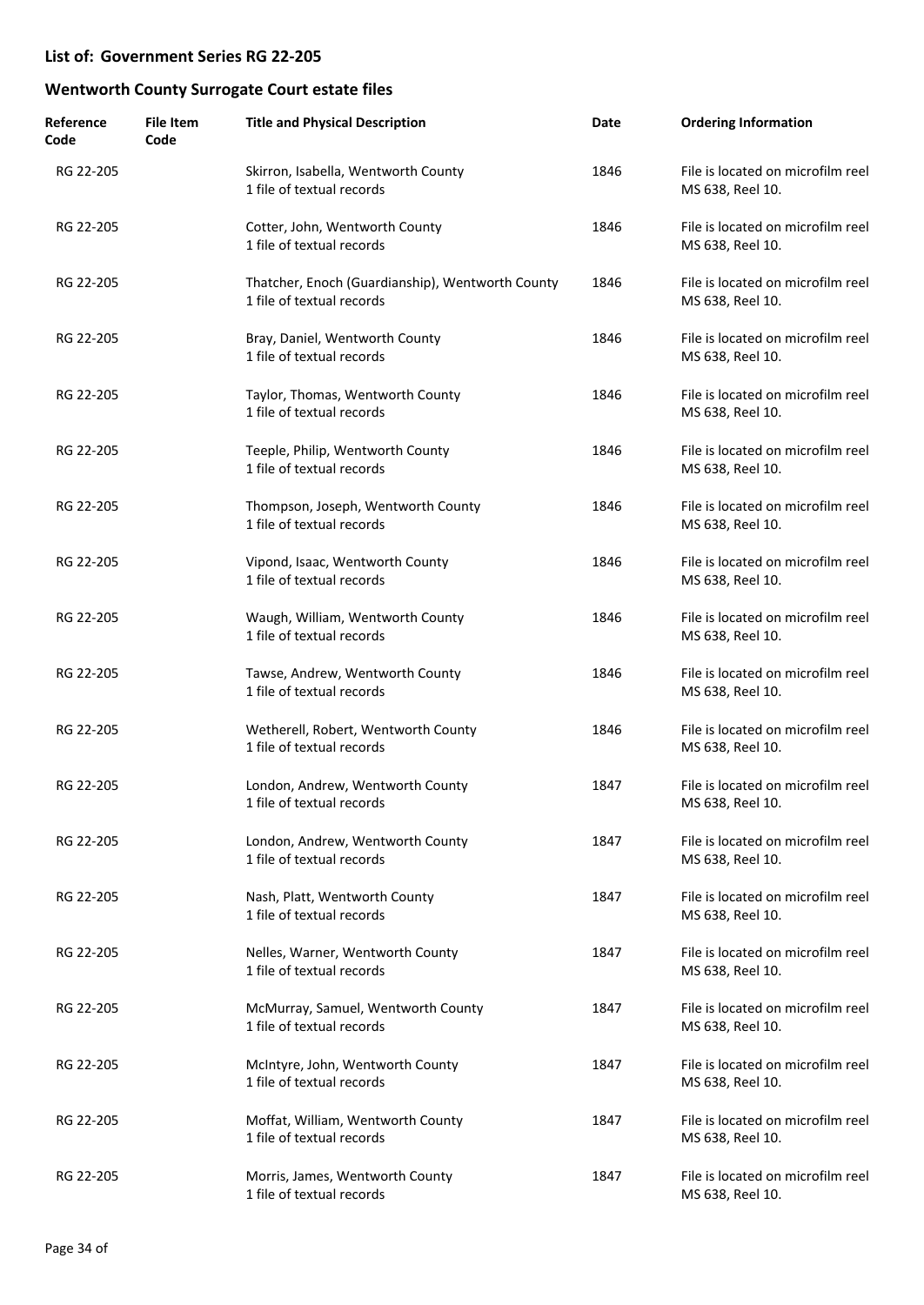## List of: Government Series RG 22-205

## Wentworth County Surrogate Court estate files

| Reference Code | File Item Code | Title and Physical Description | Date | Ordering Information |
|---|---|---|---|---|
| RG 22-205 | | Skirron, Isabella, Wentworth County<br>1 file of textual records | 1846 | File is located on microfilm reel MS 638, Reel 10. |
| RG 22-205 | | Cotter, John, Wentworth County<br>1 file of textual records | 1846 | File is located on microfilm reel MS 638, Reel 10. |
| RG 22-205 | | Thatcher, Enoch (Guardianship), Wentworth County<br>1 file of textual records | 1846 | File is located on microfilm reel MS 638, Reel 10. |
| RG 22-205 | | Bray, Daniel, Wentworth County<br>1 file of textual records | 1846 | File is located on microfilm reel MS 638, Reel 10. |
| RG 22-205 | | Taylor, Thomas, Wentworth County<br>1 file of textual records | 1846 | File is located on microfilm reel MS 638, Reel 10. |
| RG 22-205 | | Teeple, Philip, Wentworth County<br>1 file of textual records | 1846 | File is located on microfilm reel MS 638, Reel 10. |
| RG 22-205 | | Thompson, Joseph, Wentworth County<br>1 file of textual records | 1846 | File is located on microfilm reel MS 638, Reel 10. |
| RG 22-205 | | Vipond, Isaac, Wentworth County<br>1 file of textual records | 1846 | File is located on microfilm reel MS 638, Reel 10. |
| RG 22-205 | | Waugh, William, Wentworth County<br>1 file of textual records | 1846 | File is located on microfilm reel MS 638, Reel 10. |
| RG 22-205 | | Tawse, Andrew, Wentworth County<br>1 file of textual records | 1846 | File is located on microfilm reel MS 638, Reel 10. |
| RG 22-205 | | Wetherell, Robert, Wentworth County<br>1 file of textual records | 1846 | File is located on microfilm reel MS 638, Reel 10. |
| RG 22-205 | | London, Andrew, Wentworth County<br>1 file of textual records | 1847 | File is located on microfilm reel MS 638, Reel 10. |
| RG 22-205 | | London, Andrew, Wentworth County<br>1 file of textual records | 1847 | File is located on microfilm reel MS 638, Reel 10. |
| RG 22-205 | | Nash, Platt, Wentworth County<br>1 file of textual records | 1847 | File is located on microfilm reel MS 638, Reel 10. |
| RG 22-205 | | Nelles, Warner, Wentworth County<br>1 file of textual records | 1847 | File is located on microfilm reel MS 638, Reel 10. |
| RG 22-205 | | McMurray, Samuel, Wentworth County<br>1 file of textual records | 1847 | File is located on microfilm reel MS 638, Reel 10. |
| RG 22-205 | | McIntyre, John, Wentworth County<br>1 file of textual records | 1847 | File is located on microfilm reel MS 638, Reel 10. |
| RG 22-205 | | Moffat, William, Wentworth County<br>1 file of textual records | 1847 | File is located on microfilm reel MS 638, Reel 10. |
| RG 22-205 | | Morris, James, Wentworth County<br>1 file of textual records | 1847 | File is located on microfilm reel MS 638, Reel 10. |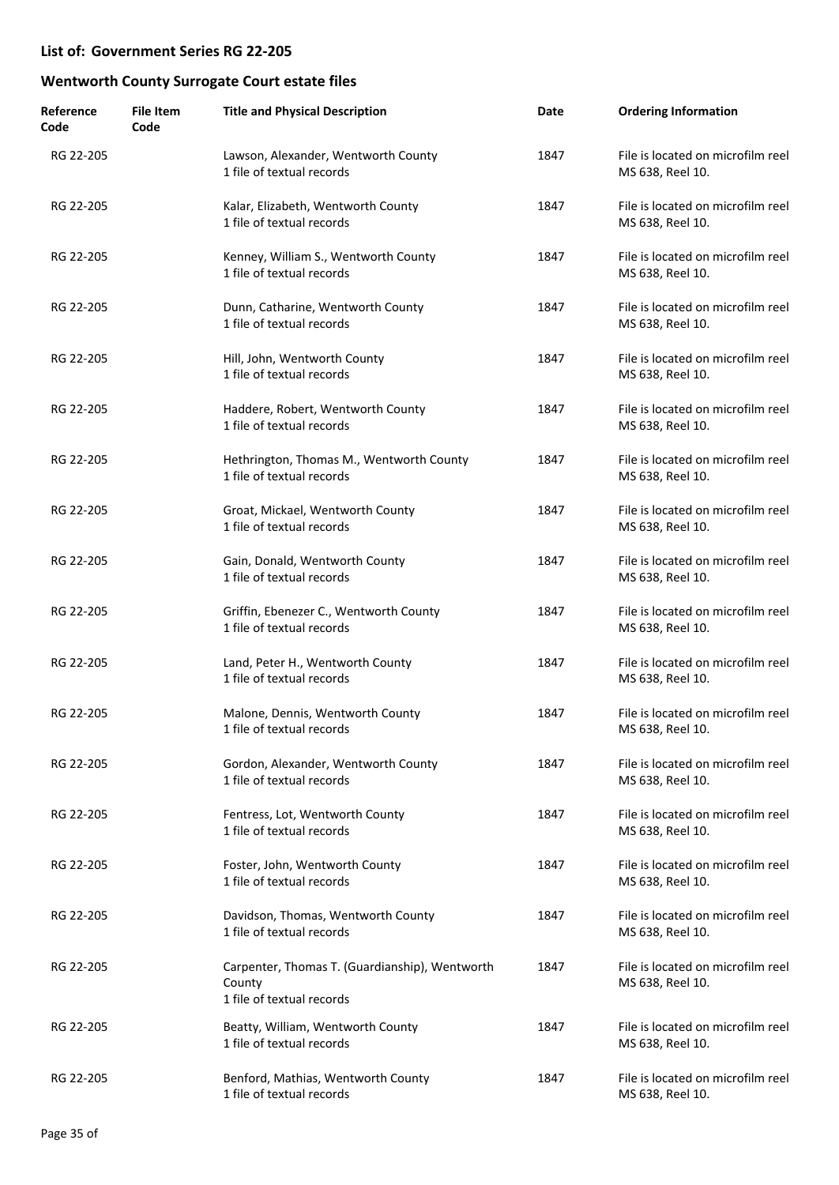## List of: Government Series RG 22-205

## Wentworth County Surrogate Court estate files

| Reference Code | File Item Code | Title and Physical Description | Date | Ordering Information |
|---|---|---|---|---|
| RG 22-205 | | Lawson, Alexander, Wentworth County<br>1 file of textual records | 1847 | File is located on microfilm reel MS 638, Reel 10. |
| RG 22-205 | | Kalar, Elizabeth, Wentworth County<br>1 file of textual records | 1847 | File is located on microfilm reel MS 638, Reel 10. |
| RG 22-205 | | Kenney, William S., Wentworth County<br>1 file of textual records | 1847 | File is located on microfilm reel MS 638, Reel 10. |
| RG 22-205 | | Dunn, Catharine, Wentworth County<br>1 file of textual records | 1847 | File is located on microfilm reel MS 638, Reel 10. |
| RG 22-205 | | Hill, John, Wentworth County<br>1 file of textual records | 1847 | File is located on microfilm reel MS 638, Reel 10. |
| RG 22-205 | | Haddere, Robert, Wentworth County<br>1 file of textual records | 1847 | File is located on microfilm reel MS 638, Reel 10. |
| RG 22-205 | | Hethrington, Thomas M., Wentworth County<br>1 file of textual records | 1847 | File is located on microfilm reel MS 638, Reel 10. |
| RG 22-205 | | Groat, Mickael, Wentworth County<br>1 file of textual records | 1847 | File is located on microfilm reel MS 638, Reel 10. |
| RG 22-205 | | Gain, Donald, Wentworth County<br>1 file of textual records | 1847 | File is located on microfilm reel MS 638, Reel 10. |
| RG 22-205 | | Griffin, Ebenezer C., Wentworth County<br>1 file of textual records | 1847 | File is located on microfilm reel MS 638, Reel 10. |
| RG 22-205 | | Land, Peter H., Wentworth County<br>1 file of textual records | 1847 | File is located on microfilm reel MS 638, Reel 10. |
| RG 22-205 | | Malone, Dennis, Wentworth County<br>1 file of textual records | 1847 | File is located on microfilm reel MS 638, Reel 10. |
| RG 22-205 | | Gordon, Alexander, Wentworth County<br>1 file of textual records | 1847 | File is located on microfilm reel MS 638, Reel 10. |
| RG 22-205 | | Fentress, Lot, Wentworth County<br>1 file of textual records | 1847 | File is located on microfilm reel MS 638, Reel 10. |
| RG 22-205 | | Foster, John, Wentworth County<br>1 file of textual records | 1847 | File is located on microfilm reel MS 638, Reel 10. |
| RG 22-205 | | Davidson, Thomas, Wentworth County<br>1 file of textual records | 1847 | File is located on microfilm reel MS 638, Reel 10. |
| RG 22-205 | | Carpenter, Thomas T. (Guardianship), Wentworth County<br>1 file of textual records | 1847 | File is located on microfilm reel MS 638, Reel 10. |
| RG 22-205 | | Beatty, William, Wentworth County<br>1 file of textual records | 1847 | File is located on microfilm reel MS 638, Reel 10. |
| RG 22-205 | | Benford, Mathias, Wentworth County<br>1 file of textual records | 1847 | File is located on microfilm reel MS 638, Reel 10. |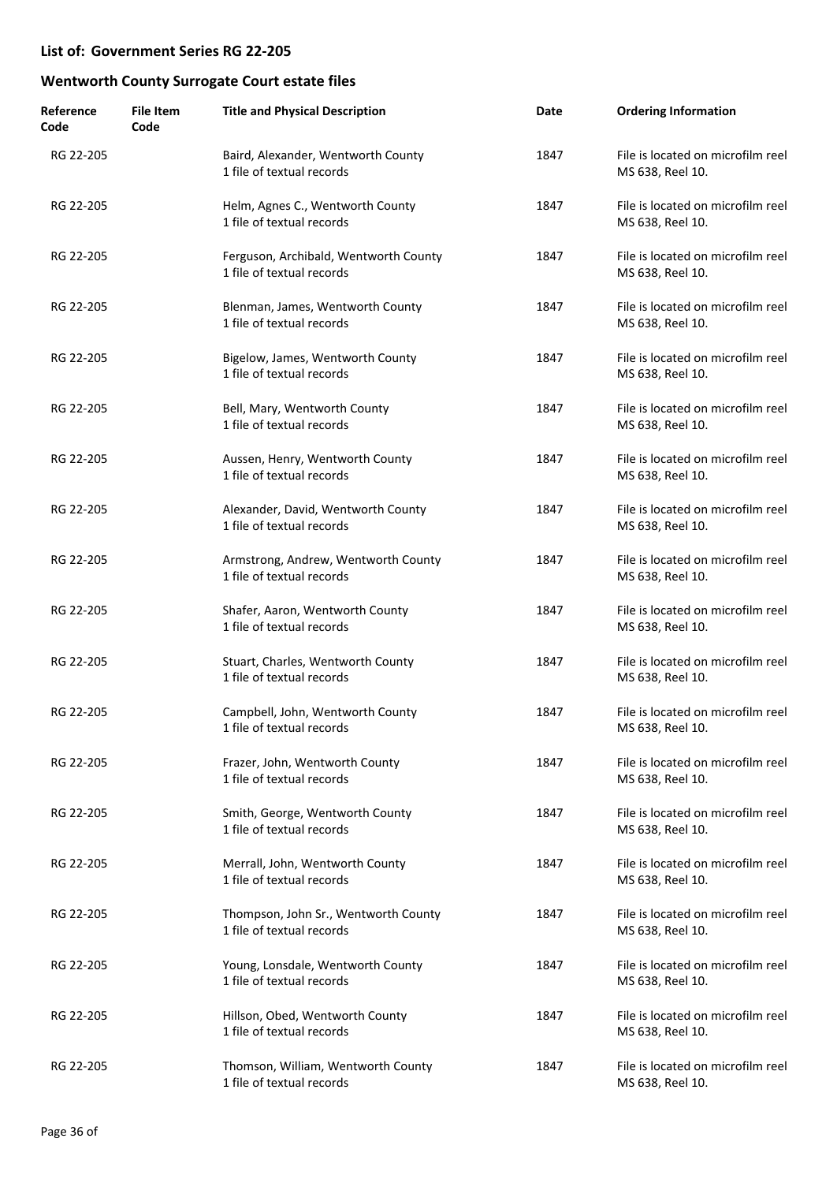## List of: Government Series RG 22-205

## Wentworth County Surrogate Court estate files

| Reference Code | File Item Code | Title and Physical Description | Date | Ordering Information |
|---|---|---|---|---|
| RG 22-205 | | Baird, Alexander, Wentworth County<br>1 file of textual records | 1847 | File is located on microfilm reel MS 638, Reel 10. |
| RG 22-205 | | Helm, Agnes C., Wentworth County<br>1 file of textual records | 1847 | File is located on microfilm reel MS 638, Reel 10. |
| RG 22-205 | | Ferguson, Archibald, Wentworth County<br>1 file of textual records | 1847 | File is located on microfilm reel MS 638, Reel 10. |
| RG 22-205 | | Blenman, James, Wentworth County<br>1 file of textual records | 1847 | File is located on microfilm reel MS 638, Reel 10. |
| RG 22-205 | | Bigelow, James, Wentworth County<br>1 file of textual records | 1847 | File is located on microfilm reel MS 638, Reel 10. |
| RG 22-205 | | Bell, Mary, Wentworth County<br>1 file of textual records | 1847 | File is located on microfilm reel MS 638, Reel 10. |
| RG 22-205 | | Aussen, Henry, Wentworth County<br>1 file of textual records | 1847 | File is located on microfilm reel MS 638, Reel 10. |
| RG 22-205 | | Alexander, David, Wentworth County<br>1 file of textual records | 1847 | File is located on microfilm reel MS 638, Reel 10. |
| RG 22-205 | | Armstrong, Andrew, Wentworth County<br>1 file of textual records | 1847 | File is located on microfilm reel MS 638, Reel 10. |
| RG 22-205 | | Shafer, Aaron, Wentworth County<br>1 file of textual records | 1847 | File is located on microfilm reel MS 638, Reel 10. |
| RG 22-205 | | Stuart, Charles, Wentworth County<br>1 file of textual records | 1847 | File is located on microfilm reel MS 638, Reel 10. |
| RG 22-205 | | Campbell, John, Wentworth County<br>1 file of textual records | 1847 | File is located on microfilm reel MS 638, Reel 10. |
| RG 22-205 | | Frazer, John, Wentworth County<br>1 file of textual records | 1847 | File is located on microfilm reel MS 638, Reel 10. |
| RG 22-205 | | Smith, George, Wentworth County<br>1 file of textual records | 1847 | File is located on microfilm reel MS 638, Reel 10. |
| RG 22-205 | | Merrall, John, Wentworth County<br>1 file of textual records | 1847 | File is located on microfilm reel MS 638, Reel 10. |
| RG 22-205 | | Thompson, John Sr., Wentworth County<br>1 file of textual records | 1847 | File is located on microfilm reel MS 638, Reel 10. |
| RG 22-205 | | Young, Lonsdale, Wentworth County<br>1 file of textual records | 1847 | File is located on microfilm reel MS 638, Reel 10. |
| RG 22-205 | | Hillson, Obed, Wentworth County<br>1 file of textual records | 1847 | File is located on microfilm reel MS 638, Reel 10. |
| RG 22-205 | | Thomson, William, Wentworth County<br>1 file of textual records | 1847 | File is located on microfilm reel MS 638, Reel 10. |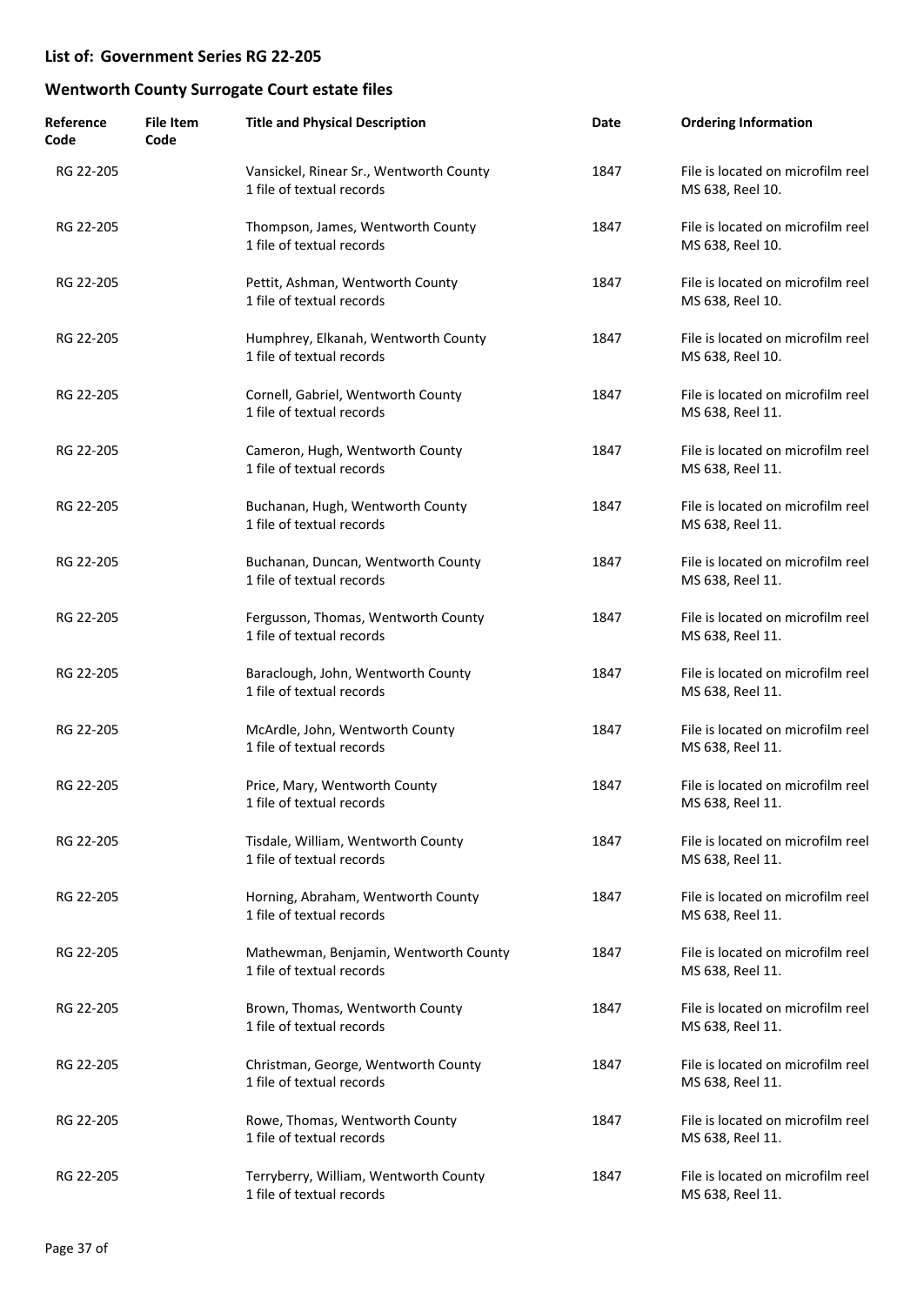## List of: Government Series RG 22-205

## Wentworth County Surrogate Court estate files

| Reference Code | File Item Code | Title and Physical Description | Date | Ordering Information |
|---|---|---|---|---|
| RG 22-205 | | Vansickel, Rinear Sr., Wentworth County<br>1 file of textual records | 1847 | File is located on microfilm reel MS 638, Reel 10. |
| RG 22-205 | | Thompson, James, Wentworth County<br>1 file of textual records | 1847 | File is located on microfilm reel MS 638, Reel 10. |
| RG 22-205 | | Pettit, Ashman, Wentworth County<br>1 file of textual records | 1847 | File is located on microfilm reel MS 638, Reel 10. |
| RG 22-205 | | Humphrey, Elkanah, Wentworth County<br>1 file of textual records | 1847 | File is located on microfilm reel MS 638, Reel 10. |
| RG 22-205 | | Cornell, Gabriel, Wentworth County<br>1 file of textual records | 1847 | File is located on microfilm reel MS 638, Reel 11. |
| RG 22-205 | | Cameron, Hugh, Wentworth County<br>1 file of textual records | 1847 | File is located on microfilm reel MS 638, Reel 11. |
| RG 22-205 | | Buchanan, Hugh, Wentworth County<br>1 file of textual records | 1847 | File is located on microfilm reel MS 638, Reel 11. |
| RG 22-205 | | Buchanan, Duncan, Wentworth County<br>1 file of textual records | 1847 | File is located on microfilm reel MS 638, Reel 11. |
| RG 22-205 | | Fergusson, Thomas, Wentworth County<br>1 file of textual records | 1847 | File is located on microfilm reel MS 638, Reel 11. |
| RG 22-205 | | Baraclough, John, Wentworth County<br>1 file of textual records | 1847 | File is located on microfilm reel MS 638, Reel 11. |
| RG 22-205 | | McArdle, John, Wentworth County<br>1 file of textual records | 1847 | File is located on microfilm reel MS 638, Reel 11. |
| RG 22-205 | | Price, Mary, Wentworth County<br>1 file of textual records | 1847 | File is located on microfilm reel MS 638, Reel 11. |
| RG 22-205 | | Tisdale, William, Wentworth County<br>1 file of textual records | 1847 | File is located on microfilm reel MS 638, Reel 11. |
| RG 22-205 | | Horning, Abraham, Wentworth County<br>1 file of textual records | 1847 | File is located on microfilm reel MS 638, Reel 11. |
| RG 22-205 | | Mathewman, Benjamin, Wentworth County<br>1 file of textual records | 1847 | File is located on microfilm reel MS 638, Reel 11. |
| RG 22-205 | | Brown, Thomas, Wentworth County<br>1 file of textual records | 1847 | File is located on microfilm reel MS 638, Reel 11. |
| RG 22-205 | | Christman, George, Wentworth County<br>1 file of textual records | 1847 | File is located on microfilm reel MS 638, Reel 11. |
| RG 22-205 | | Rowe, Thomas, Wentworth County<br>1 file of textual records | 1847 | File is located on microfilm reel MS 638, Reel 11. |
| RG 22-205 | | Terryberry, William, Wentworth County<br>1 file of textual records | 1847 | File is located on microfilm reel MS 638, Reel 11. |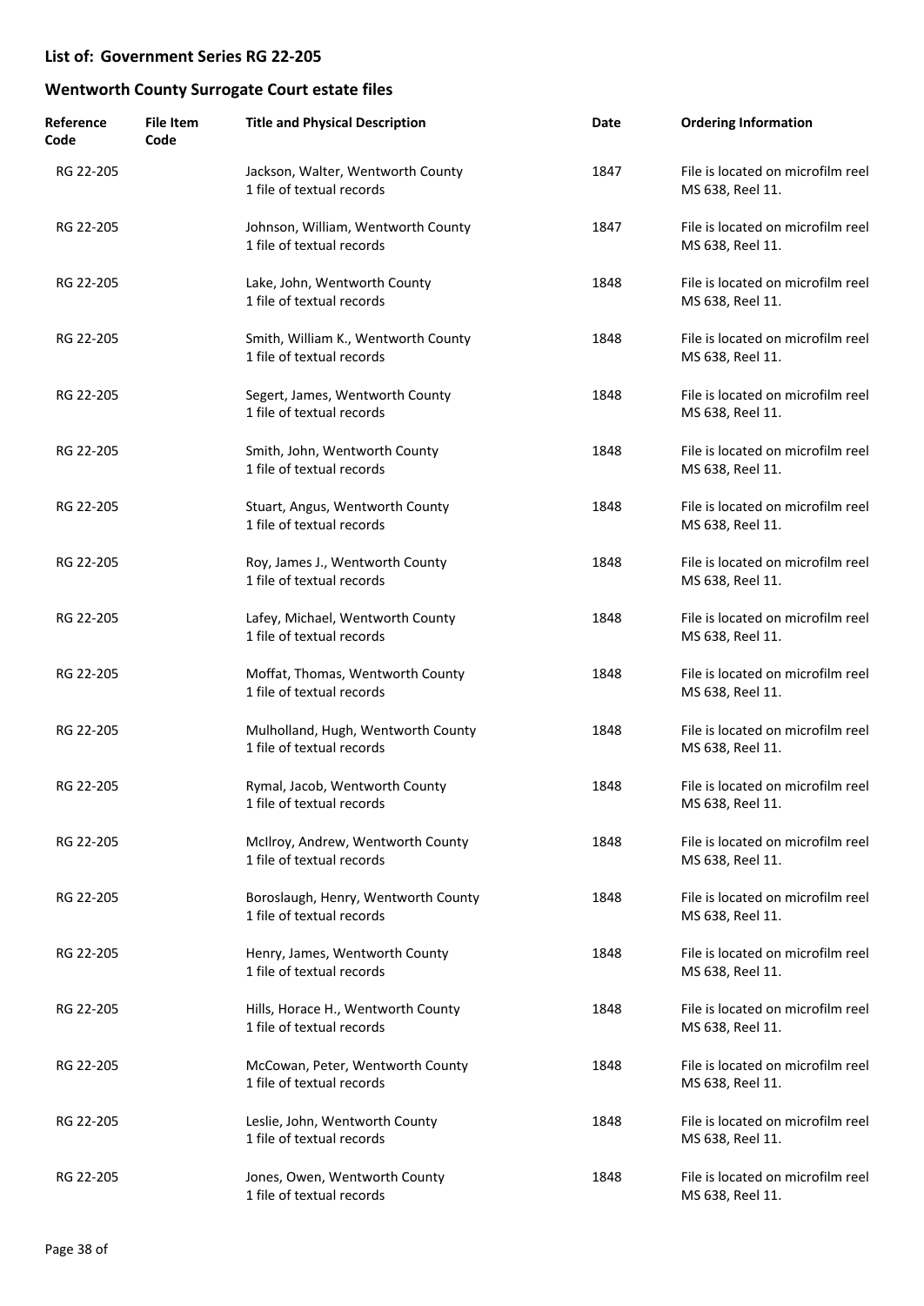**List of: Government Series RG 22-205**

**Wentworth County Surrogate Court estate files**

| Reference Code | File Item Code | Title and Physical Description | Date | Ordering Information |
|---|---|---|---|---|
| RG 22-205 | | Jackson, Walter, Wentworth County<br>1 file of textual records | 1847 | File is located on microfilm reel MS 638, Reel 11. |
| RG 22-205 | | Johnson, William, Wentworth County<br>1 file of textual records | 1847 | File is located on microfilm reel MS 638, Reel 11. |
| RG 22-205 | | Lake, John, Wentworth County<br>1 file of textual records | 1848 | File is located on microfilm reel MS 638, Reel 11. |
| RG 22-205 | | Smith, William K., Wentworth County<br>1 file of textual records | 1848 | File is located on microfilm reel MS 638, Reel 11. |
| RG 22-205 | | Segert, James, Wentworth County<br>1 file of textual records | 1848 | File is located on microfilm reel MS 638, Reel 11. |
| RG 22-205 | | Smith, John, Wentworth County<br>1 file of textual records | 1848 | File is located on microfilm reel MS 638, Reel 11. |
| RG 22-205 | | Stuart, Angus, Wentworth County<br>1 file of textual records | 1848 | File is located on microfilm reel MS 638, Reel 11. |
| RG 22-205 | | Roy, James J., Wentworth County<br>1 file of textual records | 1848 | File is located on microfilm reel MS 638, Reel 11. |
| RG 22-205 | | Lafey, Michael, Wentworth County<br>1 file of textual records | 1848 | File is located on microfilm reel MS 638, Reel 11. |
| RG 22-205 | | Moffat, Thomas, Wentworth County<br>1 file of textual records | 1848 | File is located on microfilm reel MS 638, Reel 11. |
| RG 22-205 | | Mulholland, Hugh, Wentworth County<br>1 file of textual records | 1848 | File is located on microfilm reel MS 638, Reel 11. |
| RG 22-205 | | Rymal, Jacob, Wentworth County<br>1 file of textual records | 1848 | File is located on microfilm reel MS 638, Reel 11. |
| RG 22-205 | | McIlroy, Andrew, Wentworth County<br>1 file of textual records | 1848 | File is located on microfilm reel MS 638, Reel 11. |
| RG 22-205 | | Boroslaugh, Henry, Wentworth County<br>1 file of textual records | 1848 | File is located on microfilm reel MS 638, Reel 11. |
| RG 22-205 | | Henry, James, Wentworth County<br>1 file of textual records | 1848 | File is located on microfilm reel MS 638, Reel 11. |
| RG 22-205 | | Hills, Horace H., Wentworth County<br>1 file of textual records | 1848 | File is located on microfilm reel MS 638, Reel 11. |
| RG 22-205 | | McCowan, Peter, Wentworth County<br>1 file of textual records | 1848 | File is located on microfilm reel MS 638, Reel 11. |
| RG 22-205 | | Leslie, John, Wentworth County<br>1 file of textual records | 1848 | File is located on microfilm reel MS 638, Reel 11. |
| RG 22-205 | | Jones, Owen, Wentworth County<br>1 file of textual records | 1848 | File is located on microfilm reel MS 638, Reel 11. |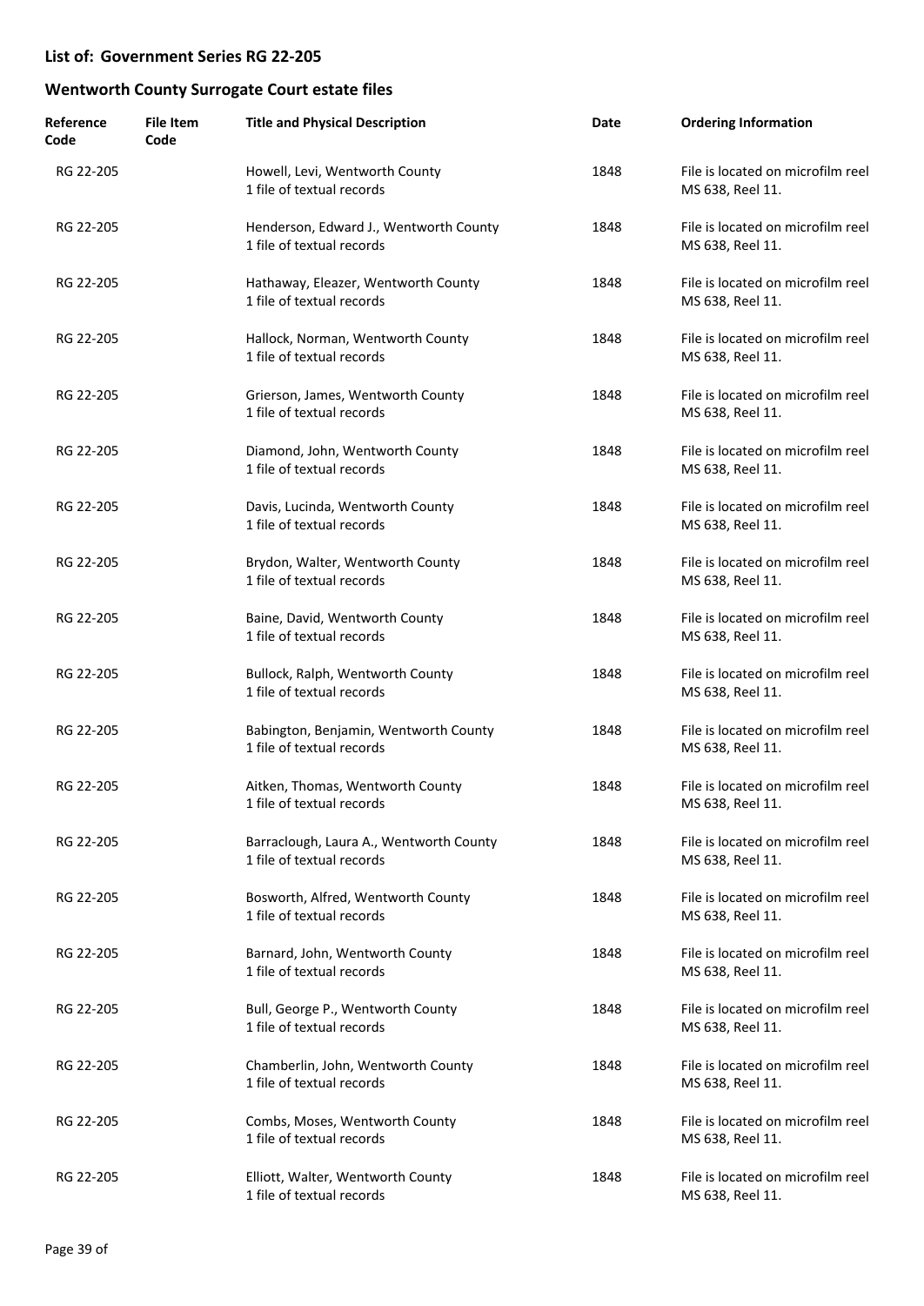## List of: Government Series RG 22-205

## Wentworth County Surrogate Court estate files

| Reference Code | File Item Code | Title and Physical Description | Date | Ordering Information |
|---|---|---|---|---|
| RG 22-205 | | Howell, Levi, Wentworth County<br>1 file of textual records | 1848 | File is located on microfilm reel MS 638, Reel 11. |
| RG 22-205 | | Henderson, Edward J., Wentworth County<br>1 file of textual records | 1848 | File is located on microfilm reel MS 638, Reel 11. |
| RG 22-205 | | Hathaway, Eleazer, Wentworth County<br>1 file of textual records | 1848 | File is located on microfilm reel MS 638, Reel 11. |
| RG 22-205 | | Hallock, Norman, Wentworth County<br>1 file of textual records | 1848 | File is located on microfilm reel MS 638, Reel 11. |
| RG 22-205 | | Grierson, James, Wentworth County<br>1 file of textual records | 1848 | File is located on microfilm reel MS 638, Reel 11. |
| RG 22-205 | | Diamond, John, Wentworth County<br>1 file of textual records | 1848 | File is located on microfilm reel MS 638, Reel 11. |
| RG 22-205 | | Davis, Lucinda, Wentworth County<br>1 file of textual records | 1848 | File is located on microfilm reel MS 638, Reel 11. |
| RG 22-205 | | Brydon, Walter, Wentworth County<br>1 file of textual records | 1848 | File is located on microfilm reel MS 638, Reel 11. |
| RG 22-205 | | Baine, David, Wentworth County<br>1 file of textual records | 1848 | File is located on microfilm reel MS 638, Reel 11. |
| RG 22-205 | | Bullock, Ralph, Wentworth County<br>1 file of textual records | 1848 | File is located on microfilm reel MS 638, Reel 11. |
| RG 22-205 | | Babington, Benjamin, Wentworth County<br>1 file of textual records | 1848 | File is located on microfilm reel MS 638, Reel 11. |
| RG 22-205 | | Aitken, Thomas, Wentworth County<br>1 file of textual records | 1848 | File is located on microfilm reel MS 638, Reel 11. |
| RG 22-205 | | Barraclough, Laura A., Wentworth County<br>1 file of textual records | 1848 | File is located on microfilm reel MS 638, Reel 11. |
| RG 22-205 | | Bosworth, Alfred, Wentworth County<br>1 file of textual records | 1848 | File is located on microfilm reel MS 638, Reel 11. |
| RG 22-205 | | Barnard, John, Wentworth County<br>1 file of textual records | 1848 | File is located on microfilm reel MS 638, Reel 11. |
| RG 22-205 | | Bull, George P., Wentworth County<br>1 file of textual records | 1848 | File is located on microfilm reel MS 638, Reel 11. |
| RG 22-205 | | Chamberlin, John, Wentworth County<br>1 file of textual records | 1848 | File is located on microfilm reel MS 638, Reel 11. |
| RG 22-205 | | Combs, Moses, Wentworth County<br>1 file of textual records | 1848 | File is located on microfilm reel MS 638, Reel 11. |
| RG 22-205 | | Elliott, Walter, Wentworth County<br>1 file of textual records | 1848 | File is located on microfilm reel MS 638, Reel 11. |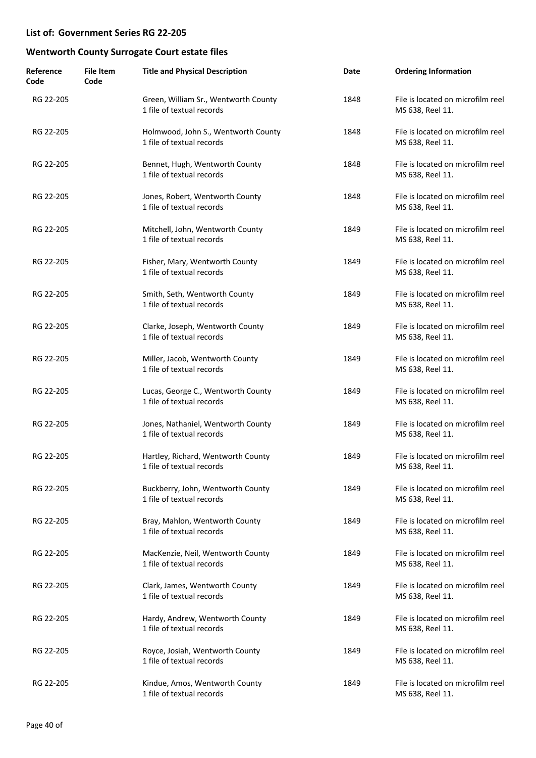## List of: Government Series RG 22-205

## Wentworth County Surrogate Court estate files

| Reference Code | File Item Code | Title and Physical Description | Date | Ordering Information |
|---|---|---|---|---|
| RG 22-205 | | Green, William Sr., Wentworth County<br>1 file of textual records | 1848 | File is located on microfilm reel MS 638, Reel 11. |
| RG 22-205 | | Holmwood, John S., Wentworth County<br>1 file of textual records | 1848 | File is located on microfilm reel MS 638, Reel 11. |
| RG 22-205 | | Bennet, Hugh, Wentworth County<br>1 file of textual records | 1848 | File is located on microfilm reel MS 638, Reel 11. |
| RG 22-205 | | Jones, Robert, Wentworth County<br>1 file of textual records | 1848 | File is located on microfilm reel MS 638, Reel 11. |
| RG 22-205 | | Mitchell, John, Wentworth County<br>1 file of textual records | 1849 | File is located on microfilm reel MS 638, Reel 11. |
| RG 22-205 | | Fisher, Mary, Wentworth County<br>1 file of textual records | 1849 | File is located on microfilm reel MS 638, Reel 11. |
| RG 22-205 | | Smith, Seth, Wentworth County<br>1 file of textual records | 1849 | File is located on microfilm reel MS 638, Reel 11. |
| RG 22-205 | | Clarke, Joseph, Wentworth County<br>1 file of textual records | 1849 | File is located on microfilm reel MS 638, Reel 11. |
| RG 22-205 | | Miller, Jacob, Wentworth County<br>1 file of textual records | 1849 | File is located on microfilm reel MS 638, Reel 11. |
| RG 22-205 | | Lucas, George C., Wentworth County<br>1 file of textual records | 1849 | File is located on microfilm reel MS 638, Reel 11. |
| RG 22-205 | | Jones, Nathaniel, Wentworth County<br>1 file of textual records | 1849 | File is located on microfilm reel MS 638, Reel 11. |
| RG 22-205 | | Hartley, Richard, Wentworth County<br>1 file of textual records | 1849 | File is located on microfilm reel MS 638, Reel 11. |
| RG 22-205 | | Buckberry, John, Wentworth County<br>1 file of textual records | 1849 | File is located on microfilm reel MS 638, Reel 11. |
| RG 22-205 | | Bray, Mahlon, Wentworth County<br>1 file of textual records | 1849 | File is located on microfilm reel MS 638, Reel 11. |
| RG 22-205 | | MacKenzie, Neil, Wentworth County<br>1 file of textual records | 1849 | File is located on microfilm reel MS 638, Reel 11. |
| RG 22-205 | | Clark, James, Wentworth County<br>1 file of textual records | 1849 | File is located on microfilm reel MS 638, Reel 11. |
| RG 22-205 | | Hardy, Andrew, Wentworth County<br>1 file of textual records | 1849 | File is located on microfilm reel MS 638, Reel 11. |
| RG 22-205 | | Royce, Josiah, Wentworth County<br>1 file of textual records | 1849 | File is located on microfilm reel MS 638, Reel 11. |
| RG 22-205 | | Kindue, Amos, Wentworth County<br>1 file of textual records | 1849 | File is located on microfilm reel MS 638, Reel 11. |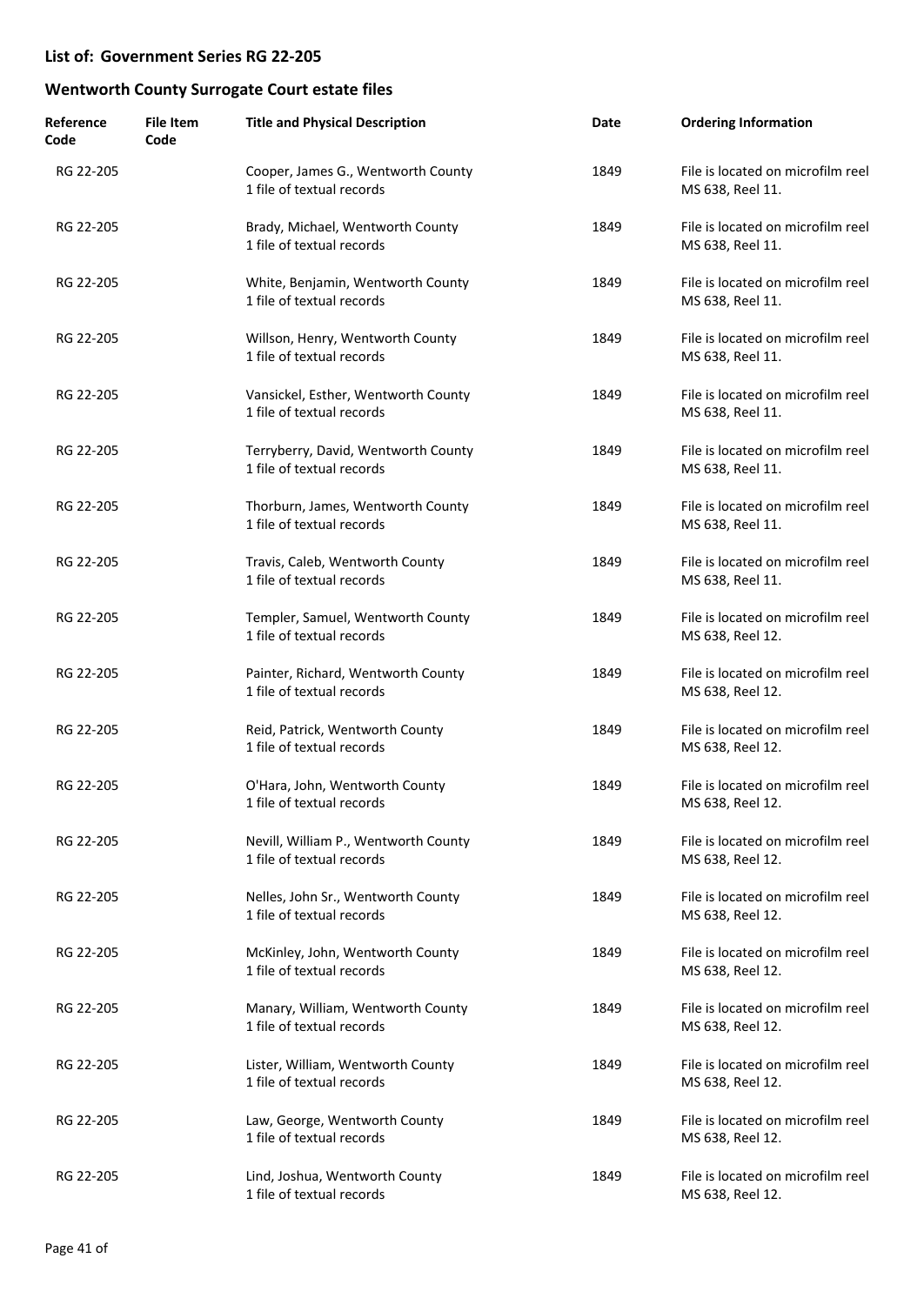## List of: Government Series RG 22-205

## Wentworth County Surrogate Court estate files

| Reference Code | File Item Code | Title and Physical Description | Date | Ordering Information |
|---|---|---|---|---|
| RG 22-205 | | Cooper, James G., Wentworth County<br>1 file of textual records | 1849 | File is located on microfilm reel MS 638, Reel 11. |
| RG 22-205 | | Brady, Michael, Wentworth County<br>1 file of textual records | 1849 | File is located on microfilm reel MS 638, Reel 11. |
| RG 22-205 | | White, Benjamin, Wentworth County<br>1 file of textual records | 1849 | File is located on microfilm reel MS 638, Reel 11. |
| RG 22-205 | | Willson, Henry, Wentworth County<br>1 file of textual records | 1849 | File is located on microfilm reel MS 638, Reel 11. |
| RG 22-205 | | Vansickel, Esther, Wentworth County<br>1 file of textual records | 1849 | File is located on microfilm reel MS 638, Reel 11. |
| RG 22-205 | | Terryberry, David, Wentworth County<br>1 file of textual records | 1849 | File is located on microfilm reel MS 638, Reel 11. |
| RG 22-205 | | Thorburn, James, Wentworth County<br>1 file of textual records | 1849 | File is located on microfilm reel MS 638, Reel 11. |
| RG 22-205 | | Travis, Caleb, Wentworth County<br>1 file of textual records | 1849 | File is located on microfilm reel MS 638, Reel 11. |
| RG 22-205 | | Templer, Samuel, Wentworth County<br>1 file of textual records | 1849 | File is located on microfilm reel MS 638, Reel 12. |
| RG 22-205 | | Painter, Richard, Wentworth County<br>1 file of textual records | 1849 | File is located on microfilm reel MS 638, Reel 12. |
| RG 22-205 | | Reid, Patrick, Wentworth County<br>1 file of textual records | 1849 | File is located on microfilm reel MS 638, Reel 12. |
| RG 22-205 | | O'Hara, John, Wentworth County<br>1 file of textual records | 1849 | File is located on microfilm reel MS 638, Reel 12. |
| RG 22-205 | | Nevill, William P., Wentworth County<br>1 file of textual records | 1849 | File is located on microfilm reel MS 638, Reel 12. |
| RG 22-205 | | Nelles, John Sr., Wentworth County<br>1 file of textual records | 1849 | File is located on microfilm reel MS 638, Reel 12. |
| RG 22-205 | | McKinley, John, Wentworth County<br>1 file of textual records | 1849 | File is located on microfilm reel MS 638, Reel 12. |
| RG 22-205 | | Manary, William, Wentworth County<br>1 file of textual records | 1849 | File is located on microfilm reel MS 638, Reel 12. |
| RG 22-205 | | Lister, William, Wentworth County<br>1 file of textual records | 1849 | File is located on microfilm reel MS 638, Reel 12. |
| RG 22-205 | | Law, George, Wentworth County<br>1 file of textual records | 1849 | File is located on microfilm reel MS 638, Reel 12. |
| RG 22-205 | | Lind, Joshua, Wentworth County<br>1 file of textual records | 1849 | File is located on microfilm reel MS 638, Reel 12. |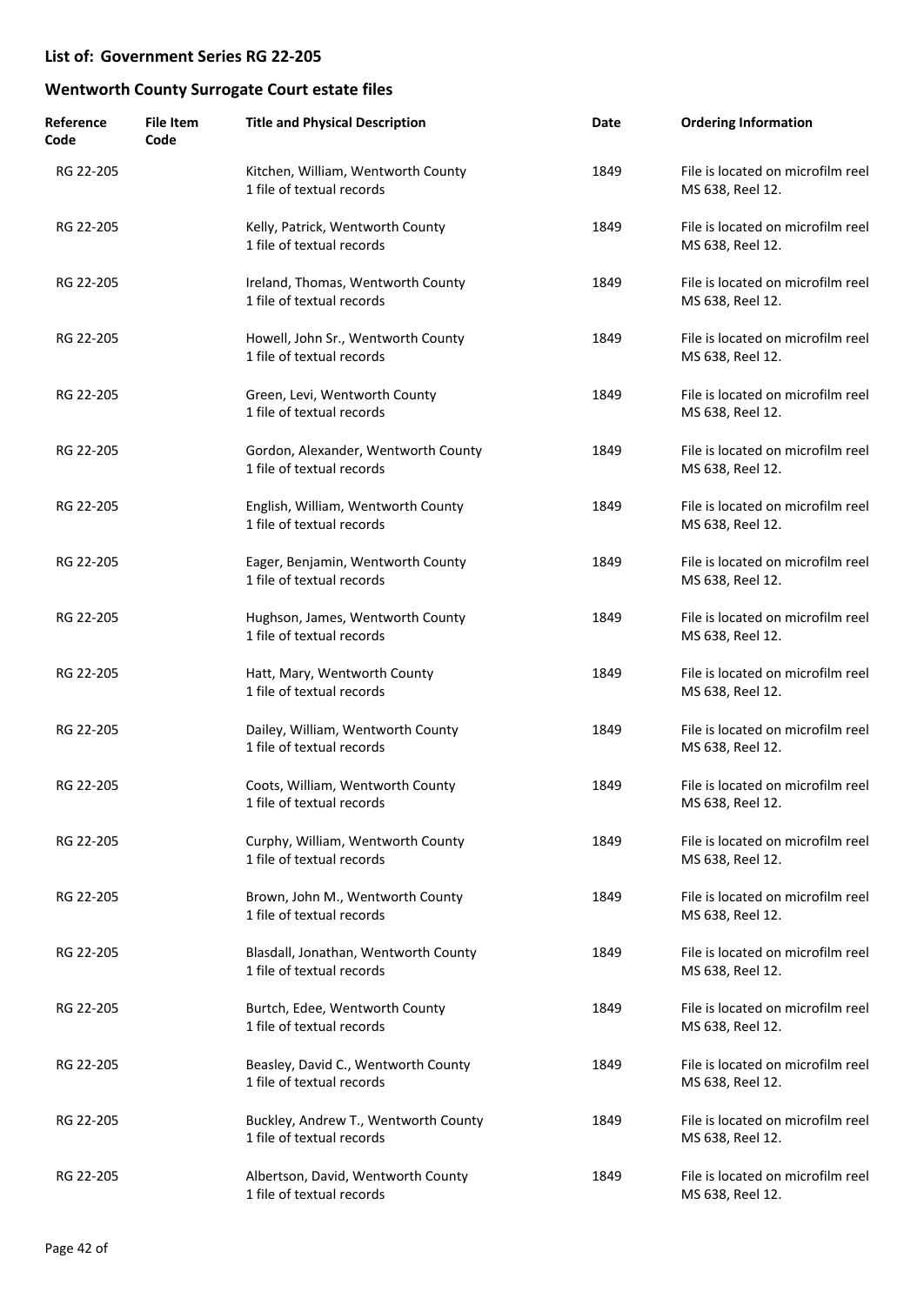## List of: Government Series RG 22-205

## Wentworth County Surrogate Court estate files

| Reference Code | File Item Code | Title and Physical Description | Date | Ordering Information |
|---|---|---|---|---|
| RG 22-205 | | Kitchen, William, Wentworth County<br>1 file of textual records | 1849 | File is located on microfilm reel MS 638, Reel 12. |
| RG 22-205 | | Kelly, Patrick, Wentworth County<br>1 file of textual records | 1849 | File is located on microfilm reel MS 638, Reel 12. |
| RG 22-205 | | Ireland, Thomas, Wentworth County<br>1 file of textual records | 1849 | File is located on microfilm reel MS 638, Reel 12. |
| RG 22-205 | | Howell, John Sr., Wentworth County<br>1 file of textual records | 1849 | File is located on microfilm reel MS 638, Reel 12. |
| RG 22-205 | | Green, Levi, Wentworth County<br>1 file of textual records | 1849 | File is located on microfilm reel MS 638, Reel 12. |
| RG 22-205 | | Gordon, Alexander, Wentworth County<br>1 file of textual records | 1849 | File is located on microfilm reel MS 638, Reel 12. |
| RG 22-205 | | English, William, Wentworth County<br>1 file of textual records | 1849 | File is located on microfilm reel MS 638, Reel 12. |
| RG 22-205 | | Eager, Benjamin, Wentworth County<br>1 file of textual records | 1849 | File is located on microfilm reel MS 638, Reel 12. |
| RG 22-205 | | Hughson, James, Wentworth County<br>1 file of textual records | 1849 | File is located on microfilm reel MS 638, Reel 12. |
| RG 22-205 | | Hatt, Mary, Wentworth County<br>1 file of textual records | 1849 | File is located on microfilm reel MS 638, Reel 12. |
| RG 22-205 | | Dailey, William, Wentworth County<br>1 file of textual records | 1849 | File is located on microfilm reel MS 638, Reel 12. |
| RG 22-205 | | Coots, William, Wentworth County<br>1 file of textual records | 1849 | File is located on microfilm reel MS 638, Reel 12. |
| RG 22-205 | | Curphy, William, Wentworth County<br>1 file of textual records | 1849 | File is located on microfilm reel MS 638, Reel 12. |
| RG 22-205 | | Brown, John M., Wentworth County<br>1 file of textual records | 1849 | File is located on microfilm reel MS 638, Reel 12. |
| RG 22-205 | | Blasdall, Jonathan, Wentworth County<br>1 file of textual records | 1849 | File is located on microfilm reel MS 638, Reel 12. |
| RG 22-205 | | Burtch, Edee, Wentworth County<br>1 file of textual records | 1849 | File is located on microfilm reel MS 638, Reel 12. |
| RG 22-205 | | Beasley, David C., Wentworth County<br>1 file of textual records | 1849 | File is located on microfilm reel MS 638, Reel 12. |
| RG 22-205 | | Buckley, Andrew T., Wentworth County<br>1 file of textual records | 1849 | File is located on microfilm reel MS 638, Reel 12. |
| RG 22-205 | | Albertson, David, Wentworth County<br>1 file of textual records | 1849 | File is located on microfilm reel MS 638, Reel 12. |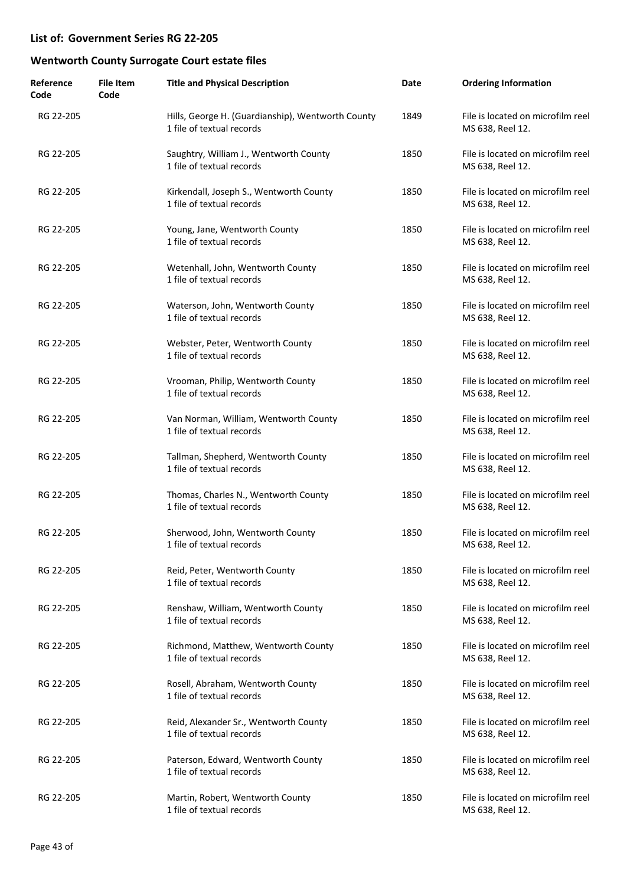## List of: Government Series RG 22-205

## Wentworth County Surrogate Court estate files

| Reference Code | File Item Code | Title and Physical Description | Date | Ordering Information |
|---|---|---|---|---|
| RG 22-205 | | Hills, George H. (Guardianship), Wentworth County<br>1 file of textual records | 1849 | File is located on microfilm reel MS 638, Reel 12. |
| RG 22-205 | | Saughtry, William J., Wentworth County<br>1 file of textual records | 1850 | File is located on microfilm reel MS 638, Reel 12. |
| RG 22-205 | | Kirkendall, Joseph S., Wentworth County<br>1 file of textual records | 1850 | File is located on microfilm reel MS 638, Reel 12. |
| RG 22-205 | | Young, Jane, Wentworth County<br>1 file of textual records | 1850 | File is located on microfilm reel MS 638, Reel 12. |
| RG 22-205 | | Wetenhall, John, Wentworth County<br>1 file of textual records | 1850 | File is located on microfilm reel MS 638, Reel 12. |
| RG 22-205 | | Waterson, John, Wentworth County<br>1 file of textual records | 1850 | File is located on microfilm reel MS 638, Reel 12. |
| RG 22-205 | | Webster, Peter, Wentworth County<br>1 file of textual records | 1850 | File is located on microfilm reel MS 638, Reel 12. |
| RG 22-205 | | Vrooman, Philip, Wentworth County<br>1 file of textual records | 1850 | File is located on microfilm reel MS 638, Reel 12. |
| RG 22-205 | | Van Norman, William, Wentworth County<br>1 file of textual records | 1850 | File is located on microfilm reel MS 638, Reel 12. |
| RG 22-205 | | Tallman, Shepherd, Wentworth County<br>1 file of textual records | 1850 | File is located on microfilm reel MS 638, Reel 12. |
| RG 22-205 | | Thomas, Charles N., Wentworth County<br>1 file of textual records | 1850 | File is located on microfilm reel MS 638, Reel 12. |
| RG 22-205 | | Sherwood, John, Wentworth County<br>1 file of textual records | 1850 | File is located on microfilm reel MS 638, Reel 12. |
| RG 22-205 | | Reid, Peter, Wentworth County<br>1 file of textual records | 1850 | File is located on microfilm reel MS 638, Reel 12. |
| RG 22-205 | | Renshaw, William, Wentworth County<br>1 file of textual records | 1850 | File is located on microfilm reel MS 638, Reel 12. |
| RG 22-205 | | Richmond, Matthew, Wentworth County<br>1 file of textual records | 1850 | File is located on microfilm reel MS 638, Reel 12. |
| RG 22-205 | | Rosell, Abraham, Wentworth County<br>1 file of textual records | 1850 | File is located on microfilm reel MS 638, Reel 12. |
| RG 22-205 | | Reid, Alexander Sr., Wentworth County<br>1 file of textual records | 1850 | File is located on microfilm reel MS 638, Reel 12. |
| RG 22-205 | | Paterson, Edward, Wentworth County<br>1 file of textual records | 1850 | File is located on microfilm reel MS 638, Reel 12. |
| RG 22-205 | | Martin, Robert, Wentworth County<br>1 file of textual records | 1850 | File is located on microfilm reel MS 638, Reel 12. |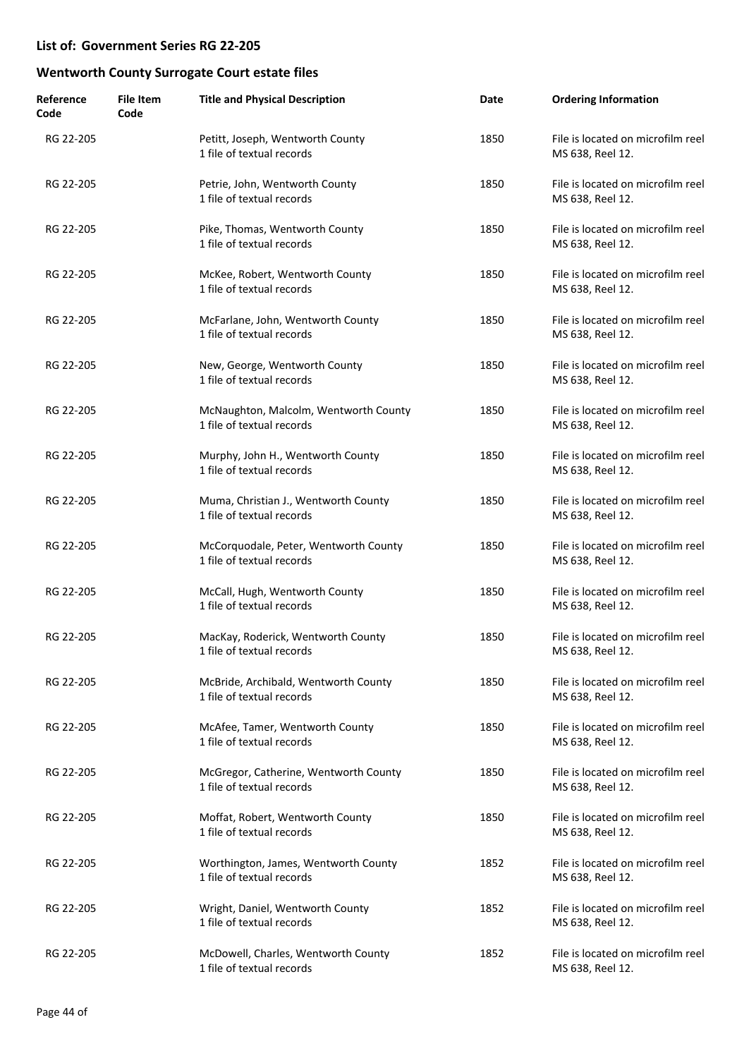## List of: Government Series RG 22-205

## Wentworth County Surrogate Court estate files

| Reference Code | File Item Code | Title and Physical Description | Date | Ordering Information |
|---|---|---|---|---|
| RG 22-205 | | Petitt, Joseph, Wentworth County<br>1 file of textual records | 1850 | File is located on microfilm reel MS 638, Reel 12. |
| RG 22-205 | | Petrie, John, Wentworth County<br>1 file of textual records | 1850 | File is located on microfilm reel MS 638, Reel 12. |
| RG 22-205 | | Pike, Thomas, Wentworth County<br>1 file of textual records | 1850 | File is located on microfilm reel MS 638, Reel 12. |
| RG 22-205 | | McKee, Robert, Wentworth County<br>1 file of textual records | 1850 | File is located on microfilm reel MS 638, Reel 12. |
| RG 22-205 | | McFarlane, John, Wentworth County<br>1 file of textual records | 1850 | File is located on microfilm reel MS 638, Reel 12. |
| RG 22-205 | | New, George, Wentworth County<br>1 file of textual records | 1850 | File is located on microfilm reel MS 638, Reel 12. |
| RG 22-205 | | McNaughton, Malcolm, Wentworth County<br>1 file of textual records | 1850 | File is located on microfilm reel MS 638, Reel 12. |
| RG 22-205 | | Murphy, John H., Wentworth County<br>1 file of textual records | 1850 | File is located on microfilm reel MS 638, Reel 12. |
| RG 22-205 | | Muma, Christian J., Wentworth County<br>1 file of textual records | 1850 | File is located on microfilm reel MS 638, Reel 12. |
| RG 22-205 | | McCorquodale, Peter, Wentworth County<br>1 file of textual records | 1850 | File is located on microfilm reel MS 638, Reel 12. |
| RG 22-205 | | McCall, Hugh, Wentworth County<br>1 file of textual records | 1850 | File is located on microfilm reel MS 638, Reel 12. |
| RG 22-205 | | MacKay, Roderick, Wentworth County<br>1 file of textual records | 1850 | File is located on microfilm reel MS 638, Reel 12. |
| RG 22-205 | | McBride, Archibald, Wentworth County<br>1 file of textual records | 1850 | File is located on microfilm reel MS 638, Reel 12. |
| RG 22-205 | | McAfee, Tamer, Wentworth County<br>1 file of textual records | 1850 | File is located on microfilm reel MS 638, Reel 12. |
| RG 22-205 | | McGregor, Catherine, Wentworth County<br>1 file of textual records | 1850 | File is located on microfilm reel MS 638, Reel 12. |
| RG 22-205 | | Moffat, Robert, Wentworth County<br>1 file of textual records | 1850 | File is located on microfilm reel MS 638, Reel 12. |
| RG 22-205 | | Worthington, James, Wentworth County<br>1 file of textual records | 1852 | File is located on microfilm reel MS 638, Reel 12. |
| RG 22-205 | | Wright, Daniel, Wentworth County<br>1 file of textual records | 1852 | File is located on microfilm reel MS 638, Reel 12. |
| RG 22-205 | | McDowell, Charles, Wentworth County<br>1 file of textual records | 1852 | File is located on microfilm reel MS 638, Reel 12. |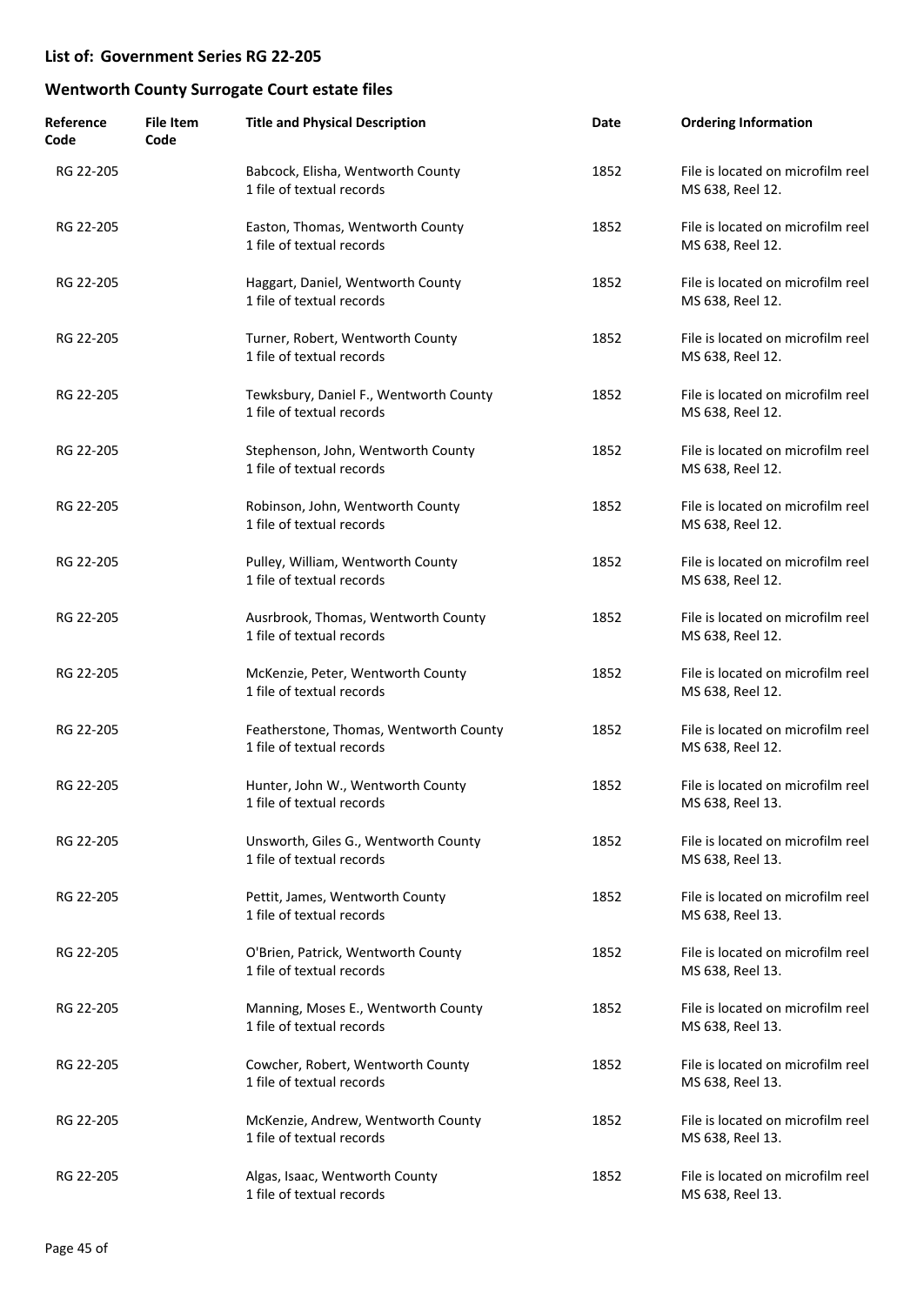## List of: Government Series RG 22-205

## Wentworth County Surrogate Court estate files

| Reference Code | File Item Code | Title and Physical Description | Date | Ordering Information |
|---|---|---|---|---|
| RG 22-205 | | Babcock, Elisha, Wentworth County<br>1 file of textual records | 1852 | File is located on microfilm reel MS 638, Reel 12. |
| RG 22-205 | | Easton, Thomas, Wentworth County<br>1 file of textual records | 1852 | File is located on microfilm reel MS 638, Reel 12. |
| RG 22-205 | | Haggart, Daniel, Wentworth County<br>1 file of textual records | 1852 | File is located on microfilm reel MS 638, Reel 12. |
| RG 22-205 | | Turner, Robert, Wentworth County<br>1 file of textual records | 1852 | File is located on microfilm reel MS 638, Reel 12. |
| RG 22-205 | | Tewksbury, Daniel F., Wentworth County<br>1 file of textual records | 1852 | File is located on microfilm reel MS 638, Reel 12. |
| RG 22-205 | | Stephenson, John, Wentworth County<br>1 file of textual records | 1852 | File is located on microfilm reel MS 638, Reel 12. |
| RG 22-205 | | Robinson, John, Wentworth County<br>1 file of textual records | 1852 | File is located on microfilm reel MS 638, Reel 12. |
| RG 22-205 | | Pulley, William, Wentworth County<br>1 file of textual records | 1852 | File is located on microfilm reel MS 638, Reel 12. |
| RG 22-205 | | Ausrbrook, Thomas, Wentworth County<br>1 file of textual records | 1852 | File is located on microfilm reel MS 638, Reel 12. |
| RG 22-205 | | McKenzie, Peter, Wentworth County<br>1 file of textual records | 1852 | File is located on microfilm reel MS 638, Reel 12. |
| RG 22-205 | | Featherstone, Thomas, Wentworth County<br>1 file of textual records | 1852 | File is located on microfilm reel MS 638, Reel 12. |
| RG 22-205 | | Hunter, John W., Wentworth County<br>1 file of textual records | 1852 | File is located on microfilm reel MS 638, Reel 13. |
| RG 22-205 | | Unsworth, Giles G., Wentworth County<br>1 file of textual records | 1852 | File is located on microfilm reel MS 638, Reel 13. |
| RG 22-205 | | Pettit, James, Wentworth County<br>1 file of textual records | 1852 | File is located on microfilm reel MS 638, Reel 13. |
| RG 22-205 | | O'Brien, Patrick, Wentworth County<br>1 file of textual records | 1852 | File is located on microfilm reel MS 638, Reel 13. |
| RG 22-205 | | Manning, Moses E., Wentworth County<br>1 file of textual records | 1852 | File is located on microfilm reel MS 638, Reel 13. |
| RG 22-205 | | Cowcher, Robert, Wentworth County<br>1 file of textual records | 1852 | File is located on microfilm reel MS 638, Reel 13. |
| RG 22-205 | | McKenzie, Andrew, Wentworth County<br>1 file of textual records | 1852 | File is located on microfilm reel MS 638, Reel 13. |
| RG 22-205 | | Algas, Isaac, Wentworth County<br>1 file of textual records | 1852 | File is located on microfilm reel MS 638, Reel 13. |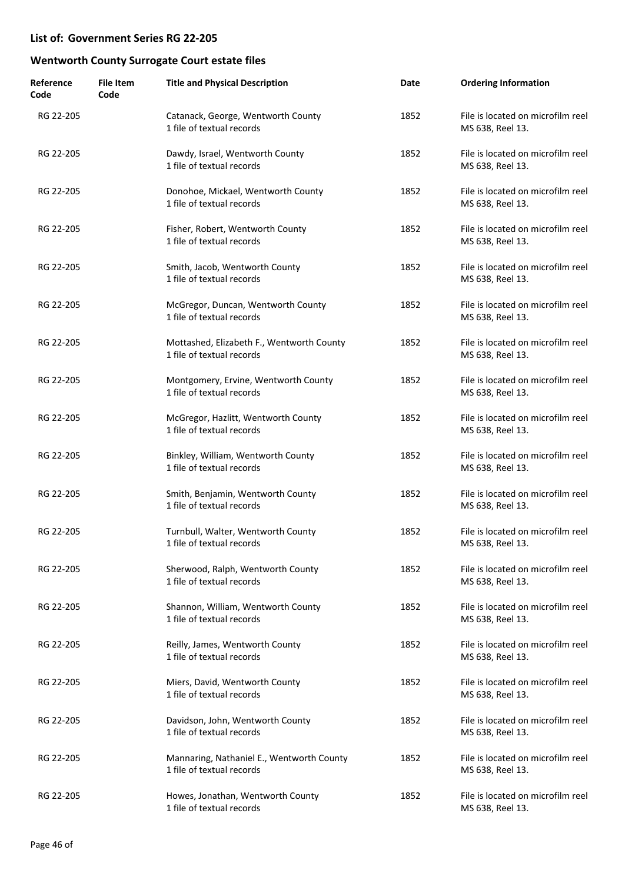## List of: Government Series RG 22-205

## Wentworth County Surrogate Court estate files

| Reference Code | File Item Code | Title and Physical Description | Date | Ordering Information |
|---|---|---|---|---|
| RG 22-205 | | Catanack, George, Wentworth County<br>1 file of textual records | 1852 | File is located on microfilm reel MS 638, Reel 13. |
| RG 22-205 | | Dawdy, Israel, Wentworth County<br>1 file of textual records | 1852 | File is located on microfilm reel MS 638, Reel 13. |
| RG 22-205 | | Donohoe, Mickael, Wentworth County<br>1 file of textual records | 1852 | File is located on microfilm reel MS 638, Reel 13. |
| RG 22-205 | | Fisher, Robert, Wentworth County<br>1 file of textual records | 1852 | File is located on microfilm reel MS 638, Reel 13. |
| RG 22-205 | | Smith, Jacob, Wentworth County<br>1 file of textual records | 1852 | File is located on microfilm reel MS 638, Reel 13. |
| RG 22-205 | | McGregor, Duncan, Wentworth County<br>1 file of textual records | 1852 | File is located on microfilm reel MS 638, Reel 13. |
| RG 22-205 | | Mottashed, Elizabeth F., Wentworth County<br>1 file of textual records | 1852 | File is located on microfilm reel MS 638, Reel 13. |
| RG 22-205 | | Montgomery, Ervine, Wentworth County<br>1 file of textual records | 1852 | File is located on microfilm reel MS 638, Reel 13. |
| RG 22-205 | | McGregor, Hazlitt, Wentworth County<br>1 file of textual records | 1852 | File is located on microfilm reel MS 638, Reel 13. |
| RG 22-205 | | Binkley, William, Wentworth County<br>1 file of textual records | 1852 | File is located on microfilm reel MS 638, Reel 13. |
| RG 22-205 | | Smith, Benjamin, Wentworth County<br>1 file of textual records | 1852 | File is located on microfilm reel MS 638, Reel 13. |
| RG 22-205 | | Turnbull, Walter, Wentworth County<br>1 file of textual records | 1852 | File is located on microfilm reel MS 638, Reel 13. |
| RG 22-205 | | Sherwood, Ralph, Wentworth County<br>1 file of textual records | 1852 | File is located on microfilm reel MS 638, Reel 13. |
| RG 22-205 | | Shannon, William, Wentworth County<br>1 file of textual records | 1852 | File is located on microfilm reel MS 638, Reel 13. |
| RG 22-205 | | Reilly, James, Wentworth County<br>1 file of textual records | 1852 | File is located on microfilm reel MS 638, Reel 13. |
| RG 22-205 | | Miers, David, Wentworth County<br>1 file of textual records | 1852 | File is located on microfilm reel MS 638, Reel 13. |
| RG 22-205 | | Davidson, John, Wentworth County<br>1 file of textual records | 1852 | File is located on microfilm reel MS 638, Reel 13. |
| RG 22-205 | | Mannaring, Nathaniel E., Wentworth County<br>1 file of textual records | 1852 | File is located on microfilm reel MS 638, Reel 13. |
| RG 22-205 | | Howes, Jonathan, Wentworth County<br>1 file of textual records | 1852 | File is located on microfilm reel MS 638, Reel 13. |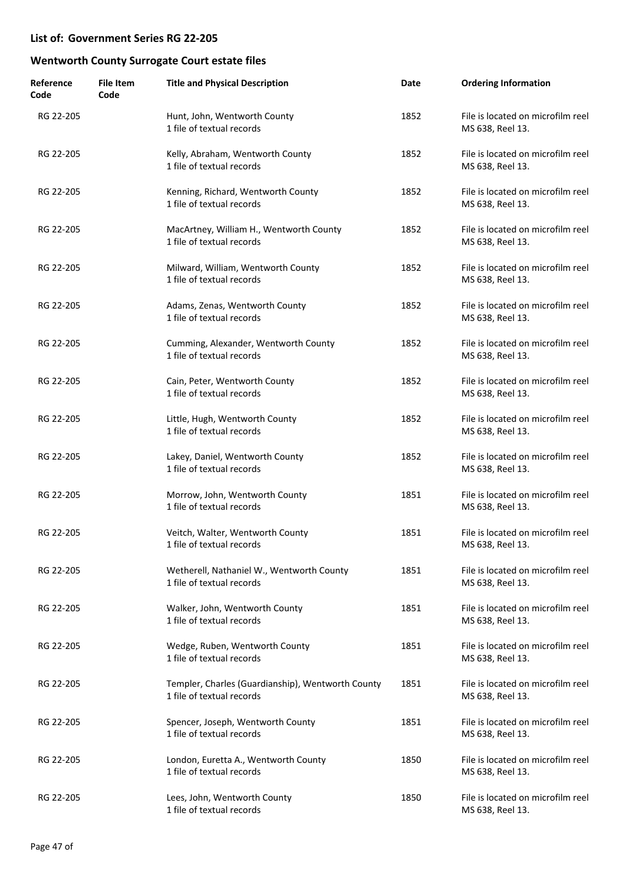## List of: Government Series RG 22-205

## Wentworth County Surrogate Court estate files

| Reference Code | File Item Code | Title and Physical Description | Date | Ordering Information |
|---|---|---|---|---|
| RG 22-205 | | Hunt, John, Wentworth County<br>1 file of textual records | 1852 | File is located on microfilm reel MS 638, Reel 13. |
| RG 22-205 | | Kelly, Abraham, Wentworth County<br>1 file of textual records | 1852 | File is located on microfilm reel MS 638, Reel 13. |
| RG 22-205 | | Kenning, Richard, Wentworth County<br>1 file of textual records | 1852 | File is located on microfilm reel MS 638, Reel 13. |
| RG 22-205 | | MacArtney, William H., Wentworth County<br>1 file of textual records | 1852 | File is located on microfilm reel MS 638, Reel 13. |
| RG 22-205 | | Milward, William, Wentworth County<br>1 file of textual records | 1852 | File is located on microfilm reel MS 638, Reel 13. |
| RG 22-205 | | Adams, Zenas, Wentworth County<br>1 file of textual records | 1852 | File is located on microfilm reel MS 638, Reel 13. |
| RG 22-205 | | Cumming, Alexander, Wentworth County<br>1 file of textual records | 1852 | File is located on microfilm reel MS 638, Reel 13. |
| RG 22-205 | | Cain, Peter, Wentworth County<br>1 file of textual records | 1852 | File is located on microfilm reel MS 638, Reel 13. |
| RG 22-205 | | Little, Hugh, Wentworth County<br>1 file of textual records | 1852 | File is located on microfilm reel MS 638, Reel 13. |
| RG 22-205 | | Lakey, Daniel, Wentworth County<br>1 file of textual records | 1852 | File is located on microfilm reel MS 638, Reel 13. |
| RG 22-205 | | Morrow, John, Wentworth County<br>1 file of textual records | 1851 | File is located on microfilm reel MS 638, Reel 13. |
| RG 22-205 | | Veitch, Walter, Wentworth County<br>1 file of textual records | 1851 | File is located on microfilm reel MS 638, Reel 13. |
| RG 22-205 | | Wetherell, Nathaniel W., Wentworth County<br>1 file of textual records | 1851 | File is located on microfilm reel MS 638, Reel 13. |
| RG 22-205 | | Walker, John, Wentworth County<br>1 file of textual records | 1851 | File is located on microfilm reel MS 638, Reel 13. |
| RG 22-205 | | Wedge, Ruben, Wentworth County<br>1 file of textual records | 1851 | File is located on microfilm reel MS 638, Reel 13. |
| RG 22-205 | | Templer, Charles (Guardianship), Wentworth County<br>1 file of textual records | 1851 | File is located on microfilm reel MS 638, Reel 13. |
| RG 22-205 | | Spencer, Joseph, Wentworth County<br>1 file of textual records | 1851 | File is located on microfilm reel MS 638, Reel 13. |
| RG 22-205 | | London, Euretta A., Wentworth County<br>1 file of textual records | 1850 | File is located on microfilm reel MS 638, Reel 13. |
| RG 22-205 | | Lees, John, Wentworth County<br>1 file of textual records | 1850 | File is located on microfilm reel MS 638, Reel 13. |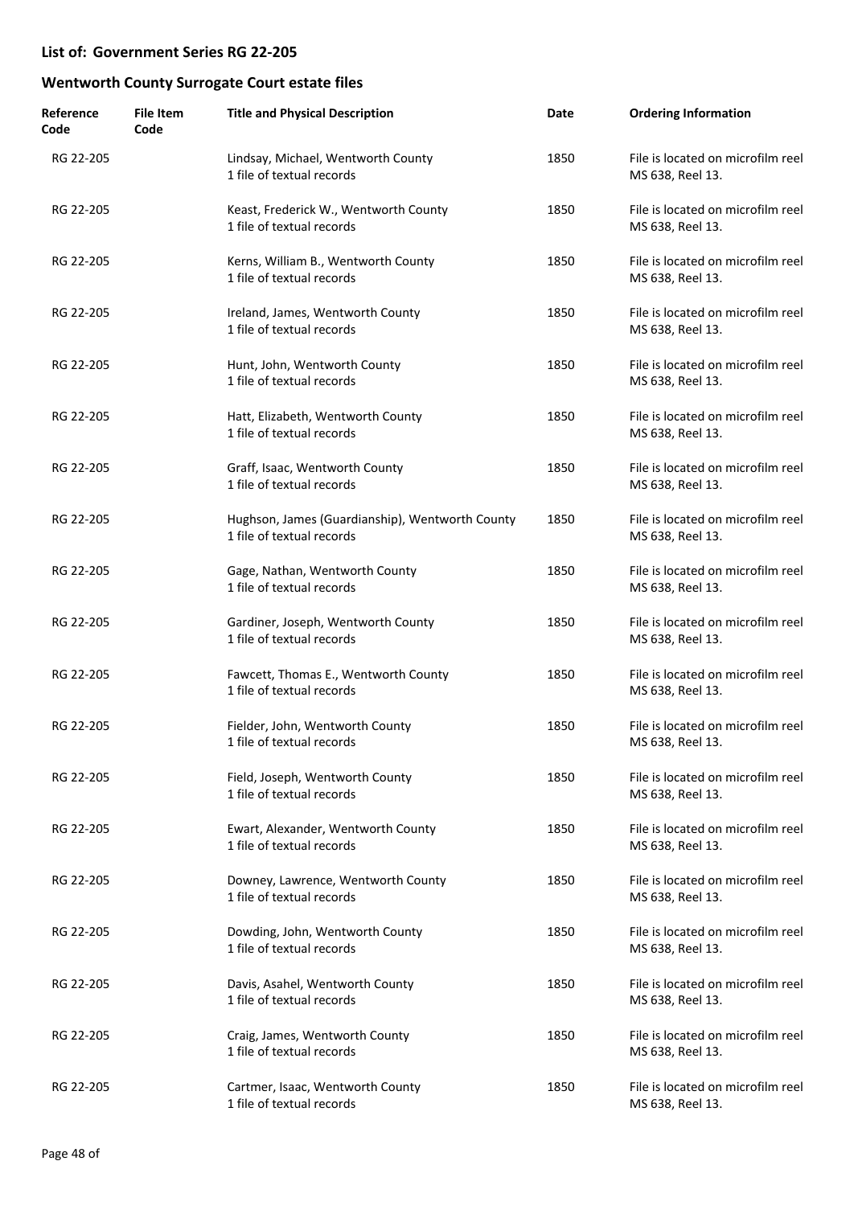## List of: Government Series RG 22-205

## Wentworth County Surrogate Court estate files

| Reference Code | File Item Code | Title and Physical Description | Date | Ordering Information |
|---|---|---|---|---|
| RG 22-205 | | Lindsay, Michael, Wentworth County<br>1 file of textual records | 1850 | File is located on microfilm reel MS 638, Reel 13. |
| RG 22-205 | | Keast, Frederick W., Wentworth County<br>1 file of textual records | 1850 | File is located on microfilm reel MS 638, Reel 13. |
| RG 22-205 | | Kerns, William B., Wentworth County<br>1 file of textual records | 1850 | File is located on microfilm reel MS 638, Reel 13. |
| RG 22-205 | | Ireland, James, Wentworth County<br>1 file of textual records | 1850 | File is located on microfilm reel MS 638, Reel 13. |
| RG 22-205 | | Hunt, John, Wentworth County<br>1 file of textual records | 1850 | File is located on microfilm reel MS 638, Reel 13. |
| RG 22-205 | | Hatt, Elizabeth, Wentworth County<br>1 file of textual records | 1850 | File is located on microfilm reel MS 638, Reel 13. |
| RG 22-205 | | Graff, Isaac, Wentworth County<br>1 file of textual records | 1850 | File is located on microfilm reel MS 638, Reel 13. |
| RG 22-205 | | Hughson, James (Guardianship), Wentworth County<br>1 file of textual records | 1850 | File is located on microfilm reel MS 638, Reel 13. |
| RG 22-205 | | Gage, Nathan, Wentworth County<br>1 file of textual records | 1850 | File is located on microfilm reel MS 638, Reel 13. |
| RG 22-205 | | Gardiner, Joseph, Wentworth County<br>1 file of textual records | 1850 | File is located on microfilm reel MS 638, Reel 13. |
| RG 22-205 | | Fawcett, Thomas E., Wentworth County<br>1 file of textual records | 1850 | File is located on microfilm reel MS 638, Reel 13. |
| RG 22-205 | | Fielder, John, Wentworth County<br>1 file of textual records | 1850 | File is located on microfilm reel MS 638, Reel 13. |
| RG 22-205 | | Field, Joseph, Wentworth County<br>1 file of textual records | 1850 | File is located on microfilm reel MS 638, Reel 13. |
| RG 22-205 | | Ewart, Alexander, Wentworth County<br>1 file of textual records | 1850 | File is located on microfilm reel MS 638, Reel 13. |
| RG 22-205 | | Downey, Lawrence, Wentworth County<br>1 file of textual records | 1850 | File is located on microfilm reel MS 638, Reel 13. |
| RG 22-205 | | Dowding, John, Wentworth County<br>1 file of textual records | 1850 | File is located on microfilm reel MS 638, Reel 13. |
| RG 22-205 | | Davis, Asahel, Wentworth County<br>1 file of textual records | 1850 | File is located on microfilm reel MS 638, Reel 13. |
| RG 22-205 | | Craig, James, Wentworth County<br>1 file of textual records | 1850 | File is located on microfilm reel MS 638, Reel 13. |
| RG 22-205 | | Cartmer, Isaac, Wentworth County<br>1 file of textual records | 1850 | File is located on microfilm reel MS 638, Reel 13. |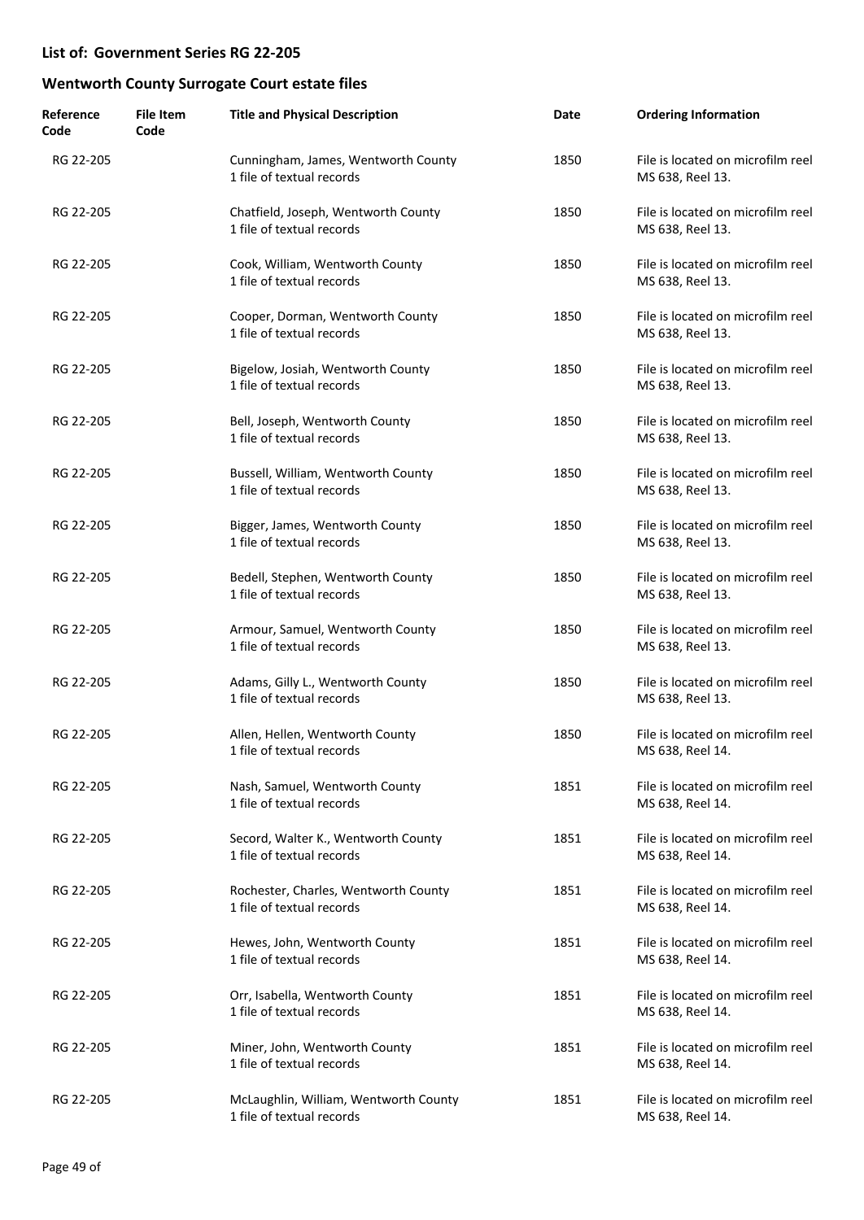## List of: Government Series RG 22-205

## Wentworth County Surrogate Court estate files

| Reference Code | File Item Code | Title and Physical Description | Date | Ordering Information |
|---|---|---|---|---|
| RG 22-205 | | Cunningham, James, Wentworth County<br>1 file of textual records | 1850 | File is located on microfilm reel MS 638, Reel 13. |
| RG 22-205 | | Chatfield, Joseph, Wentworth County<br>1 file of textual records | 1850 | File is located on microfilm reel MS 638, Reel 13. |
| RG 22-205 | | Cook, William, Wentworth County<br>1 file of textual records | 1850 | File is located on microfilm reel MS 638, Reel 13. |
| RG 22-205 | | Cooper, Dorman, Wentworth County<br>1 file of textual records | 1850 | File is located on microfilm reel MS 638, Reel 13. |
| RG 22-205 | | Bigelow, Josiah, Wentworth County<br>1 file of textual records | 1850 | File is located on microfilm reel MS 638, Reel 13. |
| RG 22-205 | | Bell, Joseph, Wentworth County<br>1 file of textual records | 1850 | File is located on microfilm reel MS 638, Reel 13. |
| RG 22-205 | | Bussell, William, Wentworth County<br>1 file of textual records | 1850 | File is located on microfilm reel MS 638, Reel 13. |
| RG 22-205 | | Bigger, James, Wentworth County<br>1 file of textual records | 1850 | File is located on microfilm reel MS 638, Reel 13. |
| RG 22-205 | | Bedell, Stephen, Wentworth County<br>1 file of textual records | 1850 | File is located on microfilm reel MS 638, Reel 13. |
| RG 22-205 | | Armour, Samuel, Wentworth County<br>1 file of textual records | 1850 | File is located on microfilm reel MS 638, Reel 13. |
| RG 22-205 | | Adams, Gilly L., Wentworth County<br>1 file of textual records | 1850 | File is located on microfilm reel MS 638, Reel 13. |
| RG 22-205 | | Allen, Hellen, Wentworth County<br>1 file of textual records | 1850 | File is located on microfilm reel MS 638, Reel 14. |
| RG 22-205 | | Nash, Samuel, Wentworth County<br>1 file of textual records | 1851 | File is located on microfilm reel MS 638, Reel 14. |
| RG 22-205 | | Secord, Walter K., Wentworth County<br>1 file of textual records | 1851 | File is located on microfilm reel MS 638, Reel 14. |
| RG 22-205 | | Rochester, Charles, Wentworth County<br>1 file of textual records | 1851 | File is located on microfilm reel MS 638, Reel 14. |
| RG 22-205 | | Hewes, John, Wentworth County<br>1 file of textual records | 1851 | File is located on microfilm reel MS 638, Reel 14. |
| RG 22-205 | | Orr, Isabella, Wentworth County<br>1 file of textual records | 1851 | File is located on microfilm reel MS 638, Reel 14. |
| RG 22-205 | | Miner, John, Wentworth County<br>1 file of textual records | 1851 | File is located on microfilm reel MS 638, Reel 14. |
| RG 22-205 | | McLaughlin, William, Wentworth County<br>1 file of textual records | 1851 | File is located on microfilm reel MS 638, Reel 14. |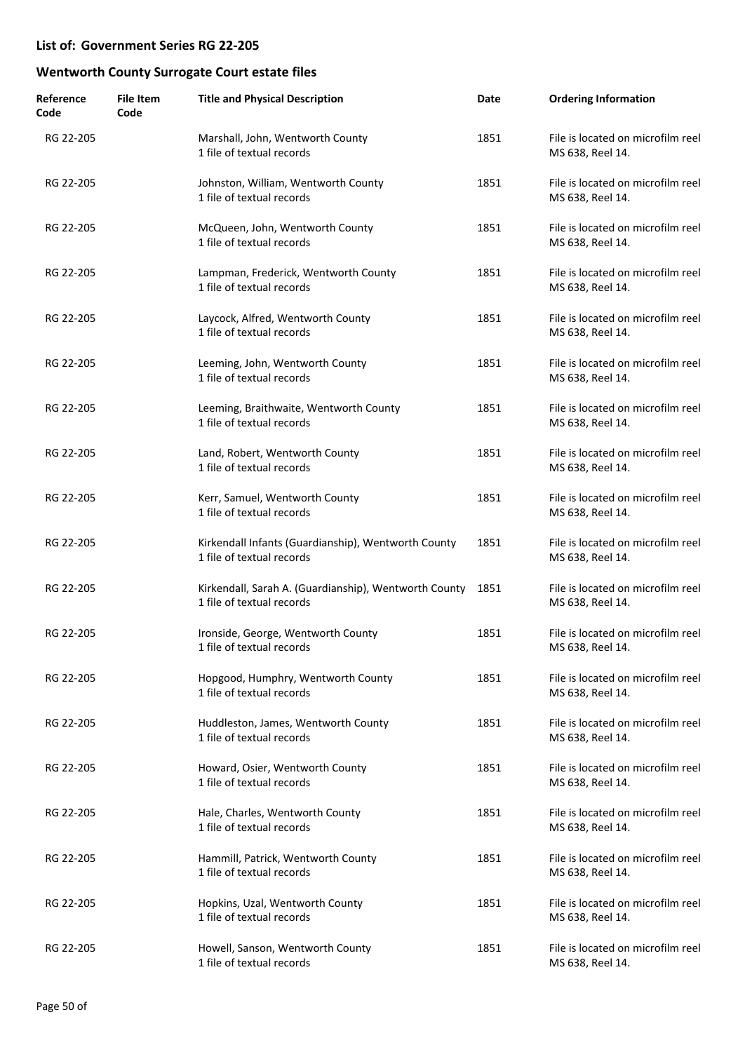## List of: Government Series RG 22-205

## Wentworth County Surrogate Court estate files

| Reference Code | File Item Code | Title and Physical Description | Date | Ordering Information |
|---|---|---|---|---|
| RG 22-205 | | Marshall, John, Wentworth County<br>1 file of textual records | 1851 | File is located on microfilm reel MS 638, Reel 14. |
| RG 22-205 | | Johnston, William, Wentworth County<br>1 file of textual records | 1851 | File is located on microfilm reel MS 638, Reel 14. |
| RG 22-205 | | McQueen, John, Wentworth County<br>1 file of textual records | 1851 | File is located on microfilm reel MS 638, Reel 14. |
| RG 22-205 | | Lampman, Frederick, Wentworth County<br>1 file of textual records | 1851 | File is located on microfilm reel MS 638, Reel 14. |
| RG 22-205 | | Laycock, Alfred, Wentworth County<br>1 file of textual records | 1851 | File is located on microfilm reel MS 638, Reel 14. |
| RG 22-205 | | Leeming, John, Wentworth County<br>1 file of textual records | 1851 | File is located on microfilm reel MS 638, Reel 14. |
| RG 22-205 | | Leeming, Braithwaite, Wentworth County<br>1 file of textual records | 1851 | File is located on microfilm reel MS 638, Reel 14. |
| RG 22-205 | | Land, Robert, Wentworth County<br>1 file of textual records | 1851 | File is located on microfilm reel MS 638, Reel 14. |
| RG 22-205 | | Kerr, Samuel, Wentworth County<br>1 file of textual records | 1851 | File is located on microfilm reel MS 638, Reel 14. |
| RG 22-205 | | Kirkendall Infants (Guardianship), Wentworth County<br>1 file of textual records | 1851 | File is located on microfilm reel MS 638, Reel 14. |
| RG 22-205 | | Kirkendall, Sarah A. (Guardianship), Wentworth County<br>1 file of textual records | 1851 | File is located on microfilm reel MS 638, Reel 14. |
| RG 22-205 | | Ironside, George, Wentworth County<br>1 file of textual records | 1851 | File is located on microfilm reel MS 638, Reel 14. |
| RG 22-205 | | Hopgood, Humphry, Wentworth County<br>1 file of textual records | 1851 | File is located on microfilm reel MS 638, Reel 14. |
| RG 22-205 | | Huddleston, James, Wentworth County<br>1 file of textual records | 1851 | File is located on microfilm reel MS 638, Reel 14. |
| RG 22-205 | | Howard, Osier, Wentworth County<br>1 file of textual records | 1851 | File is located on microfilm reel MS 638, Reel 14. |
| RG 22-205 | | Hale, Charles, Wentworth County<br>1 file of textual records | 1851 | File is located on microfilm reel MS 638, Reel 14. |
| RG 22-205 | | Hammill, Patrick, Wentworth County<br>1 file of textual records | 1851 | File is located on microfilm reel MS 638, Reel 14. |
| RG 22-205 | | Hopkins, Uzal, Wentworth County<br>1 file of textual records | 1851 | File is located on microfilm reel MS 638, Reel 14. |
| RG 22-205 | | Howell, Sanson, Wentworth County<br>1 file of textual records | 1851 | File is located on microfilm reel MS 638, Reel 14. |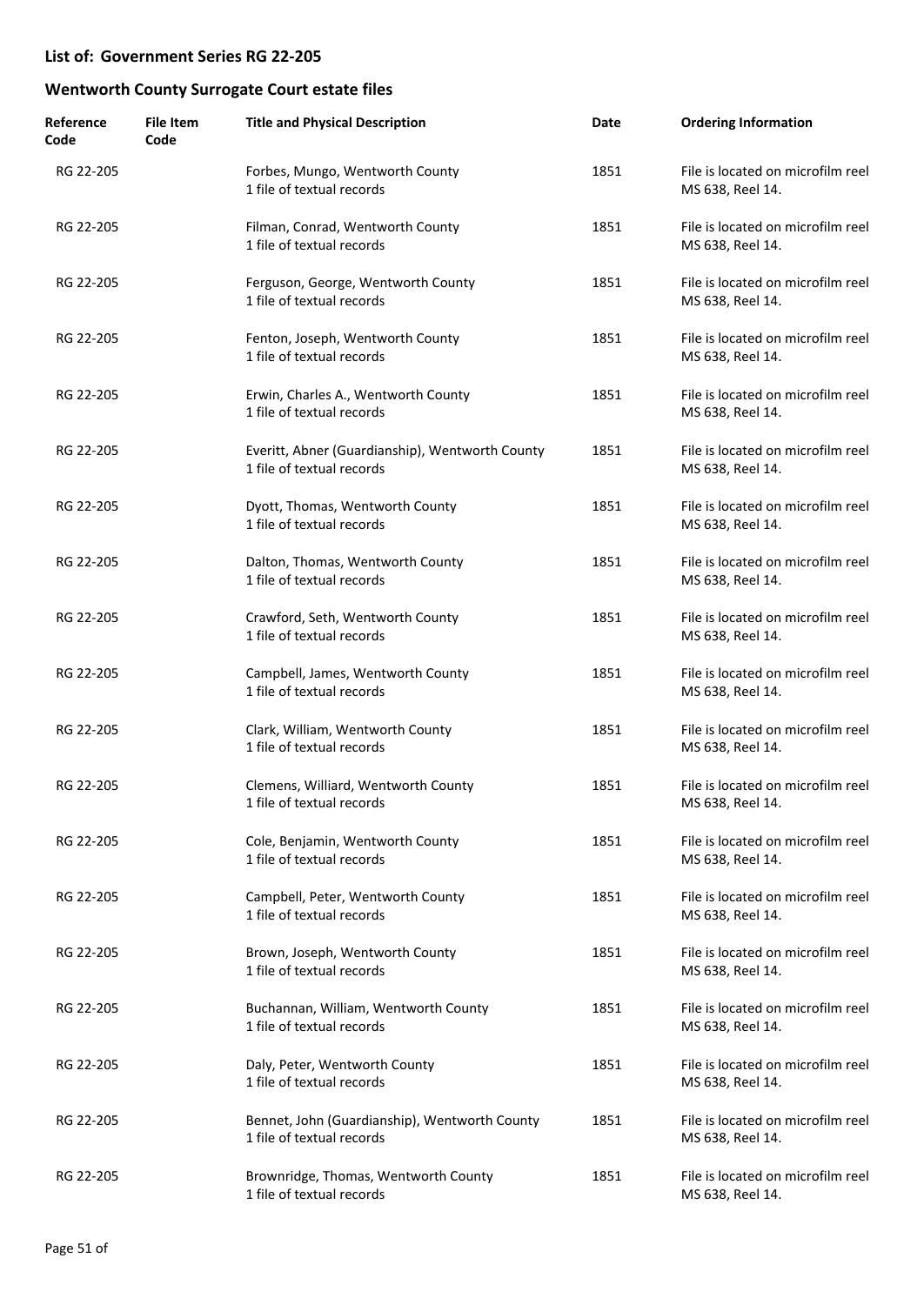## List of: Government Series RG 22-205

## Wentworth County Surrogate Court estate files

| Reference Code | File Item Code | Title and Physical Description | Date | Ordering Information |
|---|---|---|---|---|
| RG 22-205 | | Forbes, Mungo, Wentworth County<br>1 file of textual records | 1851 | File is located on microfilm reel MS 638, Reel 14. |
| RG 22-205 | | Filman, Conrad, Wentworth County<br>1 file of textual records | 1851 | File is located on microfilm reel MS 638, Reel 14. |
| RG 22-205 | | Ferguson, George, Wentworth County<br>1 file of textual records | 1851 | File is located on microfilm reel MS 638, Reel 14. |
| RG 22-205 | | Fenton, Joseph, Wentworth County<br>1 file of textual records | 1851 | File is located on microfilm reel MS 638, Reel 14. |
| RG 22-205 | | Erwin, Charles A., Wentworth County<br>1 file of textual records | 1851 | File is located on microfilm reel MS 638, Reel 14. |
| RG 22-205 | | Everitt, Abner (Guardianship), Wentworth County<br>1 file of textual records | 1851 | File is located on microfilm reel MS 638, Reel 14. |
| RG 22-205 | | Dyott, Thomas, Wentworth County<br>1 file of textual records | 1851 | File is located on microfilm reel MS 638, Reel 14. |
| RG 22-205 | | Dalton, Thomas, Wentworth County<br>1 file of textual records | 1851 | File is located on microfilm reel MS 638, Reel 14. |
| RG 22-205 | | Crawford, Seth, Wentworth County<br>1 file of textual records | 1851 | File is located on microfilm reel MS 638, Reel 14. |
| RG 22-205 | | Campbell, James, Wentworth County<br>1 file of textual records | 1851 | File is located on microfilm reel MS 638, Reel 14. |
| RG 22-205 | | Clark, William, Wentworth County<br>1 file of textual records | 1851 | File is located on microfilm reel MS 638, Reel 14. |
| RG 22-205 | | Clemens, Williard, Wentworth County<br>1 file of textual records | 1851 | File is located on microfilm reel MS 638, Reel 14. |
| RG 22-205 | | Cole, Benjamin, Wentworth County<br>1 file of textual records | 1851 | File is located on microfilm reel MS 638, Reel 14. |
| RG 22-205 | | Campbell, Peter, Wentworth County<br>1 file of textual records | 1851 | File is located on microfilm reel MS 638, Reel 14. |
| RG 22-205 | | Brown, Joseph, Wentworth County<br>1 file of textual records | 1851 | File is located on microfilm reel MS 638, Reel 14. |
| RG 22-205 | | Buchannan, William, Wentworth County<br>1 file of textual records | 1851 | File is located on microfilm reel MS 638, Reel 14. |
| RG 22-205 | | Daly, Peter, Wentworth County<br>1 file of textual records | 1851 | File is located on microfilm reel MS 638, Reel 14. |
| RG 22-205 | | Bennet, John (Guardianship), Wentworth County<br>1 file of textual records | 1851 | File is located on microfilm reel MS 638, Reel 14. |
| RG 22-205 | | Brownridge, Thomas, Wentworth County<br>1 file of textual records | 1851 | File is located on microfilm reel MS 638, Reel 14. |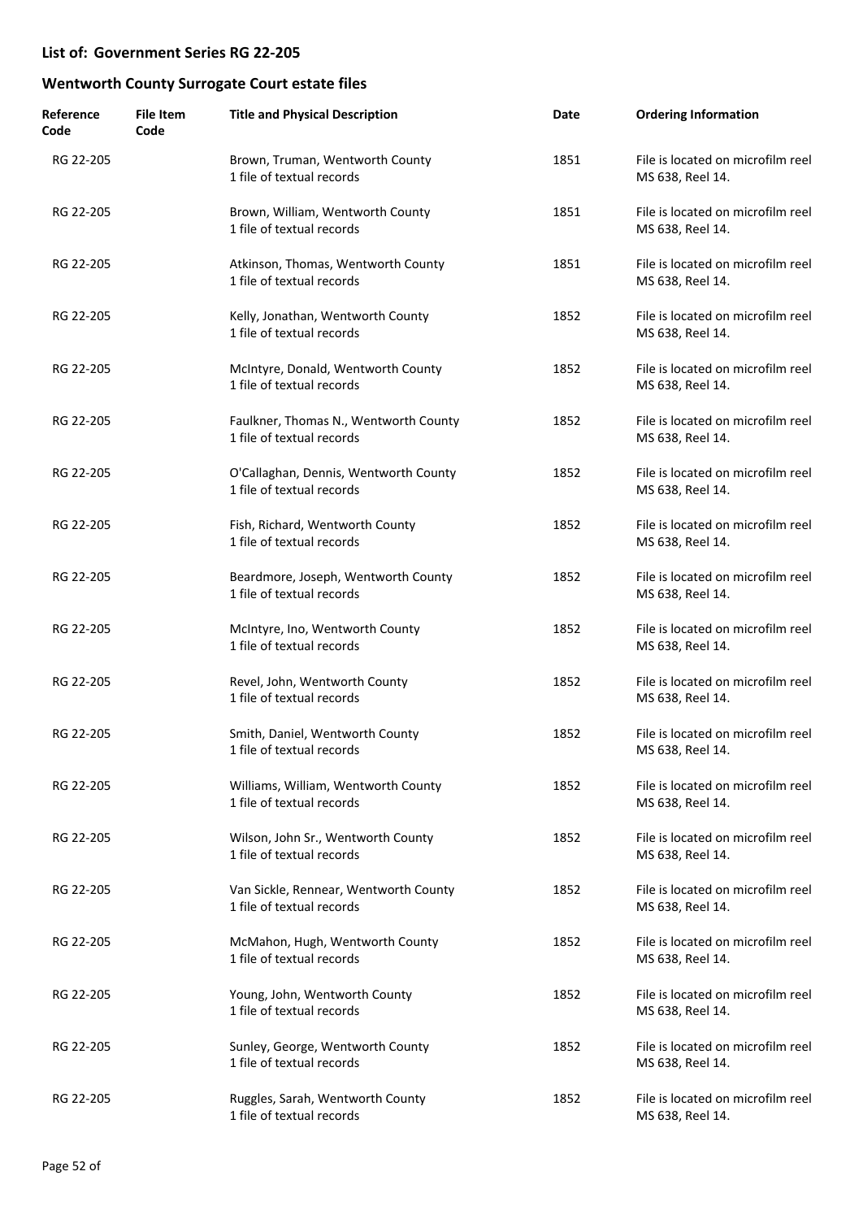## List of: Government Series RG 22-205

## Wentworth County Surrogate Court estate files

| Reference Code | File Item Code | Title and Physical Description | Date | Ordering Information |
|---|---|---|---|---|
| RG 22-205 | | Brown, Truman, Wentworth County<br>1 file of textual records | 1851 | File is located on microfilm reel MS 638, Reel 14. |
| RG 22-205 | | Brown, William, Wentworth County<br>1 file of textual records | 1851 | File is located on microfilm reel MS 638, Reel 14. |
| RG 22-205 | | Atkinson, Thomas, Wentworth County<br>1 file of textual records | 1851 | File is located on microfilm reel MS 638, Reel 14. |
| RG 22-205 | | Kelly, Jonathan, Wentworth County<br>1 file of textual records | 1852 | File is located on microfilm reel MS 638, Reel 14. |
| RG 22-205 | | McIntyre, Donald, Wentworth County<br>1 file of textual records | 1852 | File is located on microfilm reel MS 638, Reel 14. |
| RG 22-205 | | Faulkner, Thomas N., Wentworth County<br>1 file of textual records | 1852 | File is located on microfilm reel MS 638, Reel 14. |
| RG 22-205 | | O'Callaghan, Dennis, Wentworth County<br>1 file of textual records | 1852 | File is located on microfilm reel MS 638, Reel 14. |
| RG 22-205 | | Fish, Richard, Wentworth County<br>1 file of textual records | 1852 | File is located on microfilm reel MS 638, Reel 14. |
| RG 22-205 | | Beardmore, Joseph, Wentworth County<br>1 file of textual records | 1852 | File is located on microfilm reel MS 638, Reel 14. |
| RG 22-205 | | McIntyre, Ino, Wentworth County<br>1 file of textual records | 1852 | File is located on microfilm reel MS 638, Reel 14. |
| RG 22-205 | | Revel, John, Wentworth County<br>1 file of textual records | 1852 | File is located on microfilm reel MS 638, Reel 14. |
| RG 22-205 | | Smith, Daniel, Wentworth County<br>1 file of textual records | 1852 | File is located on microfilm reel MS 638, Reel 14. |
| RG 22-205 | | Williams, William, Wentworth County<br>1 file of textual records | 1852 | File is located on microfilm reel MS 638, Reel 14. |
| RG 22-205 | | Wilson, John Sr., Wentworth County<br>1 file of textual records | 1852 | File is located on microfilm reel MS 638, Reel 14. |
| RG 22-205 | | Van Sickle, Rennear, Wentworth County<br>1 file of textual records | 1852 | File is located on microfilm reel MS 638, Reel 14. |
| RG 22-205 | | McMahon, Hugh, Wentworth County<br>1 file of textual records | 1852 | File is located on microfilm reel MS 638, Reel 14. |
| RG 22-205 | | Young, John, Wentworth County<br>1 file of textual records | 1852 | File is located on microfilm reel MS 638, Reel 14. |
| RG 22-205 | | Sunley, George, Wentworth County<br>1 file of textual records | 1852 | File is located on microfilm reel MS 638, Reel 14. |
| RG 22-205 | | Ruggles, Sarah, Wentworth County<br>1 file of textual records | 1852 | File is located on microfilm reel MS 638, Reel 14. |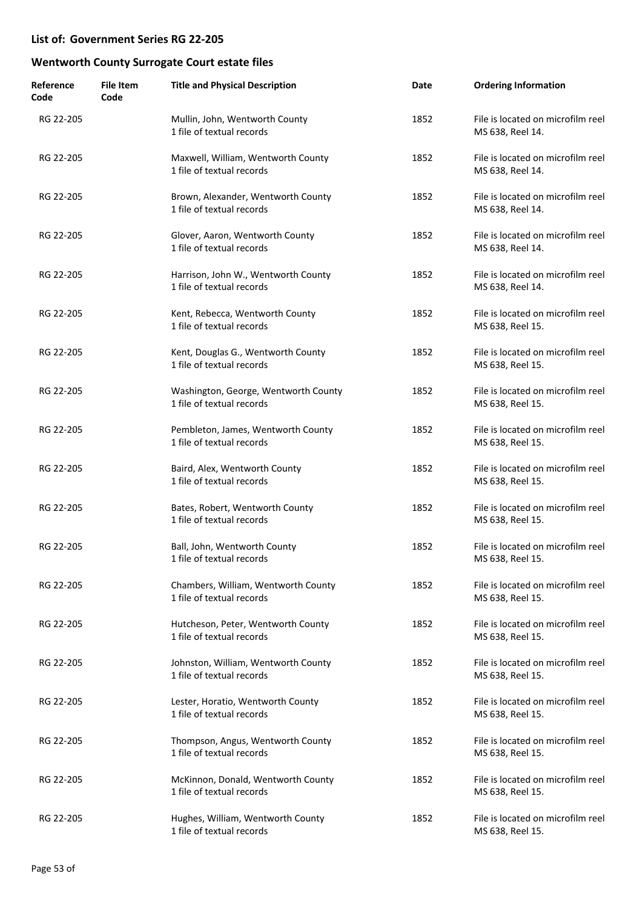## List of: Government Series RG 22-205

## Wentworth County Surrogate Court estate files

| Reference Code | File Item Code | Title and Physical Description | Date | Ordering Information |
|---|---|---|---|---|
| RG 22-205 | | Mullin, John, Wentworth County<br>1 file of textual records | 1852 | File is located on microfilm reel MS 638, Reel 14. |
| RG 22-205 | | Maxwell, William, Wentworth County<br>1 file of textual records | 1852 | File is located on microfilm reel MS 638, Reel 14. |
| RG 22-205 | | Brown, Alexander, Wentworth County<br>1 file of textual records | 1852 | File is located on microfilm reel MS 638, Reel 14. |
| RG 22-205 | | Glover, Aaron, Wentworth County<br>1 file of textual records | 1852 | File is located on microfilm reel MS 638, Reel 14. |
| RG 22-205 | | Harrison, John W., Wentworth County<br>1 file of textual records | 1852 | File is located on microfilm reel MS 638, Reel 14. |
| RG 22-205 | | Kent, Rebecca, Wentworth County<br>1 file of textual records | 1852 | File is located on microfilm reel MS 638, Reel 15. |
| RG 22-205 | | Kent, Douglas G., Wentworth County<br>1 file of textual records | 1852 | File is located on microfilm reel MS 638, Reel 15. |
| RG 22-205 | | Washington, George, Wentworth County<br>1 file of textual records | 1852 | File is located on microfilm reel MS 638, Reel 15. |
| RG 22-205 | | Pembleton, James, Wentworth County<br>1 file of textual records | 1852 | File is located on microfilm reel MS 638, Reel 15. |
| RG 22-205 | | Baird, Alex, Wentworth County<br>1 file of textual records | 1852 | File is located on microfilm reel MS 638, Reel 15. |
| RG 22-205 | | Bates, Robert, Wentworth County<br>1 file of textual records | 1852 | File is located on microfilm reel MS 638, Reel 15. |
| RG 22-205 | | Ball, John, Wentworth County<br>1 file of textual records | 1852 | File is located on microfilm reel MS 638, Reel 15. |
| RG 22-205 | | Chambers, William, Wentworth County<br>1 file of textual records | 1852 | File is located on microfilm reel MS 638, Reel 15. |
| RG 22-205 | | Hutcheson, Peter, Wentworth County<br>1 file of textual records | 1852 | File is located on microfilm reel MS 638, Reel 15. |
| RG 22-205 | | Johnston, William, Wentworth County<br>1 file of textual records | 1852 | File is located on microfilm reel MS 638, Reel 15. |
| RG 22-205 | | Lester, Horatio, Wentworth County<br>1 file of textual records | 1852 | File is located on microfilm reel MS 638, Reel 15. |
| RG 22-205 | | Thompson, Angus, Wentworth County<br>1 file of textual records | 1852 | File is located on microfilm reel MS 638, Reel 15. |
| RG 22-205 | | McKinnon, Donald, Wentworth County<br>1 file of textual records | 1852 | File is located on microfilm reel MS 638, Reel 15. |
| RG 22-205 | | Hughes, William, Wentworth County<br>1 file of textual records | 1852 | File is located on microfilm reel MS 638, Reel 15. |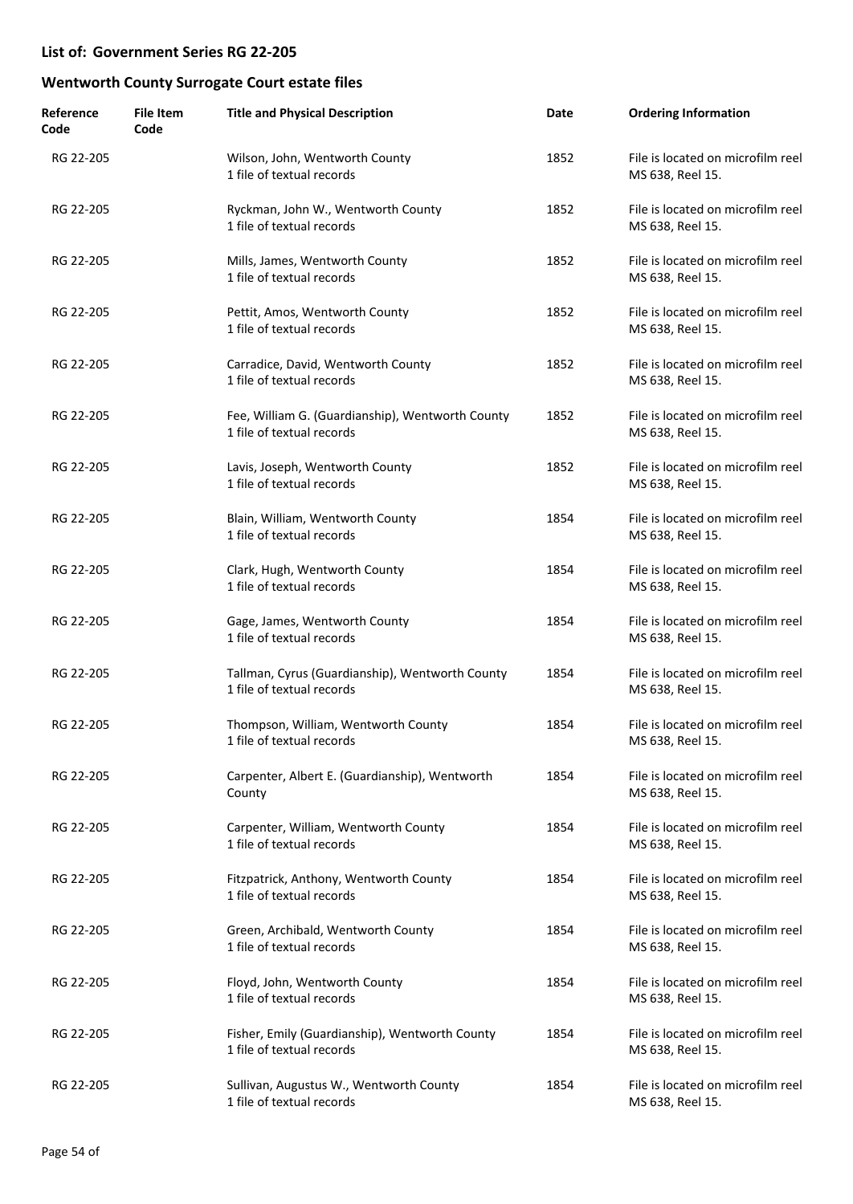## List of: Government Series RG 22-205

## Wentworth County Surrogate Court estate files

| Reference Code | File Item Code | Title and Physical Description | Date | Ordering Information |
|---|---|---|---|---|
| RG 22-205 | | Wilson, John, Wentworth County<br>1 file of textual records | 1852 | File is located on microfilm reel MS 638, Reel 15. |
| RG 22-205 | | Ryckman, John W., Wentworth County<br>1 file of textual records | 1852 | File is located on microfilm reel MS 638, Reel 15. |
| RG 22-205 | | Mills, James, Wentworth County<br>1 file of textual records | 1852 | File is located on microfilm reel MS 638, Reel 15. |
| RG 22-205 | | Pettit, Amos, Wentworth County<br>1 file of textual records | 1852 | File is located on microfilm reel MS 638, Reel 15. |
| RG 22-205 | | Carradice, David, Wentworth County<br>1 file of textual records | 1852 | File is located on microfilm reel MS 638, Reel 15. |
| RG 22-205 | | Fee, William G. (Guardianship), Wentworth County<br>1 file of textual records | 1852 | File is located on microfilm reel MS 638, Reel 15. |
| RG 22-205 | | Lavis, Joseph, Wentworth County<br>1 file of textual records | 1852 | File is located on microfilm reel MS 638, Reel 15. |
| RG 22-205 | | Blain, William, Wentworth County<br>1 file of textual records | 1854 | File is located on microfilm reel MS 638, Reel 15. |
| RG 22-205 | | Clark, Hugh, Wentworth County<br>1 file of textual records | 1854 | File is located on microfilm reel MS 638, Reel 15. |
| RG 22-205 | | Gage, James, Wentworth County<br>1 file of textual records | 1854 | File is located on microfilm reel MS 638, Reel 15. |
| RG 22-205 | | Tallman, Cyrus (Guardianship), Wentworth County<br>1 file of textual records | 1854 | File is located on microfilm reel MS 638, Reel 15. |
| RG 22-205 | | Thompson, William, Wentworth County<br>1 file of textual records | 1854 | File is located on microfilm reel MS 638, Reel 15. |
| RG 22-205 | | Carpenter, Albert E. (Guardianship), Wentworth County | 1854 | File is located on microfilm reel MS 638, Reel 15. |
| RG 22-205 | | Carpenter, William, Wentworth County<br>1 file of textual records | 1854 | File is located on microfilm reel MS 638, Reel 15. |
| RG 22-205 | | Fitzpatrick, Anthony, Wentworth County<br>1 file of textual records | 1854 | File is located on microfilm reel MS 638, Reel 15. |
| RG 22-205 | | Green, Archibald, Wentworth County<br>1 file of textual records | 1854 | File is located on microfilm reel MS 638, Reel 15. |
| RG 22-205 | | Floyd, John, Wentworth County<br>1 file of textual records | 1854 | File is located on microfilm reel MS 638, Reel 15. |
| RG 22-205 | | Fisher, Emily (Guardianship), Wentworth County<br>1 file of textual records | 1854 | File is located on microfilm reel MS 638, Reel 15. |
| RG 22-205 | | Sullivan, Augustus W., Wentworth County<br>1 file of textual records | 1854 | File is located on microfilm reel MS 638, Reel 15. |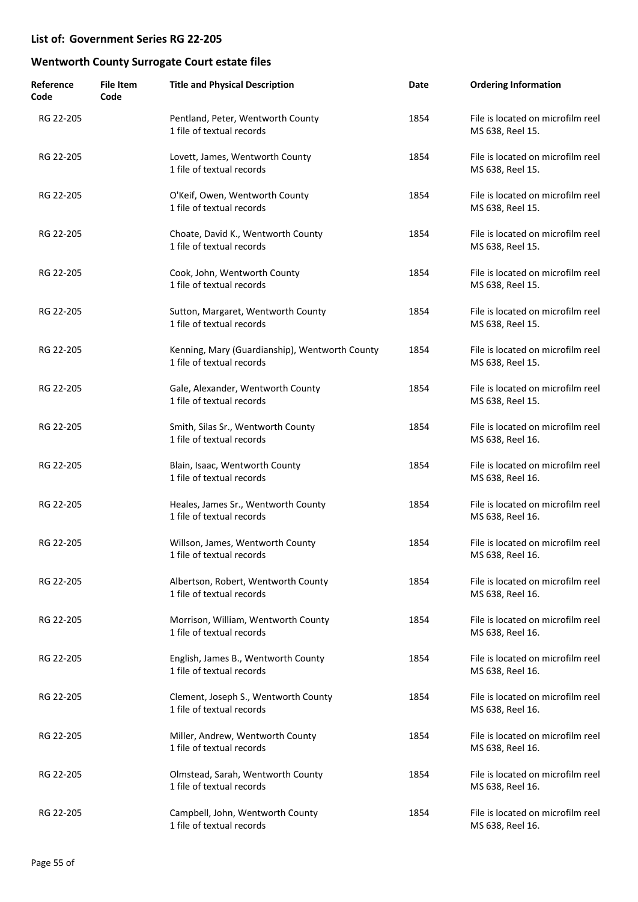## List of: Government Series RG 22-205

## Wentworth County Surrogate Court estate files

| Reference Code | File Item Code | Title and Physical Description | Date | Ordering Information |
|---|---|---|---|---|
| RG 22-205 | | Pentland, Peter, Wentworth County<br>1 file of textual records | 1854 | File is located on microfilm reel MS 638, Reel 15. |
| RG 22-205 | | Lovett, James, Wentworth County<br>1 file of textual records | 1854 | File is located on microfilm reel MS 638, Reel 15. |
| RG 22-205 | | O'Keif, Owen, Wentworth County<br>1 file of textual records | 1854 | File is located on microfilm reel MS 638, Reel 15. |
| RG 22-205 | | Choate, David K., Wentworth County<br>1 file of textual records | 1854 | File is located on microfilm reel MS 638, Reel 15. |
| RG 22-205 | | Cook, John, Wentworth County<br>1 file of textual records | 1854 | File is located on microfilm reel MS 638, Reel 15. |
| RG 22-205 | | Sutton, Margaret, Wentworth County<br>1 file of textual records | 1854 | File is located on microfilm reel MS 638, Reel 15. |
| RG 22-205 | | Kenning, Mary (Guardianship), Wentworth County<br>1 file of textual records | 1854 | File is located on microfilm reel MS 638, Reel 15. |
| RG 22-205 | | Gale, Alexander, Wentworth County<br>1 file of textual records | 1854 | File is located on microfilm reel MS 638, Reel 15. |
| RG 22-205 | | Smith, Silas Sr., Wentworth County<br>1 file of textual records | 1854 | File is located on microfilm reel MS 638, Reel 16. |
| RG 22-205 | | Blain, Isaac, Wentworth County<br>1 file of textual records | 1854 | File is located on microfilm reel MS 638, Reel 16. |
| RG 22-205 | | Heales, James Sr., Wentworth County<br>1 file of textual records | 1854 | File is located on microfilm reel MS 638, Reel 16. |
| RG 22-205 | | Willson, James, Wentworth County<br>1 file of textual records | 1854 | File is located on microfilm reel MS 638, Reel 16. |
| RG 22-205 | | Albertson, Robert, Wentworth County<br>1 file of textual records | 1854 | File is located on microfilm reel MS 638, Reel 16. |
| RG 22-205 | | Morrison, William, Wentworth County<br>1 file of textual records | 1854 | File is located on microfilm reel MS 638, Reel 16. |
| RG 22-205 | | English, James B., Wentworth County<br>1 file of textual records | 1854 | File is located on microfilm reel MS 638, Reel 16. |
| RG 22-205 | | Clement, Joseph S., Wentworth County<br>1 file of textual records | 1854 | File is located on microfilm reel MS 638, Reel 16. |
| RG 22-205 | | Miller, Andrew, Wentworth County<br>1 file of textual records | 1854 | File is located on microfilm reel MS 638, Reel 16. |
| RG 22-205 | | Olmstead, Sarah, Wentworth County<br>1 file of textual records | 1854 | File is located on microfilm reel MS 638, Reel 16. |
| RG 22-205 | | Campbell, John, Wentworth County<br>1 file of textual records | 1854 | File is located on microfilm reel MS 638, Reel 16. |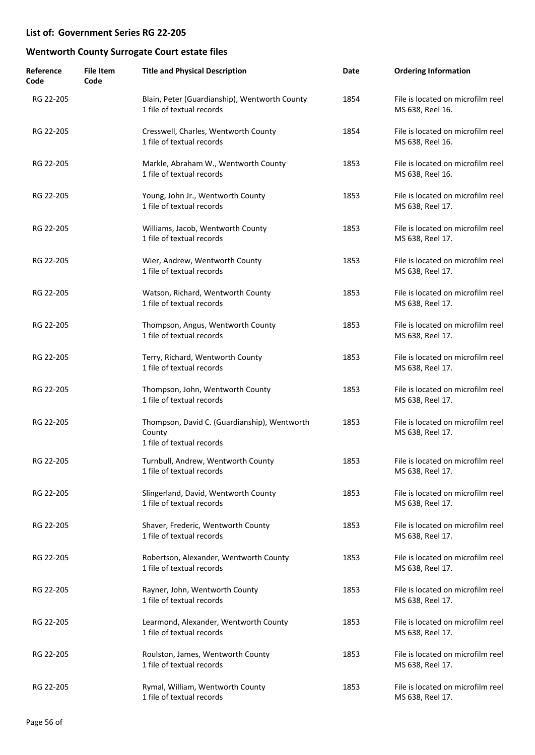## List of: Government Series RG 22-205

## Wentworth County Surrogate Court estate files

| Reference Code | File Item Code | Title and Physical Description | Date | Ordering Information |
|---|---|---|---|---|
| RG 22-205 | | Blain, Peter (Guardianship), Wentworth County<br>1 file of textual records | 1854 | File is located on microfilm reel MS 638, Reel 16. |
| RG 22-205 | | Cresswell, Charles, Wentworth County<br>1 file of textual records | 1854 | File is located on microfilm reel MS 638, Reel 16. |
| RG 22-205 | | Markle, Abraham W., Wentworth County<br>1 file of textual records | 1853 | File is located on microfilm reel MS 638, Reel 16. |
| RG 22-205 | | Young, John Jr., Wentworth County<br>1 file of textual records | 1853 | File is located on microfilm reel MS 638, Reel 17. |
| RG 22-205 | | Williams, Jacob, Wentworth County<br>1 file of textual records | 1853 | File is located on microfilm reel MS 638, Reel 17. |
| RG 22-205 | | Wier, Andrew, Wentworth County<br>1 file of textual records | 1853 | File is located on microfilm reel MS 638, Reel 17. |
| RG 22-205 | | Watson, Richard, Wentworth County<br>1 file of textual records | 1853 | File is located on microfilm reel MS 638, Reel 17. |
| RG 22-205 | | Thompson, Angus, Wentworth County<br>1 file of textual records | 1853 | File is located on microfilm reel MS 638, Reel 17. |
| RG 22-205 | | Terry, Richard, Wentworth County<br>1 file of textual records | 1853 | File is located on microfilm reel MS 638, Reel 17. |
| RG 22-205 | | Thompson, John, Wentworth County<br>1 file of textual records | 1853 | File is located on microfilm reel MS 638, Reel 17. |
| RG 22-205 | | Thompson, David C. (Guardianship), Wentworth County<br>1 file of textual records | 1853 | File is located on microfilm reel MS 638, Reel 17. |
| RG 22-205 | | Turnbull, Andrew, Wentworth County<br>1 file of textual records | 1853 | File is located on microfilm reel MS 638, Reel 17. |
| RG 22-205 | | Slingerland, David, Wentworth County<br>1 file of textual records | 1853 | File is located on microfilm reel MS 638, Reel 17. |
| RG 22-205 | | Shaver, Frederic, Wentworth County<br>1 file of textual records | 1853 | File is located on microfilm reel MS 638, Reel 17. |
| RG 22-205 | | Robertson, Alexander, Wentworth County<br>1 file of textual records | 1853 | File is located on microfilm reel MS 638, Reel 17. |
| RG 22-205 | | Rayner, John, Wentworth County<br>1 file of textual records | 1853 | File is located on microfilm reel MS 638, Reel 17. |
| RG 22-205 | | Learmond, Alexander, Wentworth County<br>1 file of textual records | 1853 | File is located on microfilm reel MS 638, Reel 17. |
| RG 22-205 | | Roulston, James, Wentworth County<br>1 file of textual records | 1853 | File is located on microfilm reel MS 638, Reel 17. |
| RG 22-205 | | Rymal, William, Wentworth County<br>1 file of textual records | 1853 | File is located on microfilm reel MS 638, Reel 17. |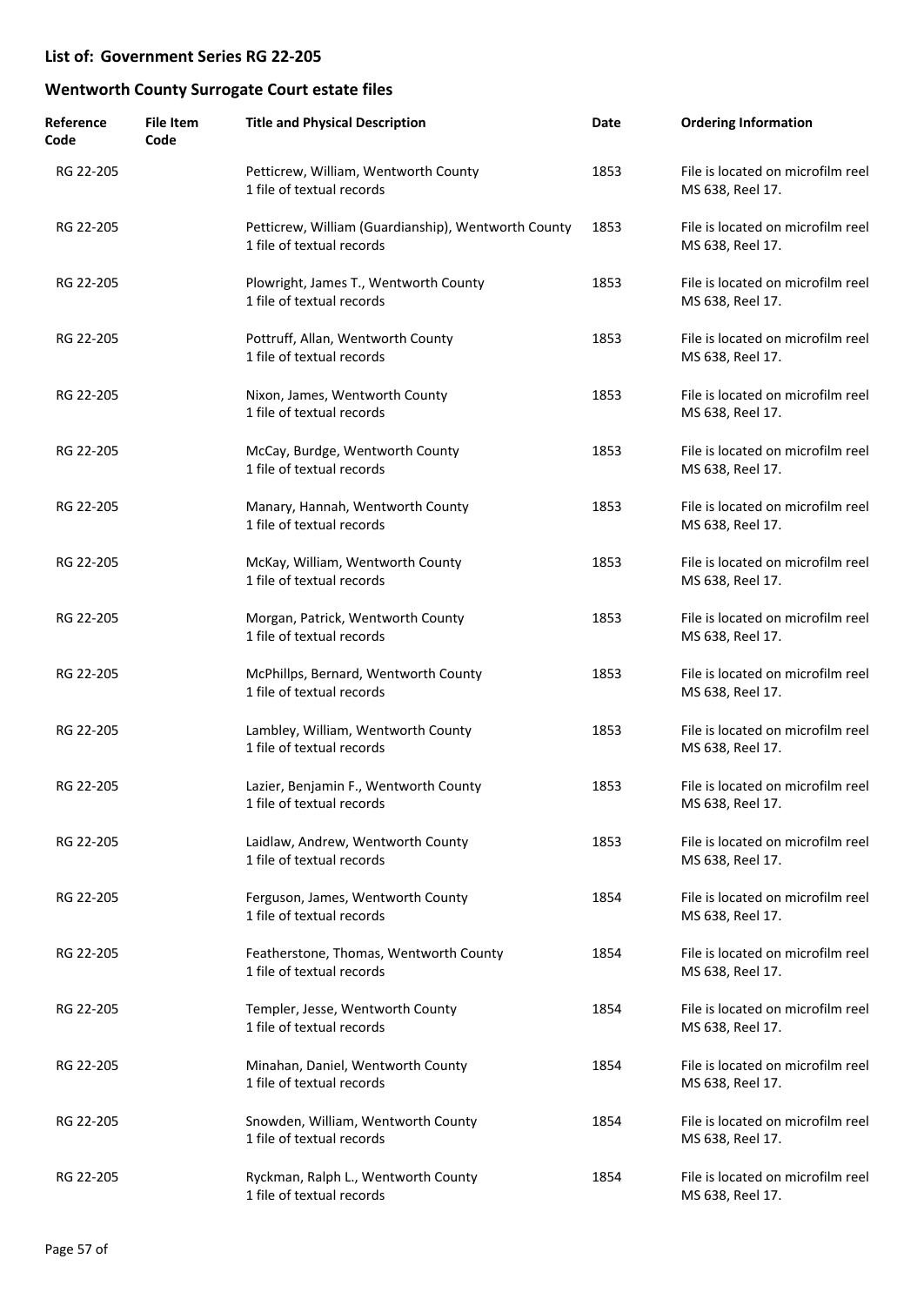## List of: Government Series RG 22-205

## Wentworth County Surrogate Court estate files

| Reference Code | File Item Code | Title and Physical Description | Date | Ordering Information |
|---|---|---|---|---|
| RG 22-205 | | Petticrew, William, Wentworth County<br>1 file of textual records | 1853 | File is located on microfilm reel MS 638, Reel 17. |
| RG 22-205 | | Petticrew, William (Guardianship), Wentworth County<br>1 file of textual records | 1853 | File is located on microfilm reel MS 638, Reel 17. |
| RG 22-205 | | Plowright, James T., Wentworth County<br>1 file of textual records | 1853 | File is located on microfilm reel MS 638, Reel 17. |
| RG 22-205 | | Pottruff, Allan, Wentworth County<br>1 file of textual records | 1853 | File is located on microfilm reel MS 638, Reel 17. |
| RG 22-205 | | Nixon, James, Wentworth County<br>1 file of textual records | 1853 | File is located on microfilm reel MS 638, Reel 17. |
| RG 22-205 | | McCay, Burdge, Wentworth County<br>1 file of textual records | 1853 | File is located on microfilm reel MS 638, Reel 17. |
| RG 22-205 | | Manary, Hannah, Wentworth County<br>1 file of textual records | 1853 | File is located on microfilm reel MS 638, Reel 17. |
| RG 22-205 | | McKay, William, Wentworth County<br>1 file of textual records | 1853 | File is located on microfilm reel MS 638, Reel 17. |
| RG 22-205 | | Morgan, Patrick, Wentworth County<br>1 file of textual records | 1853 | File is located on microfilm reel MS 638, Reel 17. |
| RG 22-205 | | McPhillps, Bernard, Wentworth County<br>1 file of textual records | 1853 | File is located on microfilm reel MS 638, Reel 17. |
| RG 22-205 | | Lambley, William, Wentworth County<br>1 file of textual records | 1853 | File is located on microfilm reel MS 638, Reel 17. |
| RG 22-205 | | Lazier, Benjamin F., Wentworth County<br>1 file of textual records | 1853 | File is located on microfilm reel MS 638, Reel 17. |
| RG 22-205 | | Laidlaw, Andrew, Wentworth County<br>1 file of textual records | 1853 | File is located on microfilm reel MS 638, Reel 17. |
| RG 22-205 | | Ferguson, James, Wentworth County<br>1 file of textual records | 1854 | File is located on microfilm reel MS 638, Reel 17. |
| RG 22-205 | | Featherstone, Thomas, Wentworth County<br>1 file of textual records | 1854 | File is located on microfilm reel MS 638, Reel 17. |
| RG 22-205 | | Templer, Jesse, Wentworth County<br>1 file of textual records | 1854 | File is located on microfilm reel MS 638, Reel 17. |
| RG 22-205 | | Minahan, Daniel, Wentworth County<br>1 file of textual records | 1854 | File is located on microfilm reel MS 638, Reel 17. |
| RG 22-205 | | Snowden, William, Wentworth County<br>1 file of textual records | 1854 | File is located on microfilm reel MS 638, Reel 17. |
| RG 22-205 | | Ryckman, Ralph L., Wentworth County<br>1 file of textual records | 1854 | File is located on microfilm reel MS 638, Reel 17. |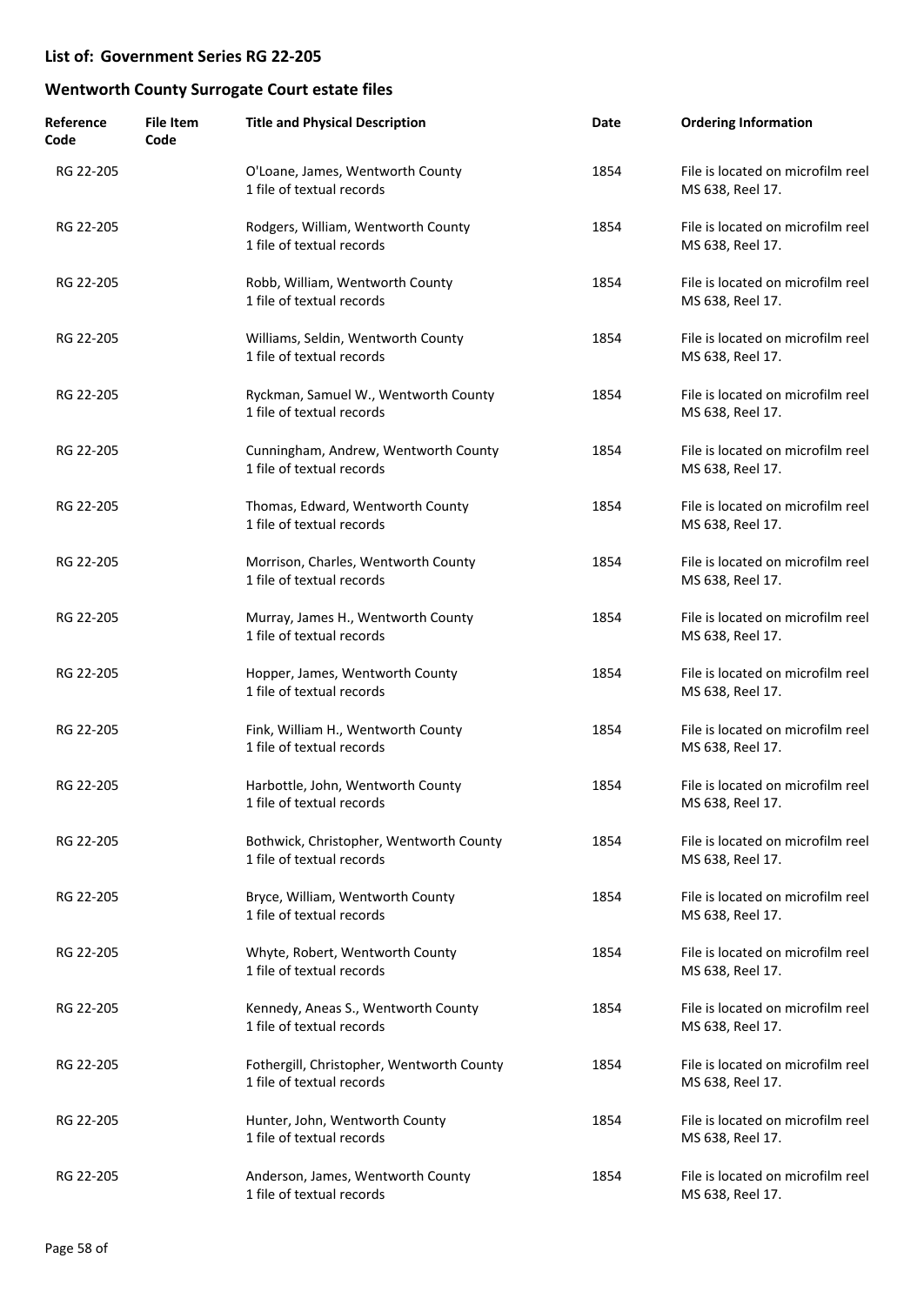## List of: Government Series RG 22-205

## Wentworth County Surrogate Court estate files

| Reference Code | File Item Code | Title and Physical Description | Date | Ordering Information |
|---|---|---|---|---|
| RG 22-205 | | O'Loane, James, Wentworth County<br>1 file of textual records | 1854 | File is located on microfilm reel MS 638, Reel 17. |
| RG 22-205 | | Rodgers, William, Wentworth County<br>1 file of textual records | 1854 | File is located on microfilm reel MS 638, Reel 17. |
| RG 22-205 | | Robb, William, Wentworth County<br>1 file of textual records | 1854 | File is located on microfilm reel MS 638, Reel 17. |
| RG 22-205 | | Williams, Seldin, Wentworth County<br>1 file of textual records | 1854 | File is located on microfilm reel MS 638, Reel 17. |
| RG 22-205 | | Ryckman, Samuel W., Wentworth County<br>1 file of textual records | 1854 | File is located on microfilm reel MS 638, Reel 17. |
| RG 22-205 | | Cunningham, Andrew, Wentworth County<br>1 file of textual records | 1854 | File is located on microfilm reel MS 638, Reel 17. |
| RG 22-205 | | Thomas, Edward, Wentworth County<br>1 file of textual records | 1854 | File is located on microfilm reel MS 638, Reel 17. |
| RG 22-205 | | Morrison, Charles, Wentworth County<br>1 file of textual records | 1854 | File is located on microfilm reel MS 638, Reel 17. |
| RG 22-205 | | Murray, James H., Wentworth County<br>1 file of textual records | 1854 | File is located on microfilm reel MS 638, Reel 17. |
| RG 22-205 | | Hopper, James, Wentworth County<br>1 file of textual records | 1854 | File is located on microfilm reel MS 638, Reel 17. |
| RG 22-205 | | Fink, William H., Wentworth County<br>1 file of textual records | 1854 | File is located on microfilm reel MS 638, Reel 17. |
| RG 22-205 | | Harbottle, John, Wentworth County<br>1 file of textual records | 1854 | File is located on microfilm reel MS 638, Reel 17. |
| RG 22-205 | | Bothwick, Christopher, Wentworth County<br>1 file of textual records | 1854 | File is located on microfilm reel MS 638, Reel 17. |
| RG 22-205 | | Bryce, William, Wentworth County<br>1 file of textual records | 1854 | File is located on microfilm reel MS 638, Reel 17. |
| RG 22-205 | | Whyte, Robert, Wentworth County<br>1 file of textual records | 1854 | File is located on microfilm reel MS 638, Reel 17. |
| RG 22-205 | | Kennedy, Aneas S., Wentworth County<br>1 file of textual records | 1854 | File is located on microfilm reel MS 638, Reel 17. |
| RG 22-205 | | Fothergill, Christopher, Wentworth County<br>1 file of textual records | 1854 | File is located on microfilm reel MS 638, Reel 17. |
| RG 22-205 | | Hunter, John, Wentworth County<br>1 file of textual records | 1854 | File is located on microfilm reel MS 638, Reel 17. |
| RG 22-205 | | Anderson, James, Wentworth County<br>1 file of textual records | 1854 | File is located on microfilm reel MS 638, Reel 17. |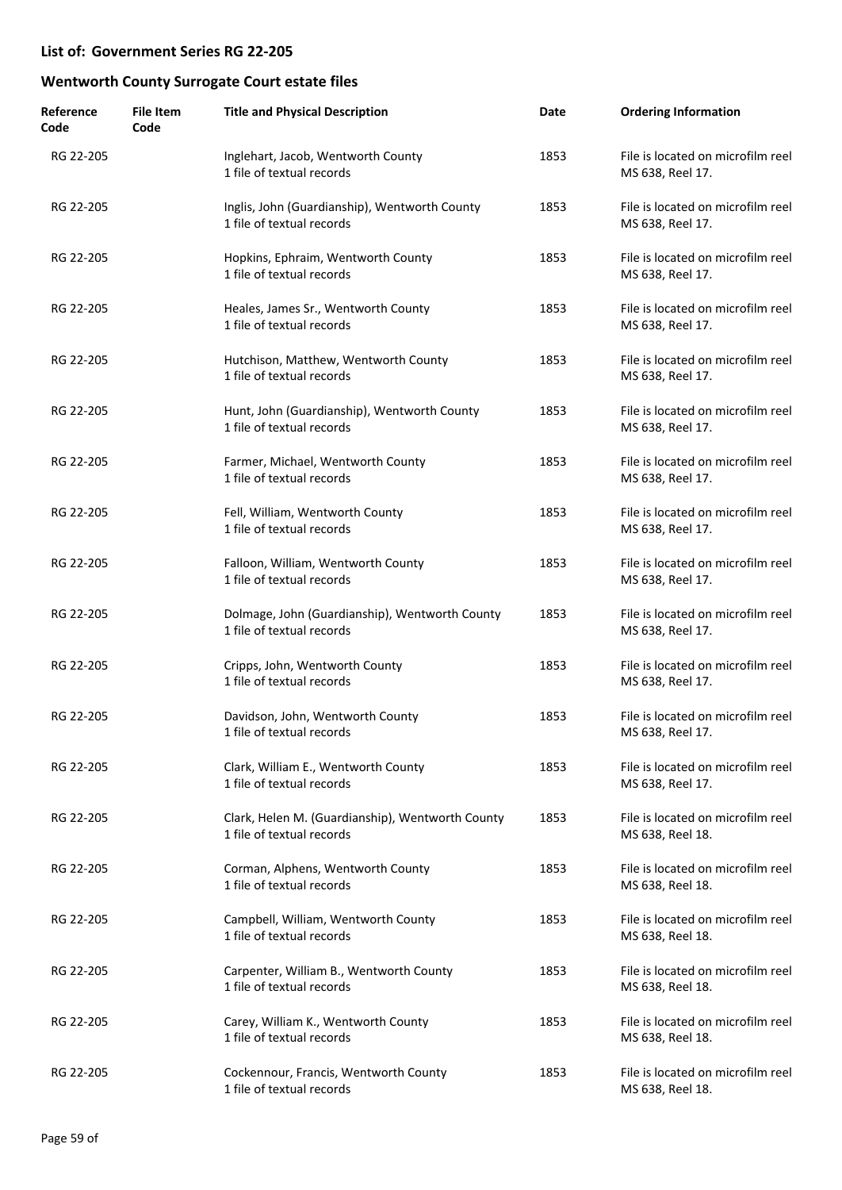## List of: Government Series RG 22-205

## Wentworth County Surrogate Court estate files

| Reference Code | File Item Code | Title and Physical Description | Date | Ordering Information |
|---|---|---|---|---|
| RG 22-205 | | Inglehart, Jacob, Wentworth County<br>1 file of textual records | 1853 | File is located on microfilm reel MS 638, Reel 17. |
| RG 22-205 | | Inglis, John (Guardianship), Wentworth County<br>1 file of textual records | 1853 | File is located on microfilm reel MS 638, Reel 17. |
| RG 22-205 | | Hopkins, Ephraim, Wentworth County<br>1 file of textual records | 1853 | File is located on microfilm reel MS 638, Reel 17. |
| RG 22-205 | | Heales, James Sr., Wentworth County<br>1 file of textual records | 1853 | File is located on microfilm reel MS 638, Reel 17. |
| RG 22-205 | | Hutchison, Matthew, Wentworth County<br>1 file of textual records | 1853 | File is located on microfilm reel MS 638, Reel 17. |
| RG 22-205 | | Hunt, John (Guardianship), Wentworth County<br>1 file of textual records | 1853 | File is located on microfilm reel MS 638, Reel 17. |
| RG 22-205 | | Farmer, Michael, Wentworth County<br>1 file of textual records | 1853 | File is located on microfilm reel MS 638, Reel 17. |
| RG 22-205 | | Fell, William, Wentworth County<br>1 file of textual records | 1853 | File is located on microfilm reel MS 638, Reel 17. |
| RG 22-205 | | Falloon, William, Wentworth County<br>1 file of textual records | 1853 | File is located on microfilm reel MS 638, Reel 17. |
| RG 22-205 | | Dolmage, John (Guardianship), Wentworth County<br>1 file of textual records | 1853 | File is located on microfilm reel MS 638, Reel 17. |
| RG 22-205 | | Cripps, John, Wentworth County<br>1 file of textual records | 1853 | File is located on microfilm reel MS 638, Reel 17. |
| RG 22-205 | | Davidson, John, Wentworth County<br>1 file of textual records | 1853 | File is located on microfilm reel MS 638, Reel 17. |
| RG 22-205 | | Clark, William E., Wentworth County<br>1 file of textual records | 1853 | File is located on microfilm reel MS 638, Reel 17. |
| RG 22-205 | | Clark, Helen M. (Guardianship), Wentworth County<br>1 file of textual records | 1853 | File is located on microfilm reel MS 638, Reel 18. |
| RG 22-205 | | Corman, Alphens, Wentworth County<br>1 file of textual records | 1853 | File is located on microfilm reel MS 638, Reel 18. |
| RG 22-205 | | Campbell, William, Wentworth County<br>1 file of textual records | 1853 | File is located on microfilm reel MS 638, Reel 18. |
| RG 22-205 | | Carpenter, William B., Wentworth County<br>1 file of textual records | 1853 | File is located on microfilm reel MS 638, Reel 18. |
| RG 22-205 | | Carey, William K., Wentworth County<br>1 file of textual records | 1853 | File is located on microfilm reel MS 638, Reel 18. |
| RG 22-205 | | Cockennour, Francis, Wentworth County<br>1 file of textual records | 1853 | File is located on microfilm reel MS 638, Reel 18. |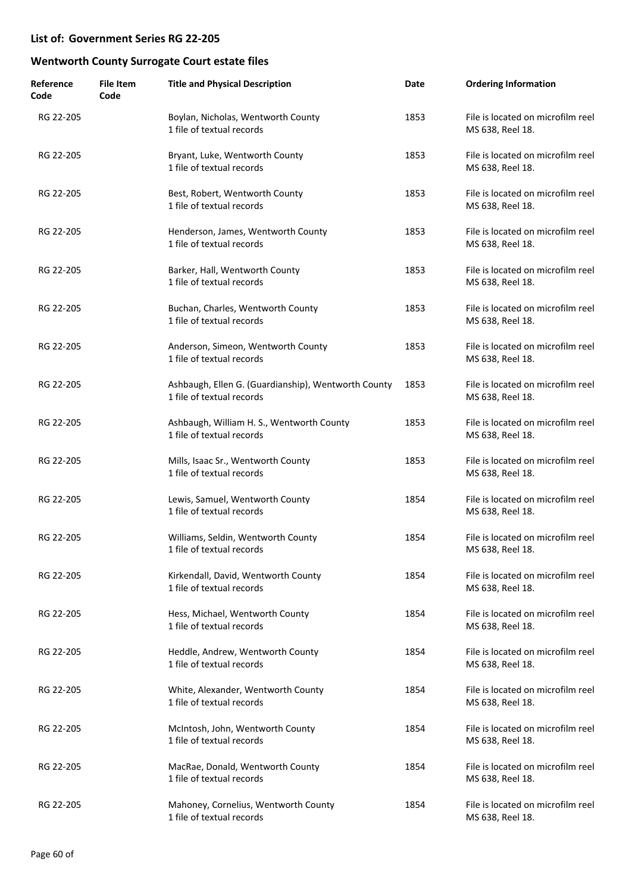## List of: Government Series RG 22-205

## Wentworth County Surrogate Court estate files

| Reference Code | File Item Code | Title and Physical Description | Date | Ordering Information |
|---|---|---|---|---|
| RG 22-205 | | Boylan, Nicholas, Wentworth County<br>1 file of textual records | 1853 | File is located on microfilm reel MS 638, Reel 18. |
| RG 22-205 | | Bryant, Luke, Wentworth County<br>1 file of textual records | 1853 | File is located on microfilm reel MS 638, Reel 18. |
| RG 22-205 | | Best, Robert, Wentworth County<br>1 file of textual records | 1853 | File is located on microfilm reel MS 638, Reel 18. |
| RG 22-205 | | Henderson, James, Wentworth County<br>1 file of textual records | 1853 | File is located on microfilm reel MS 638, Reel 18. |
| RG 22-205 | | Barker, Hall, Wentworth County<br>1 file of textual records | 1853 | File is located on microfilm reel MS 638, Reel 18. |
| RG 22-205 | | Buchan, Charles, Wentworth County<br>1 file of textual records | 1853 | File is located on microfilm reel MS 638, Reel 18. |
| RG 22-205 | | Anderson, Simeon, Wentworth County<br>1 file of textual records | 1853 | File is located on microfilm reel MS 638, Reel 18. |
| RG 22-205 | | Ashbaugh, Ellen G. (Guardianship), Wentworth County<br>1 file of textual records | 1853 | File is located on microfilm reel MS 638, Reel 18. |
| RG 22-205 | | Ashbaugh, William H. S., Wentworth County<br>1 file of textual records | 1853 | File is located on microfilm reel MS 638, Reel 18. |
| RG 22-205 | | Mills, Isaac Sr., Wentworth County<br>1 file of textual records | 1853 | File is located on microfilm reel MS 638, Reel 18. |
| RG 22-205 | | Lewis, Samuel, Wentworth County<br>1 file of textual records | 1854 | File is located on microfilm reel MS 638, Reel 18. |
| RG 22-205 | | Williams, Seldin, Wentworth County<br>1 file of textual records | 1854 | File is located on microfilm reel MS 638, Reel 18. |
| RG 22-205 | | Kirkendall, David, Wentworth County<br>1 file of textual records | 1854 | File is located on microfilm reel MS 638, Reel 18. |
| RG 22-205 | | Hess, Michael, Wentworth County<br>1 file of textual records | 1854 | File is located on microfilm reel MS 638, Reel 18. |
| RG 22-205 | | Heddle, Andrew, Wentworth County<br>1 file of textual records | 1854 | File is located on microfilm reel MS 638, Reel 18. |
| RG 22-205 | | White, Alexander, Wentworth County<br>1 file of textual records | 1854 | File is located on microfilm reel MS 638, Reel 18. |
| RG 22-205 | | McIntosh, John, Wentworth County<br>1 file of textual records | 1854 | File is located on microfilm reel MS 638, Reel 18. |
| RG 22-205 | | MacRae, Donald, Wentworth County<br>1 file of textual records | 1854 | File is located on microfilm reel MS 638, Reel 18. |
| RG 22-205 | | Mahoney, Cornelius, Wentworth County<br>1 file of textual records | 1854 | File is located on microfilm reel MS 638, Reel 18. |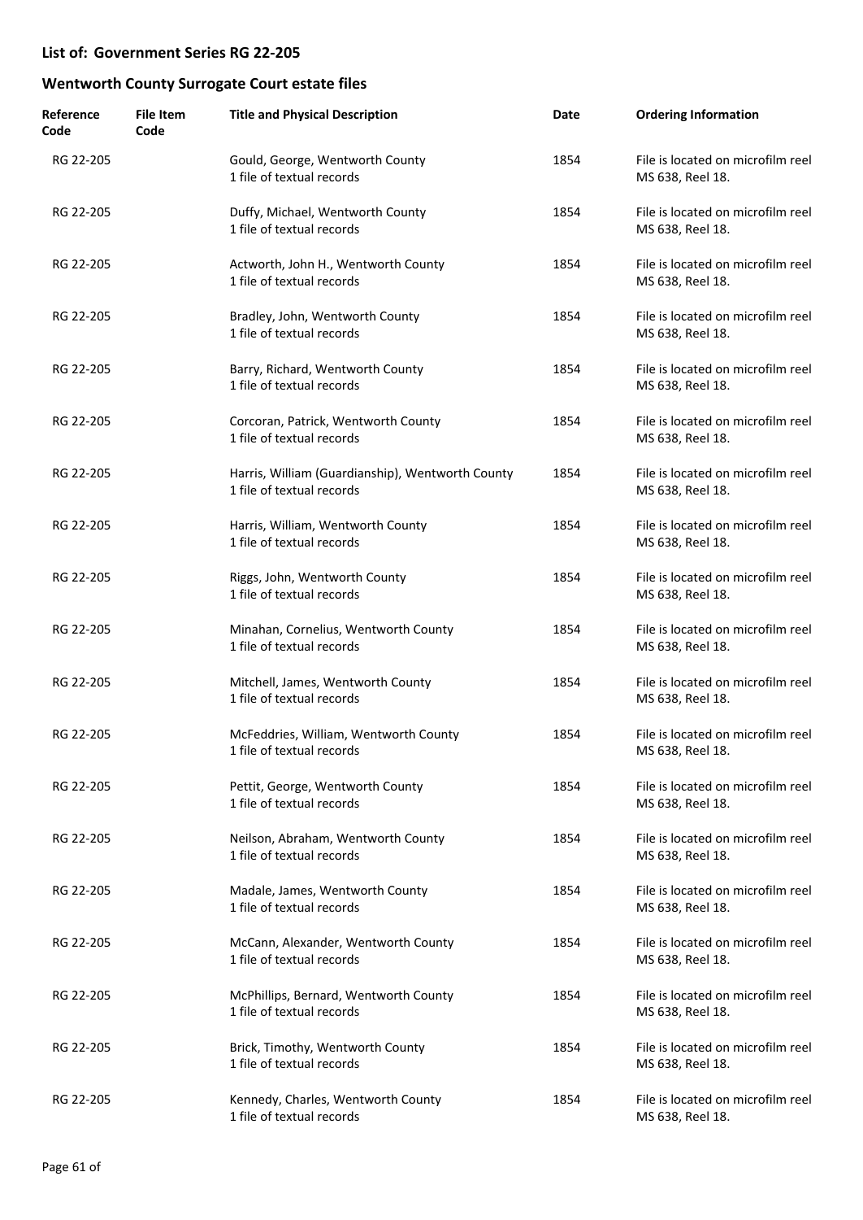## List of: Government Series RG 22-205

## Wentworth County Surrogate Court estate files

| Reference Code | File Item Code | Title and Physical Description | Date | Ordering Information |
|---|---|---|---|---|
| RG 22-205 | | Gould, George, Wentworth County<br>1 file of textual records | 1854 | File is located on microfilm reel MS 638, Reel 18. |
| RG 22-205 | | Duffy, Michael, Wentworth County<br>1 file of textual records | 1854 | File is located on microfilm reel MS 638, Reel 18. |
| RG 22-205 | | Actworth, John H., Wentworth County<br>1 file of textual records | 1854 | File is located on microfilm reel MS 638, Reel 18. |
| RG 22-205 | | Bradley, John, Wentworth County<br>1 file of textual records | 1854 | File is located on microfilm reel MS 638, Reel 18. |
| RG 22-205 | | Barry, Richard, Wentworth County<br>1 file of textual records | 1854 | File is located on microfilm reel MS 638, Reel 18. |
| RG 22-205 | | Corcoran, Patrick, Wentworth County<br>1 file of textual records | 1854 | File is located on microfilm reel MS 638, Reel 18. |
| RG 22-205 | | Harris, William (Guardianship), Wentworth County<br>1 file of textual records | 1854 | File is located on microfilm reel MS 638, Reel 18. |
| RG 22-205 | | Harris, William, Wentworth County<br>1 file of textual records | 1854 | File is located on microfilm reel MS 638, Reel 18. |
| RG 22-205 | | Riggs, John, Wentworth County<br>1 file of textual records | 1854 | File is located on microfilm reel MS 638, Reel 18. |
| RG 22-205 | | Minahan, Cornelius, Wentworth County<br>1 file of textual records | 1854 | File is located on microfilm reel MS 638, Reel 18. |
| RG 22-205 | | Mitchell, James, Wentworth County<br>1 file of textual records | 1854 | File is located on microfilm reel MS 638, Reel 18. |
| RG 22-205 | | McFeddries, William, Wentworth County<br>1 file of textual records | 1854 | File is located on microfilm reel MS 638, Reel 18. |
| RG 22-205 | | Pettit, George, Wentworth County<br>1 file of textual records | 1854 | File is located on microfilm reel MS 638, Reel 18. |
| RG 22-205 | | Neilson, Abraham, Wentworth County<br>1 file of textual records | 1854 | File is located on microfilm reel MS 638, Reel 18. |
| RG 22-205 | | Madale, James, Wentworth County<br>1 file of textual records | 1854 | File is located on microfilm reel MS 638, Reel 18. |
| RG 22-205 | | McCann, Alexander, Wentworth County<br>1 file of textual records | 1854 | File is located on microfilm reel MS 638, Reel 18. |
| RG 22-205 | | McPhillips, Bernard, Wentworth County<br>1 file of textual records | 1854 | File is located on microfilm reel MS 638, Reel 18. |
| RG 22-205 | | Brick, Timothy, Wentworth County<br>1 file of textual records | 1854 | File is located on microfilm reel MS 638, Reel 18. |
| RG 22-205 | | Kennedy, Charles, Wentworth County<br>1 file of textual records | 1854 | File is located on microfilm reel MS 638, Reel 18. |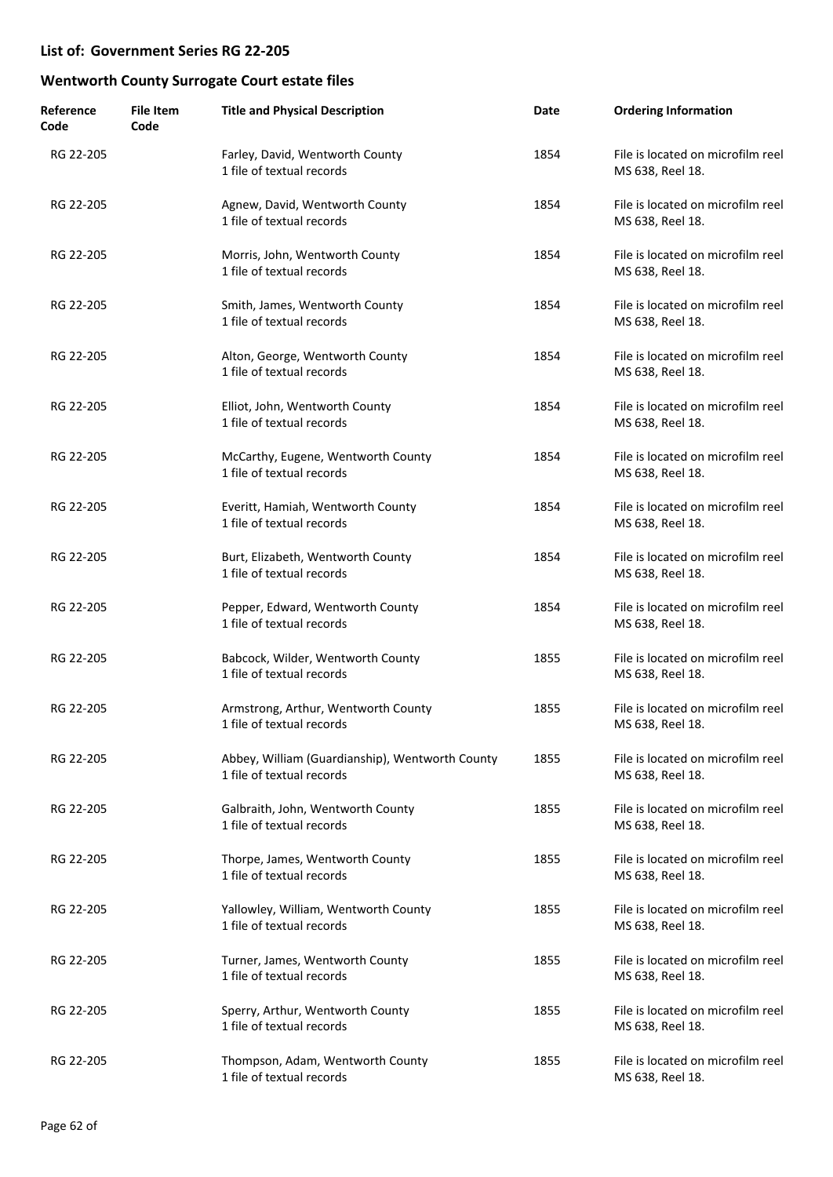## List of: Government Series RG 22-205

## Wentworth County Surrogate Court estate files

| Reference Code | File Item Code | Title and Physical Description | Date | Ordering Information |
|---|---|---|---|---|
| RG 22-205 | | Farley, David, Wentworth County<br>1 file of textual records | 1854 | File is located on microfilm reel MS 638, Reel 18. |
| RG 22-205 | | Agnew, David, Wentworth County<br>1 file of textual records | 1854 | File is located on microfilm reel MS 638, Reel 18. |
| RG 22-205 | | Morris, John, Wentworth County<br>1 file of textual records | 1854 | File is located on microfilm reel MS 638, Reel 18. |
| RG 22-205 | | Smith, James, Wentworth County<br>1 file of textual records | 1854 | File is located on microfilm reel MS 638, Reel 18. |
| RG 22-205 | | Alton, George, Wentworth County<br>1 file of textual records | 1854 | File is located on microfilm reel MS 638, Reel 18. |
| RG 22-205 | | Elliot, John, Wentworth County<br>1 file of textual records | 1854 | File is located on microfilm reel MS 638, Reel 18. |
| RG 22-205 | | McCarthy, Eugene, Wentworth County<br>1 file of textual records | 1854 | File is located on microfilm reel MS 638, Reel 18. |
| RG 22-205 | | Everitt, Hamiah, Wentworth County<br>1 file of textual records | 1854 | File is located on microfilm reel MS 638, Reel 18. |
| RG 22-205 | | Burt, Elizabeth, Wentworth County<br>1 file of textual records | 1854 | File is located on microfilm reel MS 638, Reel 18. |
| RG 22-205 | | Pepper, Edward, Wentworth County<br>1 file of textual records | 1854 | File is located on microfilm reel MS 638, Reel 18. |
| RG 22-205 | | Babcock, Wilder, Wentworth County<br>1 file of textual records | 1855 | File is located on microfilm reel MS 638, Reel 18. |
| RG 22-205 | | Armstrong, Arthur, Wentworth County<br>1 file of textual records | 1855 | File is located on microfilm reel MS 638, Reel 18. |
| RG 22-205 | | Abbey, William (Guardianship), Wentworth County<br>1 file of textual records | 1855 | File is located on microfilm reel MS 638, Reel 18. |
| RG 22-205 | | Galbraith, John, Wentworth County<br>1 file of textual records | 1855 | File is located on microfilm reel MS 638, Reel 18. |
| RG 22-205 | | Thorpe, James, Wentworth County<br>1 file of textual records | 1855 | File is located on microfilm reel MS 638, Reel 18. |
| RG 22-205 | | Yallowley, William, Wentworth County<br>1 file of textual records | 1855 | File is located on microfilm reel MS 638, Reel 18. |
| RG 22-205 | | Turner, James, Wentworth County<br>1 file of textual records | 1855 | File is located on microfilm reel MS 638, Reel 18. |
| RG 22-205 | | Sperry, Arthur, Wentworth County<br>1 file of textual records | 1855 | File is located on microfilm reel MS 638, Reel 18. |
| RG 22-205 | | Thompson, Adam, Wentworth County<br>1 file of textual records | 1855 | File is located on microfilm reel MS 638, Reel 18. |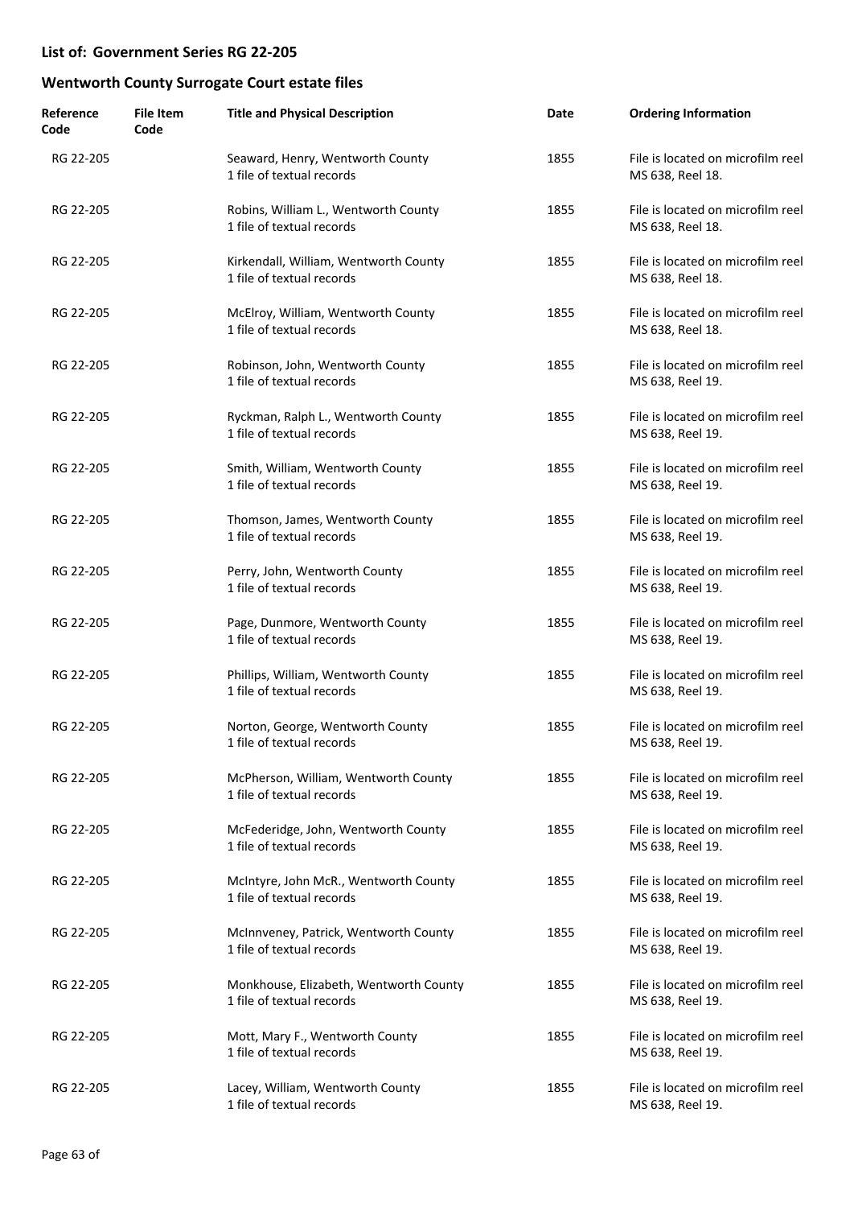## List of: Government Series RG 22-205

## Wentworth County Surrogate Court estate files

| Reference Code | File Item Code | Title and Physical Description | Date | Ordering Information |
|---|---|---|---|---|
| RG 22-205 | | Seaward, Henry, Wentworth County<br>1 file of textual records | 1855 | File is located on microfilm reel MS 638, Reel 18. |
| RG 22-205 | | Robins, William L., Wentworth County<br>1 file of textual records | 1855 | File is located on microfilm reel MS 638, Reel 18. |
| RG 22-205 | | Kirkendall, William, Wentworth County<br>1 file of textual records | 1855 | File is located on microfilm reel MS 638, Reel 18. |
| RG 22-205 | | McElroy, William, Wentworth County<br>1 file of textual records | 1855 | File is located on microfilm reel MS 638, Reel 18. |
| RG 22-205 | | Robinson, John, Wentworth County<br>1 file of textual records | 1855 | File is located on microfilm reel MS 638, Reel 19. |
| RG 22-205 | | Ryckman, Ralph L., Wentworth County<br>1 file of textual records | 1855 | File is located on microfilm reel MS 638, Reel 19. |
| RG 22-205 | | Smith, William, Wentworth County<br>1 file of textual records | 1855 | File is located on microfilm reel MS 638, Reel 19. |
| RG 22-205 | | Thomson, James, Wentworth County<br>1 file of textual records | 1855 | File is located on microfilm reel MS 638, Reel 19. |
| RG 22-205 | | Perry, John, Wentworth County<br>1 file of textual records | 1855 | File is located on microfilm reel MS 638, Reel 19. |
| RG 22-205 | | Page, Dunmore, Wentworth County<br>1 file of textual records | 1855 | File is located on microfilm reel MS 638, Reel 19. |
| RG 22-205 | | Phillips, William, Wentworth County<br>1 file of textual records | 1855 | File is located on microfilm reel MS 638, Reel 19. |
| RG 22-205 | | Norton, George, Wentworth County<br>1 file of textual records | 1855 | File is located on microfilm reel MS 638, Reel 19. |
| RG 22-205 | | McPherson, William, Wentworth County<br>1 file of textual records | 1855 | File is located on microfilm reel MS 638, Reel 19. |
| RG 22-205 | | McFederidge, John, Wentworth County<br>1 file of textual records | 1855 | File is located on microfilm reel MS 638, Reel 19. |
| RG 22-205 | | McIntyre, John McR., Wentworth County<br>1 file of textual records | 1855 | File is located on microfilm reel MS 638, Reel 19. |
| RG 22-205 | | McInnveney, Patrick, Wentworth County<br>1 file of textual records | 1855 | File is located on microfilm reel MS 638, Reel 19. |
| RG 22-205 | | Monkhouse, Elizabeth, Wentworth County<br>1 file of textual records | 1855 | File is located on microfilm reel MS 638, Reel 19. |
| RG 22-205 | | Mott, Mary F., Wentworth County<br>1 file of textual records | 1855 | File is located on microfilm reel MS 638, Reel 19. |
| RG 22-205 | | Lacey, William, Wentworth County<br>1 file of textual records | 1855 | File is located on microfilm reel MS 638, Reel 19. |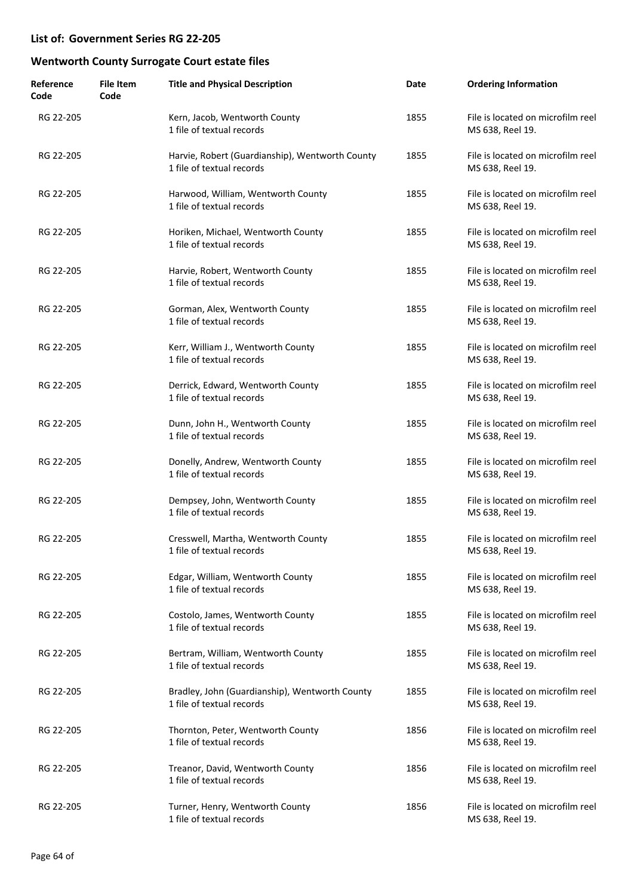## List of: Government Series RG 22-205

## Wentworth County Surrogate Court estate files

| Reference Code | File Item Code | Title and Physical Description | Date | Ordering Information |
|---|---|---|---|---|
| RG 22-205 | | Kern, Jacob, Wentworth County<br>1 file of textual records | 1855 | File is located on microfilm reel MS 638, Reel 19. |
| RG 22-205 | | Harvie, Robert (Guardianship), Wentworth County<br>1 file of textual records | 1855 | File is located on microfilm reel MS 638, Reel 19. |
| RG 22-205 | | Harwood, William, Wentworth County<br>1 file of textual records | 1855 | File is located on microfilm reel MS 638, Reel 19. |
| RG 22-205 | | Horiken, Michael, Wentworth County<br>1 file of textual records | 1855 | File is located on microfilm reel MS 638, Reel 19. |
| RG 22-205 | | Harvie, Robert, Wentworth County<br>1 file of textual records | 1855 | File is located on microfilm reel MS 638, Reel 19. |
| RG 22-205 | | Gorman, Alex, Wentworth County<br>1 file of textual records | 1855 | File is located on microfilm reel MS 638, Reel 19. |
| RG 22-205 | | Kerr, William J., Wentworth County<br>1 file of textual records | 1855 | File is located on microfilm reel MS 638, Reel 19. |
| RG 22-205 | | Derrick, Edward, Wentworth County<br>1 file of textual records | 1855 | File is located on microfilm reel MS 638, Reel 19. |
| RG 22-205 | | Dunn, John H., Wentworth County<br>1 file of textual records | 1855 | File is located on microfilm reel MS 638, Reel 19. |
| RG 22-205 | | Donelly, Andrew, Wentworth County<br>1 file of textual records | 1855 | File is located on microfilm reel MS 638, Reel 19. |
| RG 22-205 | | Dempsey, John, Wentworth County<br>1 file of textual records | 1855 | File is located on microfilm reel MS 638, Reel 19. |
| RG 22-205 | | Cresswell, Martha, Wentworth County<br>1 file of textual records | 1855 | File is located on microfilm reel MS 638, Reel 19. |
| RG 22-205 | | Edgar, William, Wentworth County<br>1 file of textual records | 1855 | File is located on microfilm reel MS 638, Reel 19. |
| RG 22-205 | | Costolo, James, Wentworth County<br>1 file of textual records | 1855 | File is located on microfilm reel MS 638, Reel 19. |
| RG 22-205 | | Bertram, William, Wentworth County<br>1 file of textual records | 1855 | File is located on microfilm reel MS 638, Reel 19. |
| RG 22-205 | | Bradley, John (Guardianship), Wentworth County<br>1 file of textual records | 1855 | File is located on microfilm reel MS 638, Reel 19. |
| RG 22-205 | | Thornton, Peter, Wentworth County<br>1 file of textual records | 1856 | File is located on microfilm reel MS 638, Reel 19. |
| RG 22-205 | | Treanor, David, Wentworth County<br>1 file of textual records | 1856 | File is located on microfilm reel MS 638, Reel 19. |
| RG 22-205 | | Turner, Henry, Wentworth County<br>1 file of textual records | 1856 | File is located on microfilm reel MS 638, Reel 19. |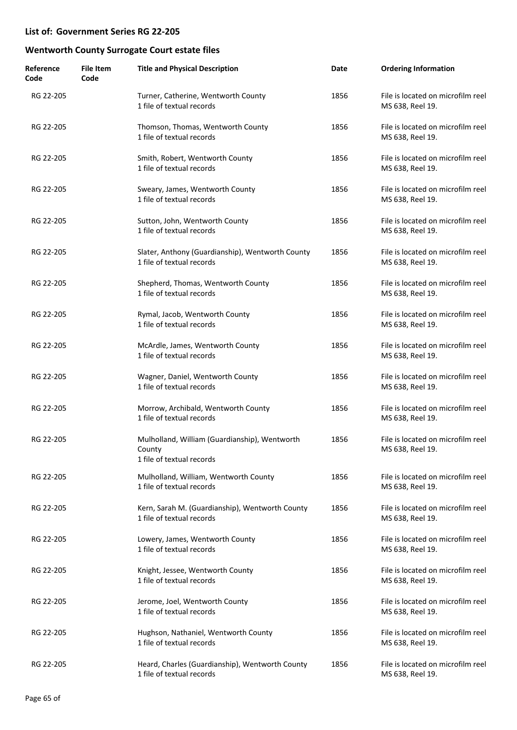## List of: Government Series RG 22-205

## Wentworth County Surrogate Court estate files

| Reference Code | File Item Code | Title and Physical Description | Date | Ordering Information |
|---|---|---|---|---|
| RG 22-205 | | Turner, Catherine, Wentworth County<br>1 file of textual records | 1856 | File is located on microfilm reel MS 638, Reel 19. |
| RG 22-205 | | Thomson, Thomas, Wentworth County<br>1 file of textual records | 1856 | File is located on microfilm reel MS 638, Reel 19. |
| RG 22-205 | | Smith, Robert, Wentworth County<br>1 file of textual records | 1856 | File is located on microfilm reel MS 638, Reel 19. |
| RG 22-205 | | Sweary, James, Wentworth County<br>1 file of textual records | 1856 | File is located on microfilm reel MS 638, Reel 19. |
| RG 22-205 | | Sutton, John, Wentworth County<br>1 file of textual records | 1856 | File is located on microfilm reel MS 638, Reel 19. |
| RG 22-205 | | Slater, Anthony (Guardianship), Wentworth County<br>1 file of textual records | 1856 | File is located on microfilm reel MS 638, Reel 19. |
| RG 22-205 | | Shepherd, Thomas, Wentworth County<br>1 file of textual records | 1856 | File is located on microfilm reel MS 638, Reel 19. |
| RG 22-205 | | Rymal, Jacob, Wentworth County<br>1 file of textual records | 1856 | File is located on microfilm reel MS 638, Reel 19. |
| RG 22-205 | | McArdle, James, Wentworth County<br>1 file of textual records | 1856 | File is located on microfilm reel MS 638, Reel 19. |
| RG 22-205 | | Wagner, Daniel, Wentworth County<br>1 file of textual records | 1856 | File is located on microfilm reel MS 638, Reel 19. |
| RG 22-205 | | Morrow, Archibald, Wentworth County<br>1 file of textual records | 1856 | File is located on microfilm reel MS 638, Reel 19. |
| RG 22-205 | | Mulholland, William (Guardianship), Wentworth County<br>1 file of textual records | 1856 | File is located on microfilm reel MS 638, Reel 19. |
| RG 22-205 | | Mulholland, William, Wentworth County<br>1 file of textual records | 1856 | File is located on microfilm reel MS 638, Reel 19. |
| RG 22-205 | | Kern, Sarah M. (Guardianship), Wentworth County<br>1 file of textual records | 1856 | File is located on microfilm reel MS 638, Reel 19. |
| RG 22-205 | | Lowery, James, Wentworth County<br>1 file of textual records | 1856 | File is located on microfilm reel MS 638, Reel 19. |
| RG 22-205 | | Knight, Jessee, Wentworth County<br>1 file of textual records | 1856 | File is located on microfilm reel MS 638, Reel 19. |
| RG 22-205 | | Jerome, Joel, Wentworth County<br>1 file of textual records | 1856 | File is located on microfilm reel MS 638, Reel 19. |
| RG 22-205 | | Hughson, Nathaniel, Wentworth County<br>1 file of textual records | 1856 | File is located on microfilm reel MS 638, Reel 19. |
| RG 22-205 | | Heard, Charles (Guardianship), Wentworth County<br>1 file of textual records | 1856 | File is located on microfilm reel MS 638, Reel 19. |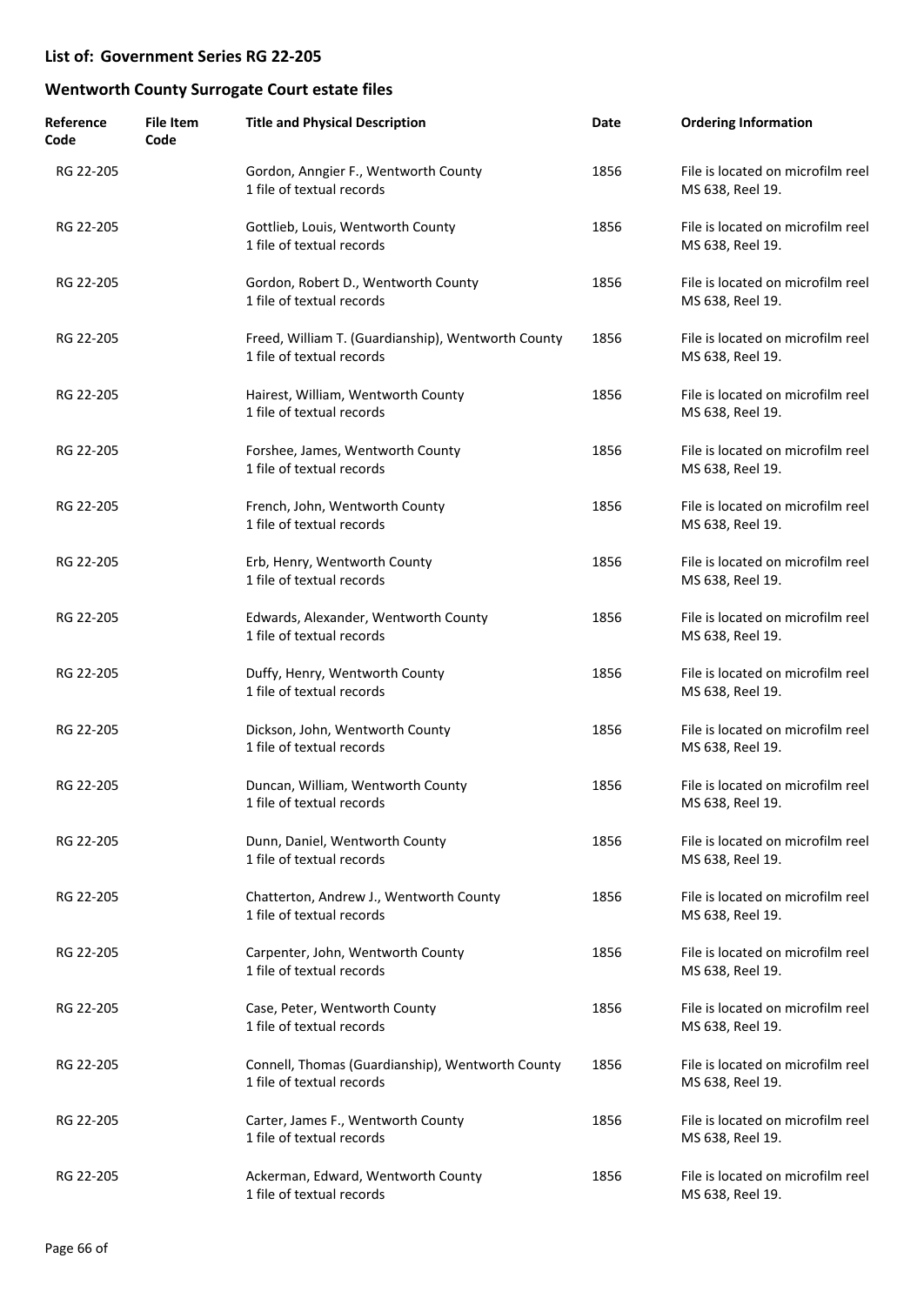## List of: Government Series RG 22-205

## Wentworth County Surrogate Court estate files

| Reference Code | File Item Code | Title and Physical Description | Date | Ordering Information |
|---|---|---|---|---|
| RG 22-205 | | Gordon, Anngier F., Wentworth County<br>1 file of textual records | 1856 | File is located on microfilm reel MS 638, Reel 19. |
| RG 22-205 | | Gottlieb, Louis, Wentworth County<br>1 file of textual records | 1856 | File is located on microfilm reel MS 638, Reel 19. |
| RG 22-205 | | Gordon, Robert D., Wentworth County<br>1 file of textual records | 1856 | File is located on microfilm reel MS 638, Reel 19. |
| RG 22-205 | | Freed, William T. (Guardianship), Wentworth County<br>1 file of textual records | 1856 | File is located on microfilm reel MS 638, Reel 19. |
| RG 22-205 | | Hairest, William, Wentworth County<br>1 file of textual records | 1856 | File is located on microfilm reel MS 638, Reel 19. |
| RG 22-205 | | Forshee, James, Wentworth County<br>1 file of textual records | 1856 | File is located on microfilm reel MS 638, Reel 19. |
| RG 22-205 | | French, John, Wentworth County<br>1 file of textual records | 1856 | File is located on microfilm reel MS 638, Reel 19. |
| RG 22-205 | | Erb, Henry, Wentworth County<br>1 file of textual records | 1856 | File is located on microfilm reel MS 638, Reel 19. |
| RG 22-205 | | Edwards, Alexander, Wentworth County<br>1 file of textual records | 1856 | File is located on microfilm reel MS 638, Reel 19. |
| RG 22-205 | | Duffy, Henry, Wentworth County<br>1 file of textual records | 1856 | File is located on microfilm reel MS 638, Reel 19. |
| RG 22-205 | | Dickson, John, Wentworth County<br>1 file of textual records | 1856 | File is located on microfilm reel MS 638, Reel 19. |
| RG 22-205 | | Duncan, William, Wentworth County<br>1 file of textual records | 1856 | File is located on microfilm reel MS 638, Reel 19. |
| RG 22-205 | | Dunn, Daniel, Wentworth County<br>1 file of textual records | 1856 | File is located on microfilm reel MS 638, Reel 19. |
| RG 22-205 | | Chatterton, Andrew J., Wentworth County<br>1 file of textual records | 1856 | File is located on microfilm reel MS 638, Reel 19. |
| RG 22-205 | | Carpenter, John, Wentworth County<br>1 file of textual records | 1856 | File is located on microfilm reel MS 638, Reel 19. |
| RG 22-205 | | Case, Peter, Wentworth County<br>1 file of textual records | 1856 | File is located on microfilm reel MS 638, Reel 19. |
| RG 22-205 | | Connell, Thomas (Guardianship), Wentworth County<br>1 file of textual records | 1856 | File is located on microfilm reel MS 638, Reel 19. |
| RG 22-205 | | Carter, James F., Wentworth County<br>1 file of textual records | 1856 | File is located on microfilm reel MS 638, Reel 19. |
| RG 22-205 | | Ackerman, Edward, Wentworth County<br>1 file of textual records | 1856 | File is located on microfilm reel MS 638, Reel 19. |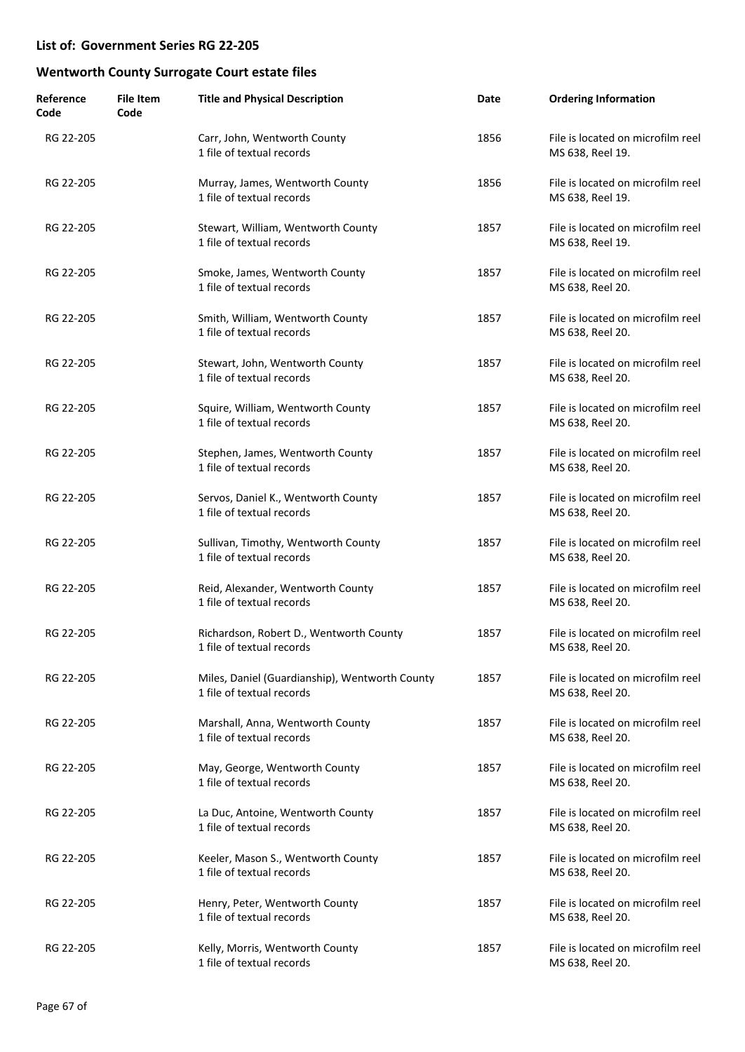## List of: Government Series RG 22-205

## Wentworth County Surrogate Court estate files

| Reference Code | File Item Code | Title and Physical Description | Date | Ordering Information |
|---|---|---|---|---|
| RG 22-205 | | Carr, John, Wentworth County<br>1 file of textual records | 1856 | File is located on microfilm reel MS 638, Reel 19. |
| RG 22-205 | | Murray, James, Wentworth County<br>1 file of textual records | 1856 | File is located on microfilm reel MS 638, Reel 19. |
| RG 22-205 | | Stewart, William, Wentworth County<br>1 file of textual records | 1857 | File is located on microfilm reel MS 638, Reel 19. |
| RG 22-205 | | Smoke, James, Wentworth County<br>1 file of textual records | 1857 | File is located on microfilm reel MS 638, Reel 20. |
| RG 22-205 | | Smith, William, Wentworth County<br>1 file of textual records | 1857 | File is located on microfilm reel MS 638, Reel 20. |
| RG 22-205 | | Stewart, John, Wentworth County<br>1 file of textual records | 1857 | File is located on microfilm reel MS 638, Reel 20. |
| RG 22-205 | | Squire, William, Wentworth County<br>1 file of textual records | 1857 | File is located on microfilm reel MS 638, Reel 20. |
| RG 22-205 | | Stephen, James, Wentworth County<br>1 file of textual records | 1857 | File is located on microfilm reel MS 638, Reel 20. |
| RG 22-205 | | Servos, Daniel K., Wentworth County<br>1 file of textual records | 1857 | File is located on microfilm reel MS 638, Reel 20. |
| RG 22-205 | | Sullivan, Timothy, Wentworth County<br>1 file of textual records | 1857 | File is located on microfilm reel MS 638, Reel 20. |
| RG 22-205 | | Reid, Alexander, Wentworth County<br>1 file of textual records | 1857 | File is located on microfilm reel MS 638, Reel 20. |
| RG 22-205 | | Richardson, Robert D., Wentworth County<br>1 file of textual records | 1857 | File is located on microfilm reel MS 638, Reel 20. |
| RG 22-205 | | Miles, Daniel (Guardianship), Wentworth County<br>1 file of textual records | 1857 | File is located on microfilm reel MS 638, Reel 20. |
| RG 22-205 | | Marshall, Anna, Wentworth County<br>1 file of textual records | 1857 | File is located on microfilm reel MS 638, Reel 20. |
| RG 22-205 | | May, George, Wentworth County<br>1 file of textual records | 1857 | File is located on microfilm reel MS 638, Reel 20. |
| RG 22-205 | | La Duc, Antoine, Wentworth County<br>1 file of textual records | 1857 | File is located on microfilm reel MS 638, Reel 20. |
| RG 22-205 | | Keeler, Mason S., Wentworth County<br>1 file of textual records | 1857 | File is located on microfilm reel MS 638, Reel 20. |
| RG 22-205 | | Henry, Peter, Wentworth County<br>1 file of textual records | 1857 | File is located on microfilm reel MS 638, Reel 20. |
| RG 22-205 | | Kelly, Morris, Wentworth County<br>1 file of textual records | 1857 | File is located on microfilm reel MS 638, Reel 20. |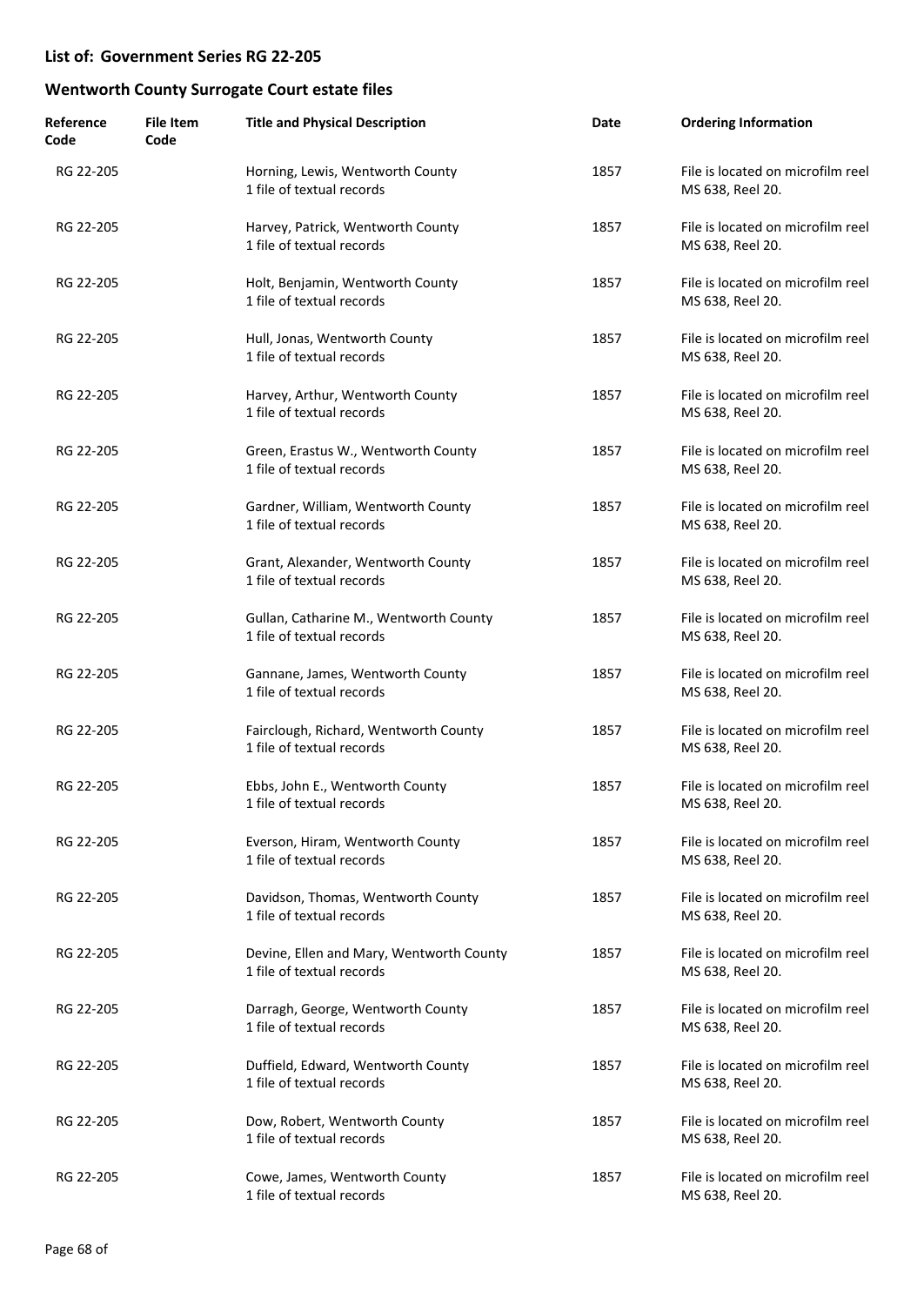## List of: Government Series RG 22-205

## Wentworth County Surrogate Court estate files

| Reference Code | File Item Code | Title and Physical Description | Date | Ordering Information |
|---|---|---|---|---|
| RG 22-205 | | Horning, Lewis, Wentworth County<br>1 file of textual records | 1857 | File is located on microfilm reel MS 638, Reel 20. |
| RG 22-205 | | Harvey, Patrick, Wentworth County<br>1 file of textual records | 1857 | File is located on microfilm reel MS 638, Reel 20. |
| RG 22-205 | | Holt, Benjamin, Wentworth County<br>1 file of textual records | 1857 | File is located on microfilm reel MS 638, Reel 20. |
| RG 22-205 | | Hull, Jonas, Wentworth County<br>1 file of textual records | 1857 | File is located on microfilm reel MS 638, Reel 20. |
| RG 22-205 | | Harvey, Arthur, Wentworth County<br>1 file of textual records | 1857 | File is located on microfilm reel MS 638, Reel 20. |
| RG 22-205 | | Green, Erastus W., Wentworth County<br>1 file of textual records | 1857 | File is located on microfilm reel MS 638, Reel 20. |
| RG 22-205 | | Gardner, William, Wentworth County<br>1 file of textual records | 1857 | File is located on microfilm reel MS 638, Reel 20. |
| RG 22-205 | | Grant, Alexander, Wentworth County<br>1 file of textual records | 1857 | File is located on microfilm reel MS 638, Reel 20. |
| RG 22-205 | | Gullan, Catharine M., Wentworth County<br>1 file of textual records | 1857 | File is located on microfilm reel MS 638, Reel 20. |
| RG 22-205 | | Gannane, James, Wentworth County<br>1 file of textual records | 1857 | File is located on microfilm reel MS 638, Reel 20. |
| RG 22-205 | | Fairclough, Richard, Wentworth County<br>1 file of textual records | 1857 | File is located on microfilm reel MS 638, Reel 20. |
| RG 22-205 | | Ebbs, John E., Wentworth County<br>1 file of textual records | 1857 | File is located on microfilm reel MS 638, Reel 20. |
| RG 22-205 | | Everson, Hiram, Wentworth County<br>1 file of textual records | 1857 | File is located on microfilm reel MS 638, Reel 20. |
| RG 22-205 | | Davidson, Thomas, Wentworth County<br>1 file of textual records | 1857 | File is located on microfilm reel MS 638, Reel 20. |
| RG 22-205 | | Devine, Ellen and Mary, Wentworth County<br>1 file of textual records | 1857 | File is located on microfilm reel MS 638, Reel 20. |
| RG 22-205 | | Darragh, George, Wentworth County<br>1 file of textual records | 1857 | File is located on microfilm reel MS 638, Reel 20. |
| RG 22-205 | | Duffield, Edward, Wentworth County<br>1 file of textual records | 1857 | File is located on microfilm reel MS 638, Reel 20. |
| RG 22-205 | | Dow, Robert, Wentworth County<br>1 file of textual records | 1857 | File is located on microfilm reel MS 638, Reel 20. |
| RG 22-205 | | Cowe, James, Wentworth County<br>1 file of textual records | 1857 | File is located on microfilm reel MS 638, Reel 20. |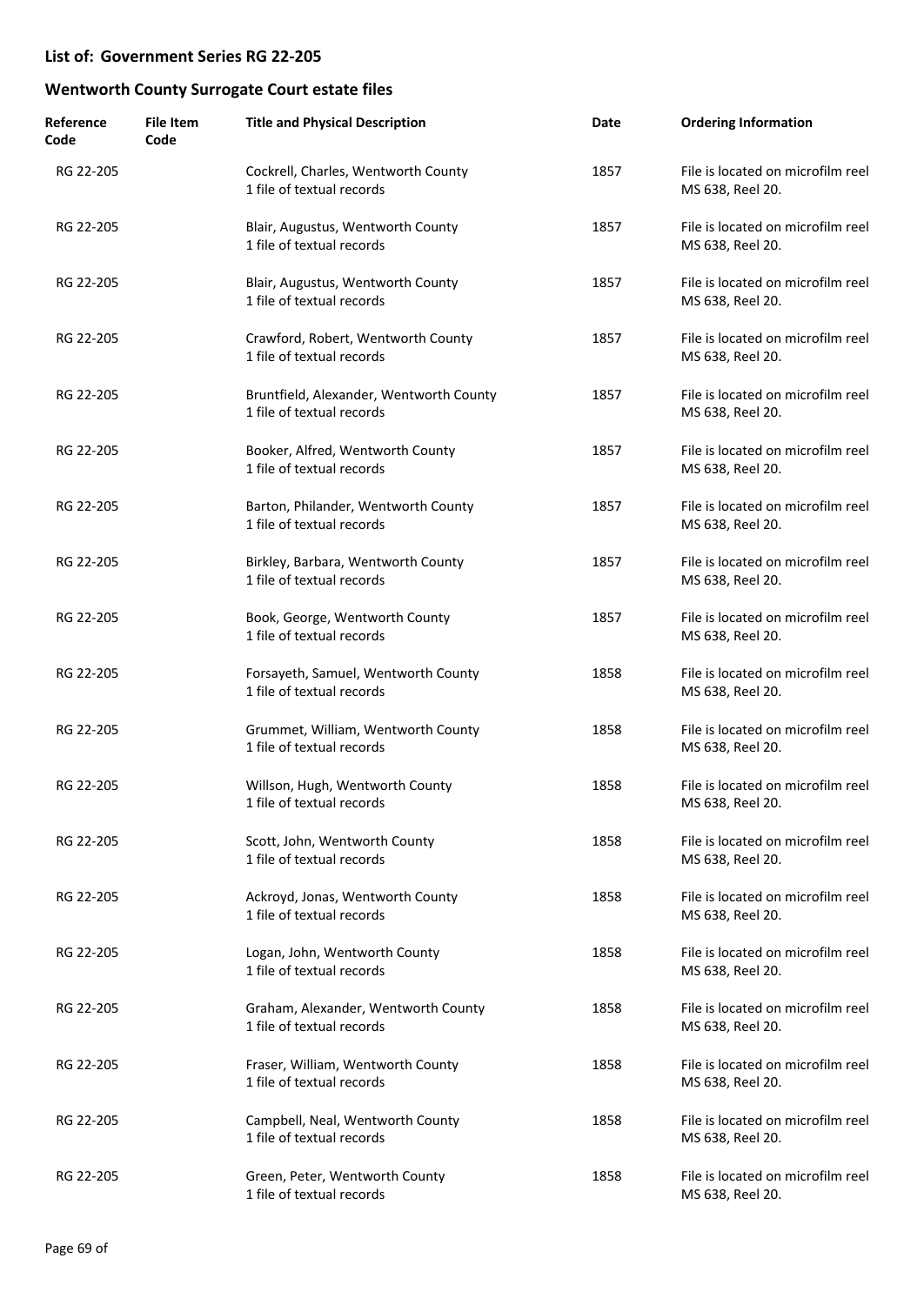**List of: Government Series RG 22-205**

**Wentworth County Surrogate Court estate files**

| Reference Code | File Item Code | Title and Physical Description | Date | Ordering Information |
| --- | --- | --- | --- | --- |
| RG 22-205 | | Cockrell, Charles, Wentworth County<br>1 file of textual records | 1857 | File is located on microfilm reel MS 638, Reel 20. |
| RG 22-205 | | Blair, Augustus, Wentworth County<br>1 file of textual records | 1857 | File is located on microfilm reel MS 638, Reel 20. |
| RG 22-205 | | Blair, Augustus, Wentworth County<br>1 file of textual records | 1857 | File is located on microfilm reel MS 638, Reel 20. |
| RG 22-205 | | Crawford, Robert, Wentworth County<br>1 file of textual records | 1857 | File is located on microfilm reel MS 638, Reel 20. |
| RG 22-205 | | Bruntfield, Alexander, Wentworth County<br>1 file of textual records | 1857 | File is located on microfilm reel MS 638, Reel 20. |
| RG 22-205 | | Booker, Alfred, Wentworth County<br>1 file of textual records | 1857 | File is located on microfilm reel MS 638, Reel 20. |
| RG 22-205 | | Barton, Philander, Wentworth County<br>1 file of textual records | 1857 | File is located on microfilm reel MS 638, Reel 20. |
| RG 22-205 | | Birkley, Barbara, Wentworth County<br>1 file of textual records | 1857 | File is located on microfilm reel MS 638, Reel 20. |
| RG 22-205 | | Book, George, Wentworth County<br>1 file of textual records | 1857 | File is located on microfilm reel MS 638, Reel 20. |
| RG 22-205 | | Forsayeth, Samuel, Wentworth County<br>1 file of textual records | 1858 | File is located on microfilm reel MS 638, Reel 20. |
| RG 22-205 | | Grummet, William, Wentworth County<br>1 file of textual records | 1858 | File is located on microfilm reel MS 638, Reel 20. |
| RG 22-205 | | Willson, Hugh, Wentworth County<br>1 file of textual records | 1858 | File is located on microfilm reel MS 638, Reel 20. |
| RG 22-205 | | Scott, John, Wentworth County<br>1 file of textual records | 1858 | File is located on microfilm reel MS 638, Reel 20. |
| RG 22-205 | | Ackroyd, Jonas, Wentworth County<br>1 file of textual records | 1858 | File is located on microfilm reel MS 638, Reel 20. |
| RG 22-205 | | Logan, John, Wentworth County<br>1 file of textual records | 1858 | File is located on microfilm reel MS 638, Reel 20. |
| RG 22-205 | | Graham, Alexander, Wentworth County<br>1 file of textual records | 1858 | File is located on microfilm reel MS 638, Reel 20. |
| RG 22-205 | | Fraser, William, Wentworth County<br>1 file of textual records | 1858 | File is located on microfilm reel MS 638, Reel 20. |
| RG 22-205 | | Campbell, Neal, Wentworth County<br>1 file of textual records | 1858 | File is located on microfilm reel MS 638, Reel 20. |
| RG 22-205 | | Green, Peter, Wentworth County<br>1 file of textual records | 1858 | File is located on microfilm reel MS 638, Reel 20. |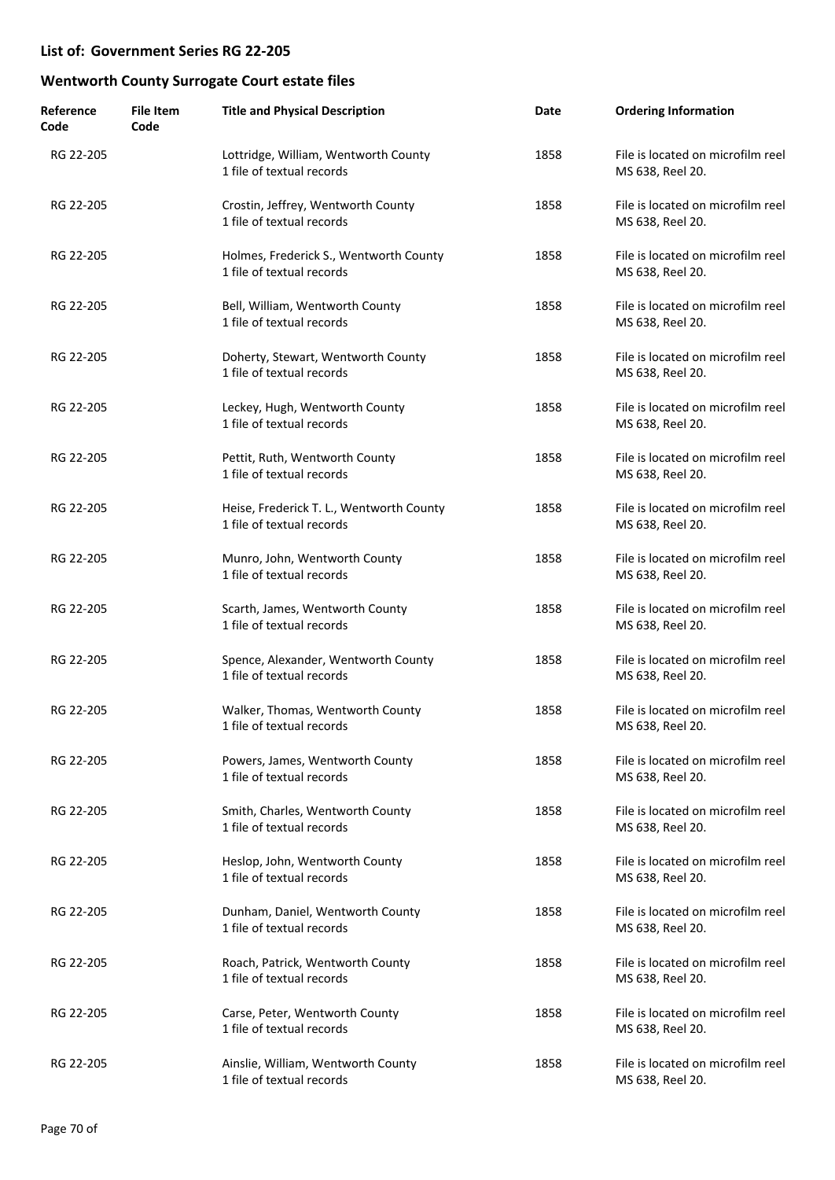## List of: Government Series RG 22-205

## Wentworth County Surrogate Court estate files

| Reference Code | File Item Code | Title and Physical Description | Date | Ordering Information |
|---|---|---|---|---|
| RG 22-205 | | Lottridge, William, Wentworth County<br>1 file of textual records | 1858 | File is located on microfilm reel MS 638, Reel 20. |
| RG 22-205 | | Crostin, Jeffrey, Wentworth County<br>1 file of textual records | 1858 | File is located on microfilm reel MS 638, Reel 20. |
| RG 22-205 | | Holmes, Frederick S., Wentworth County<br>1 file of textual records | 1858 | File is located on microfilm reel MS 638, Reel 20. |
| RG 22-205 | | Bell, William, Wentworth County<br>1 file of textual records | 1858 | File is located on microfilm reel MS 638, Reel 20. |
| RG 22-205 | | Doherty, Stewart, Wentworth County<br>1 file of textual records | 1858 | File is located on microfilm reel MS 638, Reel 20. |
| RG 22-205 | | Leckey, Hugh, Wentworth County<br>1 file of textual records | 1858 | File is located on microfilm reel MS 638, Reel 20. |
| RG 22-205 | | Pettit, Ruth, Wentworth County<br>1 file of textual records | 1858 | File is located on microfilm reel MS 638, Reel 20. |
| RG 22-205 | | Heise, Frederick T. L., Wentworth County<br>1 file of textual records | 1858 | File is located on microfilm reel MS 638, Reel 20. |
| RG 22-205 | | Munro, John, Wentworth County<br>1 file of textual records | 1858 | File is located on microfilm reel MS 638, Reel 20. |
| RG 22-205 | | Scarth, James, Wentworth County<br>1 file of textual records | 1858 | File is located on microfilm reel MS 638, Reel 20. |
| RG 22-205 | | Spence, Alexander, Wentworth County<br>1 file of textual records | 1858 | File is located on microfilm reel MS 638, Reel 20. |
| RG 22-205 | | Walker, Thomas, Wentworth County<br>1 file of textual records | 1858 | File is located on microfilm reel MS 638, Reel 20. |
| RG 22-205 | | Powers, James, Wentworth County<br>1 file of textual records | 1858 | File is located on microfilm reel MS 638, Reel 20. |
| RG 22-205 | | Smith, Charles, Wentworth County<br>1 file of textual records | 1858 | File is located on microfilm reel MS 638, Reel 20. |
| RG 22-205 | | Heslop, John, Wentworth County<br>1 file of textual records | 1858 | File is located on microfilm reel MS 638, Reel 20. |
| RG 22-205 | | Dunham, Daniel, Wentworth County<br>1 file of textual records | 1858 | File is located on microfilm reel MS 638, Reel 20. |
| RG 22-205 | | Roach, Patrick, Wentworth County<br>1 file of textual records | 1858 | File is located on microfilm reel MS 638, Reel 20. |
| RG 22-205 | | Carse, Peter, Wentworth County<br>1 file of textual records | 1858 | File is located on microfilm reel MS 638, Reel 20. |
| RG 22-205 | | Ainslie, William, Wentworth County<br>1 file of textual records | 1858 | File is located on microfilm reel MS 638, Reel 20. |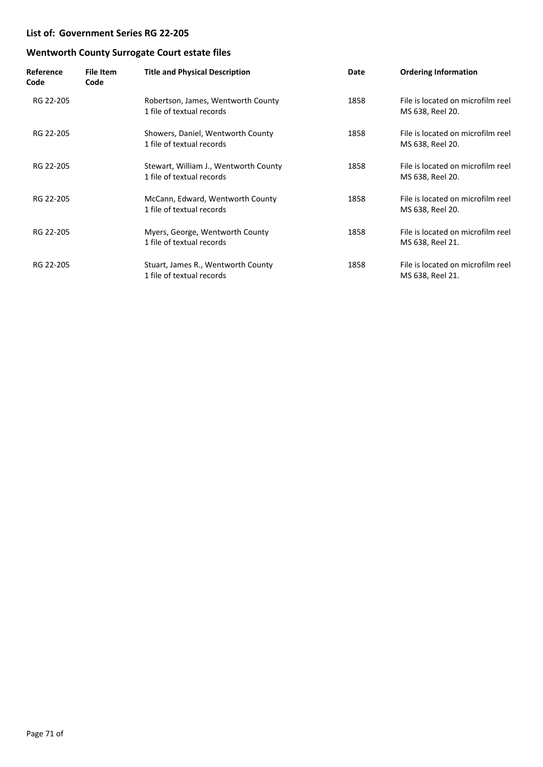**List of: Government Series RG 22-205**

## Wentworth County Surrogate Court estate files

| Reference Code | File Item Code | Title and Physical Description | Date | Ordering Information |
|---|---|---|---|---|
| RG 22-205 | | Robertson, James, Wentworth County<br>1 file of textual records | 1858 | File is located on microfilm reel MS 638, Reel 20. |
| RG 22-205 | | Showers, Daniel, Wentworth County<br>1 file of textual records | 1858 | File is located on microfilm reel MS 638, Reel 20. |
| RG 22-205 | | Stewart, William J., Wentworth County<br>1 file of textual records | 1858 | File is located on microfilm reel MS 638, Reel 20. |
| RG 22-205 | | McCann, Edward, Wentworth County<br>1 file of textual records | 1858 | File is located on microfilm reel MS 638, Reel 20. |
| RG 22-205 | | Myers, George, Wentworth County<br>1 file of textual records | 1858 | File is located on microfilm reel MS 638, Reel 21. |
| RG 22-205 | | Stuart, James R., Wentworth County<br>1 file of textual records | 1858 | File is located on microfilm reel MS 638, Reel 21. |